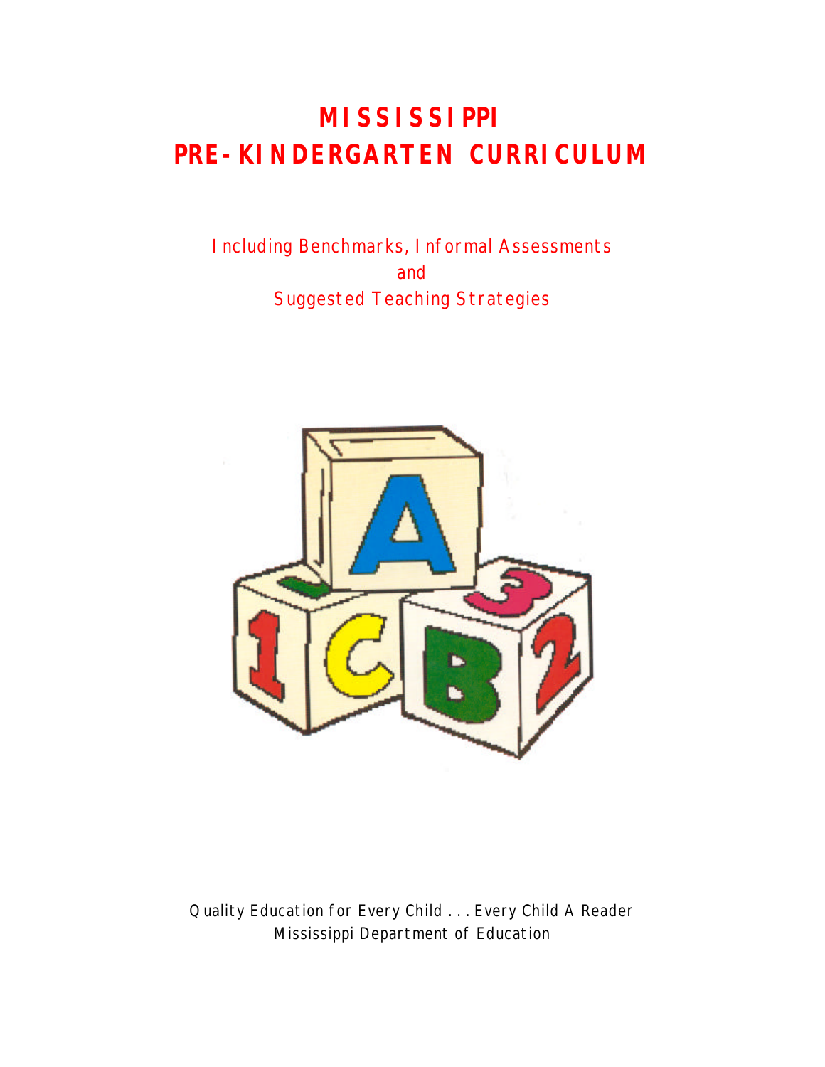# MISSISSIPPI
# PRE-KINDERGARTEN CURRICULUM

Including Benchmarks, Informal Assessments
and
Suggested Teaching Strategies

Quality Education for Every Child . . . Every Child A Reader
Mississippi Department of Education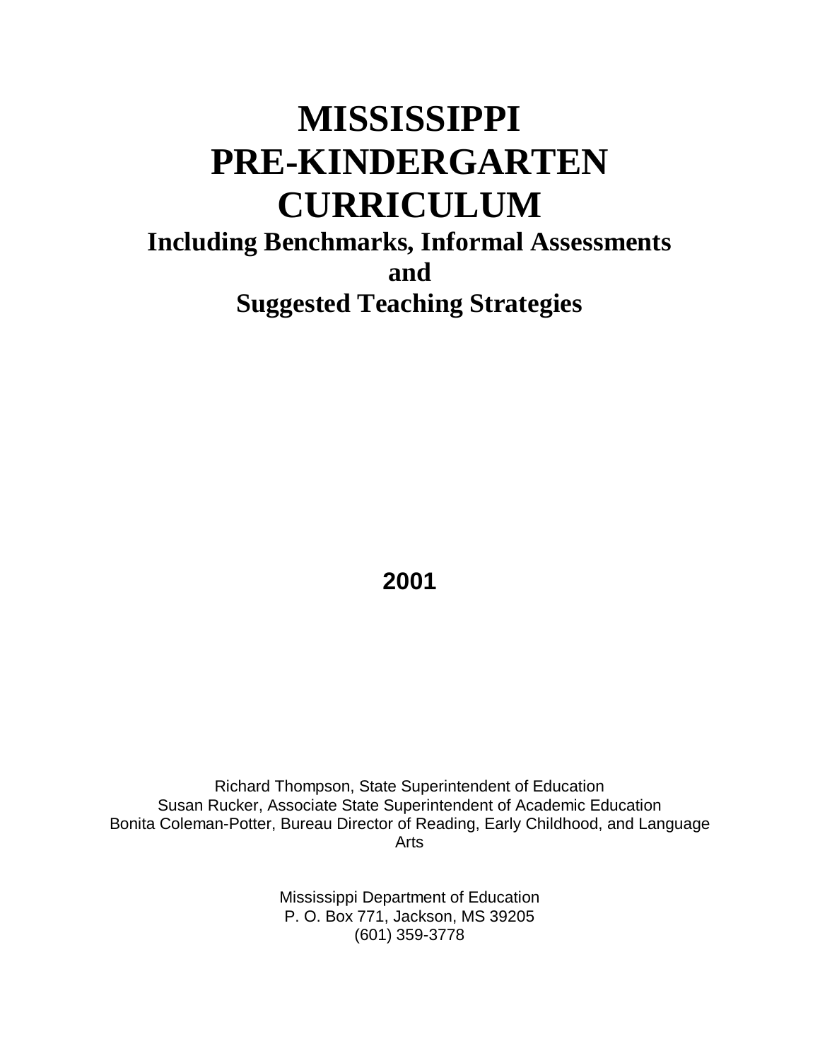# MISSISSIPPI PRE-KINDERGARTEN CURRICULUM

## Including Benchmarks, Informal Assessments and Suggested Teaching Strategies

**2001**

Richard Thompson, State Superintendent of Education
Susan Rucker, Associate State Superintendent of Academic Education
Bonita Coleman-Potter, Bureau Director of Reading, Early Childhood, and Language Arts

Mississippi Department of Education
P. O. Box 771, Jackson, MS 39205
(601) 359-3778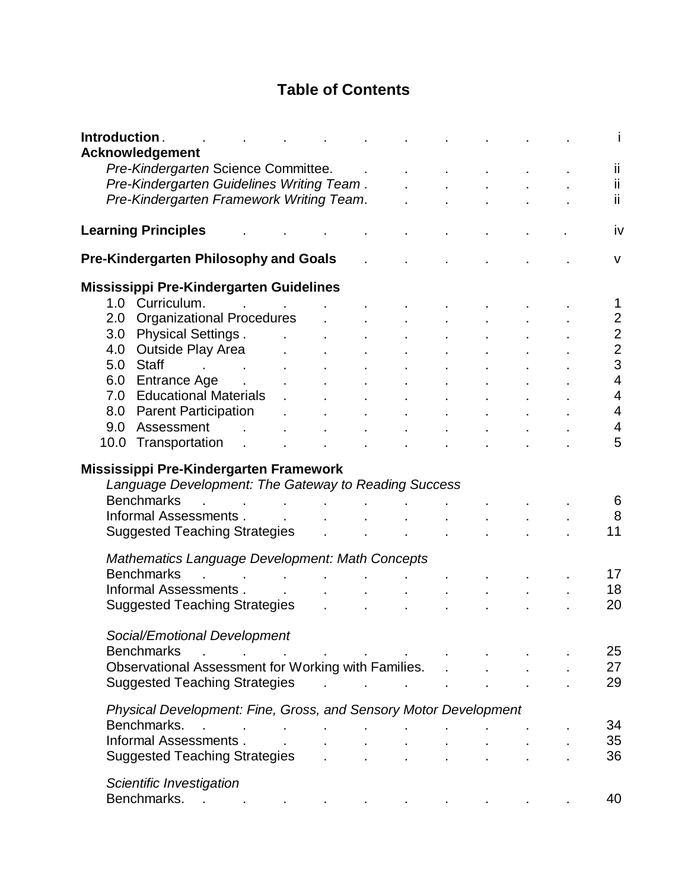# Table of Contents

**Introduction** . . . . . . . . . . . . i

**Acknowledgement**

- *Pre-Kindergarten* Science Committee. . . . . . . . ii
- *Pre-Kindergarten Guidelines Writing Team* . . . . . . . ii
- *Pre-Kindergarten Framework Writing Team*. . . . . . . ii

**Learning Principles** . . . . . . . . . . iv

**Pre-Kindergarten Philosophy and Goals** . . . . . . . v

**Mississippi Pre-Kindergarten Guidelines**

- 1.0 Curriculum. . . . . . . . . . . 1
- 2.0 Organizational Procedures . . . . . . . . 2
- 3.0 Physical Settings . . . . . . . . . . 2
- 4.0 Outside Play Area . . . . . . . . . 2
- 5.0 Staff . . . . . . . . . . . 3
- 6.0 Entrance Age . . . . . . . . . . 4
- 7.0 Educational Materials . . . . . . . . . 4
- 8.0 Parent Participation . . . . . . . . . 4
- 9.0 Assessment . . . . . . . . . . 4
- 10.0 Transportation . . . . . . . . . . 5

**Mississippi Pre-Kindergarten Framework**

*Language Development: The Gateway to Reading Success*

- Benchmarks . . . . . . . . . . . 6
- Informal Assessments . . . . . . . . . . 8
- Suggested Teaching Strategies . . . . . . . . 11

*Mathematics Language Development: Math Concepts*

- Benchmarks . . . . . . . . . . . 17
- Informal Assessments . . . . . . . . . . 18
- Suggested Teaching Strategies . . . . . . . . 20

*Social/Emotional Development*

- Benchmarks . . . . . . . . . . . 25
- Observational Assessment for Working with Families. . . . . 27
- Suggested Teaching Strategies . . . . . . . . 29

*Physical Development: Fine, Gross, and Sensory Motor Development*

- Benchmarks. . . . . . . . . . . . 34
- Informal Assessments . . . . . . . . . . 35
- Suggested Teaching Strategies . . . . . . . . 36

*Scientific Investigation*

- Benchmarks. . . . . . . . . . . . 40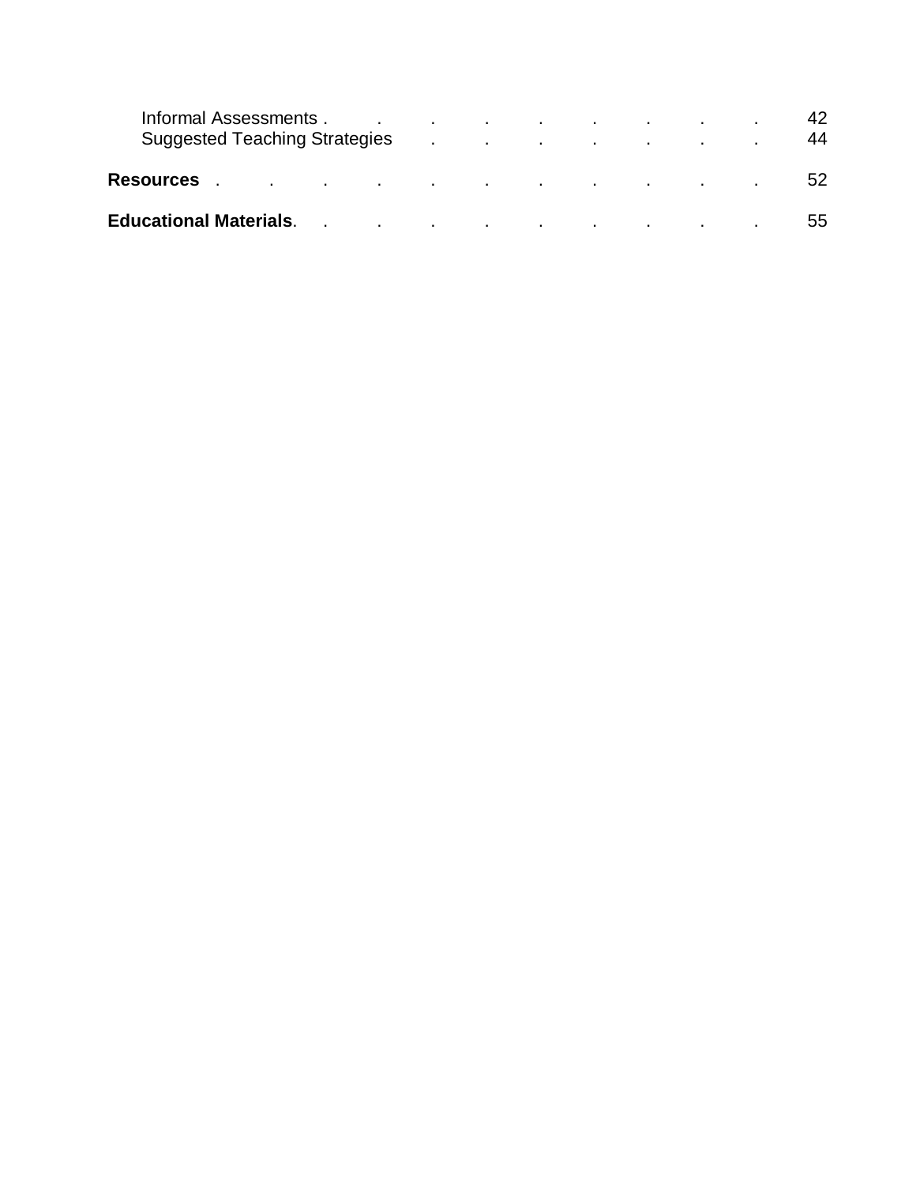Informal Assessments . . . . . . . . . . 42
Suggested Teaching Strategies . . . . . . . 44

**Resources** . . . . . . . . . . . 52

**Educational Materials**. . . . . . . . . . 55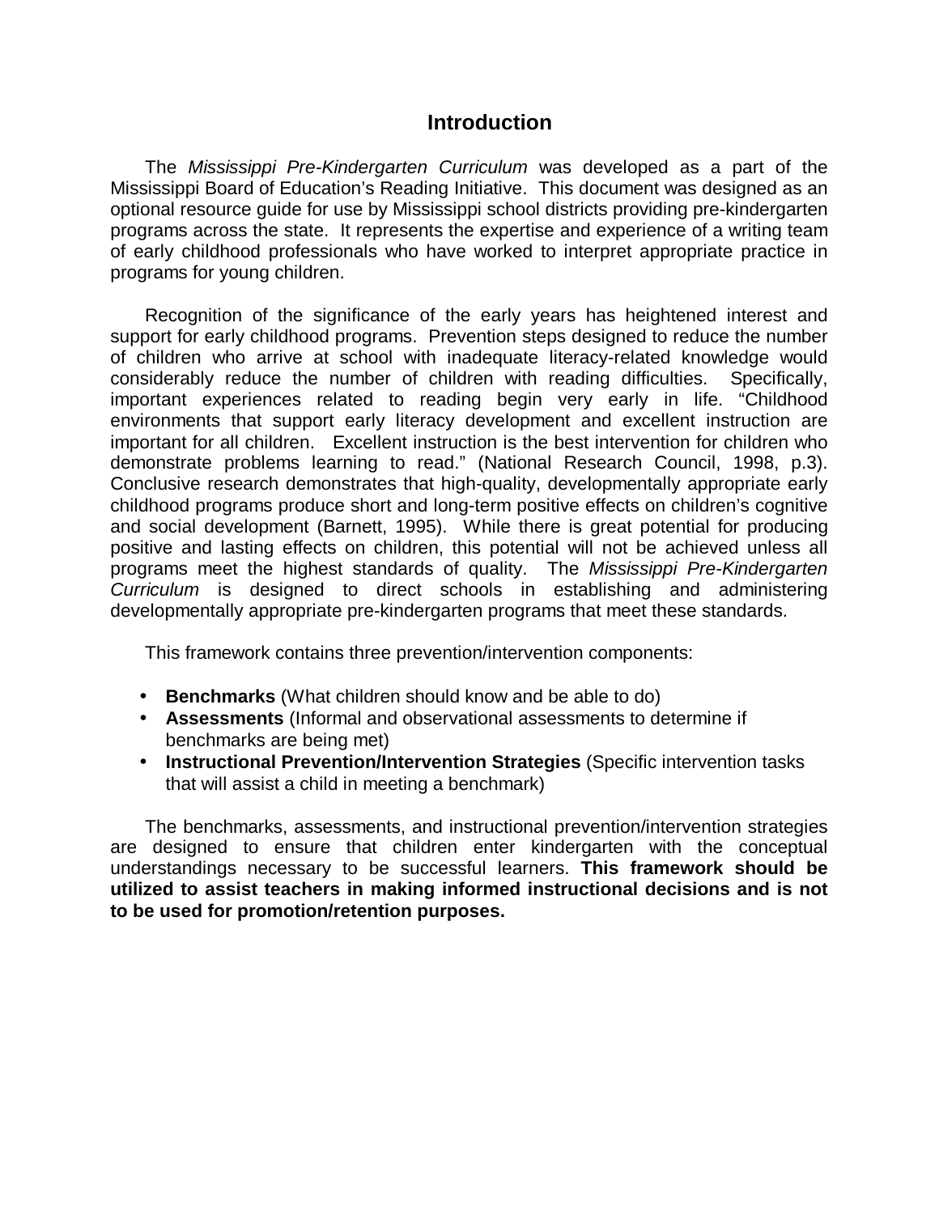# Introduction

The *Mississippi Pre-Kindergarten Curriculum* was developed as a part of the Mississippi Board of Education's Reading Initiative. This document was designed as an optional resource guide for use by Mississippi school districts providing pre-kindergarten programs across the state. It represents the expertise and experience of a writing team of early childhood professionals who have worked to interpret appropriate practice in programs for young children.

Recognition of the significance of the early years has heightened interest and support for early childhood programs. Prevention steps designed to reduce the number of children who arrive at school with inadequate literacy-related knowledge would considerably reduce the number of children with reading difficulties. Specifically, important experiences related to reading begin very early in life. "Childhood environments that support early literacy development and excellent instruction are important for all children. Excellent instruction is the best intervention for children who demonstrate problems learning to read." (National Research Council, 1998, p.3). Conclusive research demonstrates that high-quality, developmentally appropriate early childhood programs produce short and long-term positive effects on children's cognitive and social development (Barnett, 1995). While there is great potential for producing positive and lasting effects on children, this potential will not be achieved unless all programs meet the highest standards of quality. The *Mississippi Pre-Kindergarten Curriculum* is designed to direct schools in establishing and administering developmentally appropriate pre-kindergarten programs that meet these standards.

This framework contains three prevention/intervention components:

- **Benchmarks** (What children should know and be able to do)
- **Assessments** (Informal and observational assessments to determine if benchmarks are being met)
- **Instructional Prevention/Intervention Strategies** (Specific intervention tasks that will assist a child in meeting a benchmark)

The benchmarks, assessments, and instructional prevention/intervention strategies are designed to ensure that children enter kindergarten with the conceptual understandings necessary to be successful learners. **This framework should be utilized to assist teachers in making informed instructional decisions and is not to be used for promotion/retention purposes.**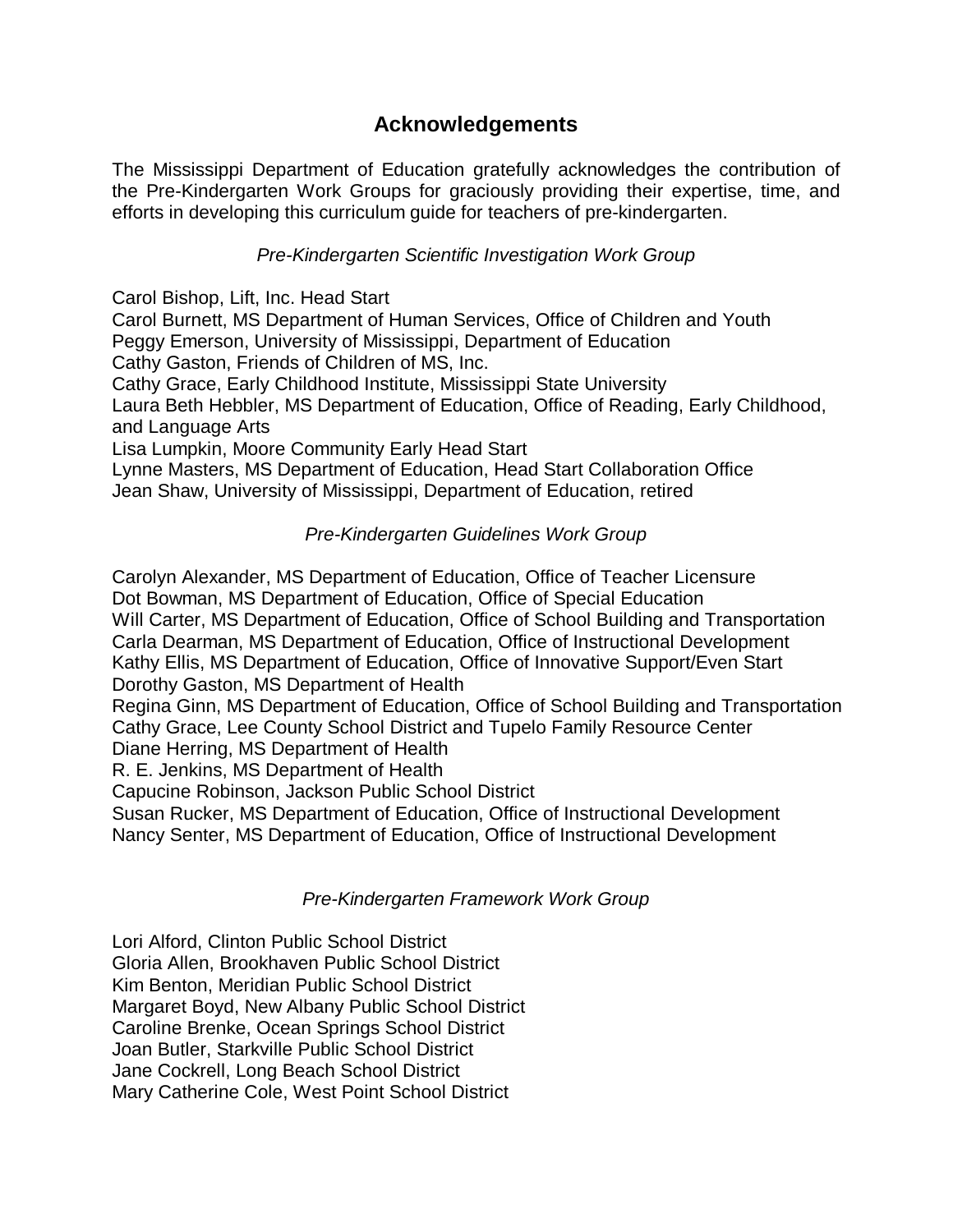## Acknowledgements

The Mississippi Department of Education gratefully acknowledges the contribution of the Pre-Kindergarten Work Groups for graciously providing their expertise, time, and efforts in developing this curriculum guide for teachers of pre-kindergarten.

*Pre-Kindergarten Scientific Investigation Work Group*

Carol Bishop, Lift, Inc. Head Start
Carol Burnett, MS Department of Human Services, Office of Children and Youth
Peggy Emerson, University of Mississippi, Department of Education
Cathy Gaston, Friends of Children of MS, Inc.
Cathy Grace, Early Childhood Institute, Mississippi State University
Laura Beth Hebbler, MS Department of Education, Office of Reading, Early Childhood, and Language Arts
Lisa Lumpkin, Moore Community Early Head Start
Lynne Masters, MS Department of Education, Head Start Collaboration Office
Jean Shaw, University of Mississippi, Department of Education, retired

*Pre-Kindergarten Guidelines Work Group*

Carolyn Alexander, MS Department of Education, Office of Teacher Licensure
Dot Bowman, MS Department of Education, Office of Special Education
Will Carter, MS Department of Education, Office of School Building and Transportation
Carla Dearman, MS Department of Education, Office of Instructional Development
Kathy Ellis, MS Department of Education, Office of Innovative Support/Even Start
Dorothy Gaston, MS Department of Health
Regina Ginn, MS Department of Education, Office of School Building and Transportation
Cathy Grace, Lee County School District and Tupelo Family Resource Center
Diane Herring, MS Department of Health
R. E. Jenkins, MS Department of Health
Capucine Robinson, Jackson Public School District
Susan Rucker, MS Department of Education, Office of Instructional Development
Nancy Senter, MS Department of Education, Office of Instructional Development

*Pre-Kindergarten Framework Work Group*

Lori Alford, Clinton Public School District
Gloria Allen, Brookhaven Public School District
Kim Benton, Meridian Public School District
Margaret Boyd, New Albany Public School District
Caroline Brenke, Ocean Springs School District
Joan Butler, Starkville Public School District
Jane Cockrell, Long Beach School District
Mary Catherine Cole, West Point School District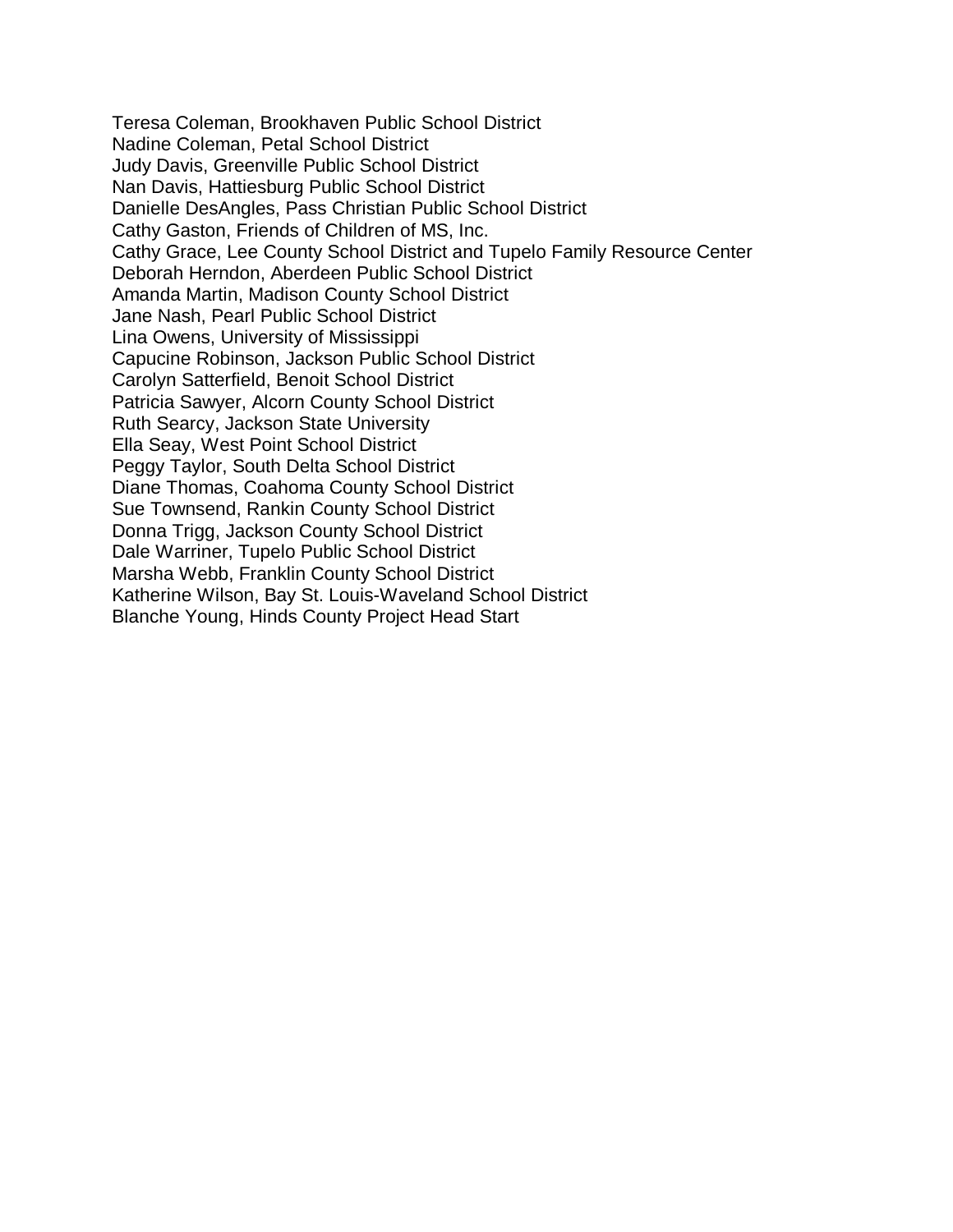Teresa Coleman, Brookhaven Public School District
Nadine Coleman, Petal School District
Judy Davis, Greenville Public School District
Nan Davis, Hattiesburg Public School District
Danielle DesAngles, Pass Christian Public School District
Cathy Gaston, Friends of Children of MS, Inc.
Cathy Grace, Lee County School District and Tupelo Family Resource Center
Deborah Herndon, Aberdeen Public School District
Amanda Martin, Madison County School District
Jane Nash, Pearl Public School District
Lina Owens, University of Mississippi
Capucine Robinson, Jackson Public School District
Carolyn Satterfield, Benoit School District
Patricia Sawyer, Alcorn County School District
Ruth Searcy, Jackson State University
Ella Seay, West Point School District
Peggy Taylor, South Delta School District
Diane Thomas, Coahoma County School District
Sue Townsend, Rankin County School District
Donna Trigg, Jackson County School District
Dale Warriner, Tupelo Public School District
Marsha Webb, Franklin County School District
Katherine Wilson, Bay St. Louis-Waveland School District
Blanche Young, Hinds County Project Head Start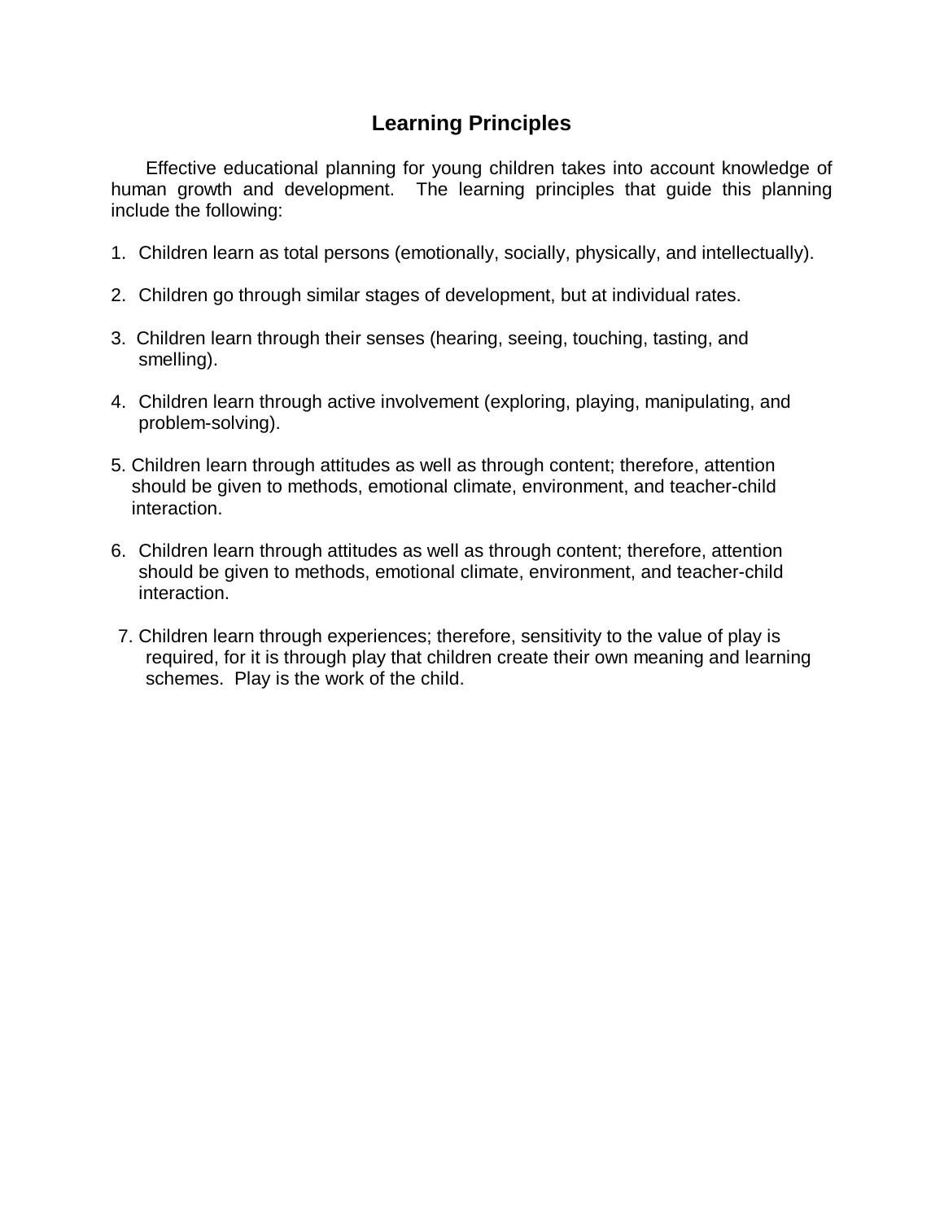# Learning Principles

Effective educational planning for young children takes into account knowledge of human growth and development. The learning principles that guide this planning include the following:

1. Children learn as total persons (emotionally, socially, physically, and intellectually).

2. Children go through similar stages of development, but at individual rates.

3. Children learn through their senses (hearing, seeing, touching, tasting, and smelling).

4. Children learn through active involvement (exploring, playing, manipulating, and problem-solving).

5. Children learn through attitudes as well as through content; therefore, attention should be given to methods, emotional climate, environment, and teacher-child interaction.

6. Children learn through attitudes as well as through content; therefore, attention should be given to methods, emotional climate, environment, and teacher-child interaction.

7. Children learn through experiences; therefore, sensitivity to the value of play is required, for it is through play that children create their own meaning and learning schemes. Play is the work of the child.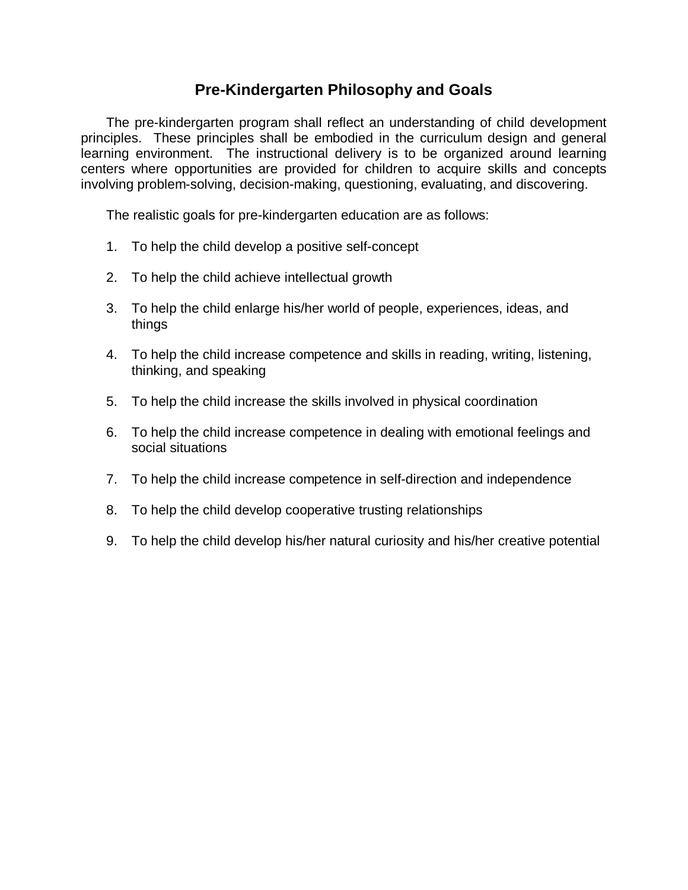## Pre-Kindergarten Philosophy and Goals

The pre-kindergarten program shall reflect an understanding of child development principles. These principles shall be embodied in the curriculum design and general learning environment. The instructional delivery is to be organized around learning centers where opportunities are provided for children to acquire skills and concepts involving problem-solving, decision-making, questioning, evaluating, and discovering.

The realistic goals for pre-kindergarten education are as follows:

1. To help the child develop a positive self-concept
2. To help the child achieve intellectual growth
3. To help the child enlarge his/her world of people, experiences, ideas, and things
4. To help the child increase competence and skills in reading, writing, listening, thinking, and speaking
5. To help the child increase the skills involved in physical coordination
6. To help the child increase competence in dealing with emotional feelings and social situations
7. To help the child increase competence in self-direction and independence
8. To help the child develop cooperative trusting relationships
9. To help the child develop his/her natural curiosity and his/her creative potential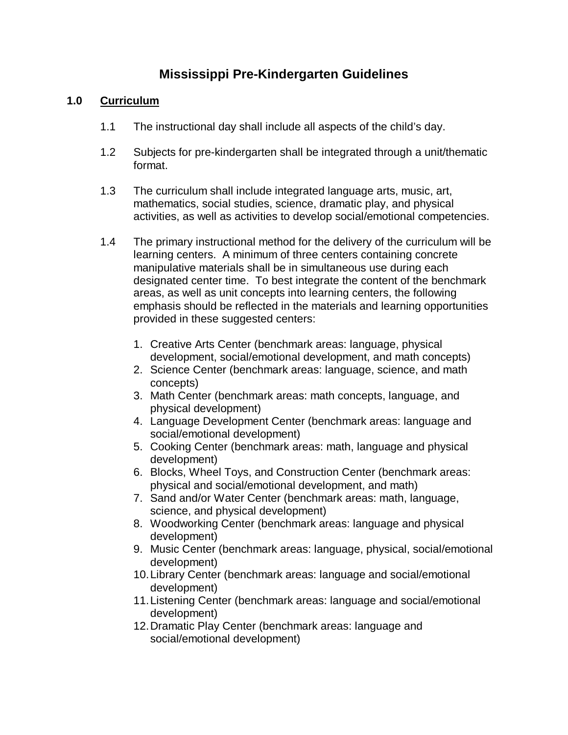# Mississippi Pre-Kindergarten Guidelines

## 1.0 Curriculum

1.1 The instructional day shall include all aspects of the child's day.

1.2 Subjects for pre-kindergarten shall be integrated through a unit/thematic format.

1.3 The curriculum shall include integrated language arts, music, art, mathematics, social studies, science, dramatic play, and physical activities, as well as activities to develop social/emotional competencies.

1.4 The primary instructional method for the delivery of the curriculum will be learning centers. A minimum of three centers containing concrete manipulative materials shall be in simultaneous use during each designated center time. To best integrate the content of the benchmark areas, as well as unit concepts into learning centers, the following emphasis should be reflected in the materials and learning opportunities provided in these suggested centers:

1. Creative Arts Center (benchmark areas: language, physical development, social/emotional development, and math concepts)
2. Science Center (benchmark areas: language, science, and math concepts)
3. Math Center (benchmark areas: math concepts, language, and physical development)
4. Language Development Center (benchmark areas: language and social/emotional development)
5. Cooking Center (benchmark areas: math, language and physical development)
6. Blocks, Wheel Toys, and Construction Center (benchmark areas: physical and social/emotional development, and math)
7. Sand and/or Water Center (benchmark areas: math, language, science, and physical development)
8. Woodworking Center (benchmark areas: language and physical development)
9. Music Center (benchmark areas: language, physical, social/emotional development)
10. Library Center (benchmark areas: language and social/emotional development)
11. Listening Center (benchmark areas: language and social/emotional development)
12. Dramatic Play Center (benchmark areas: language and social/emotional development)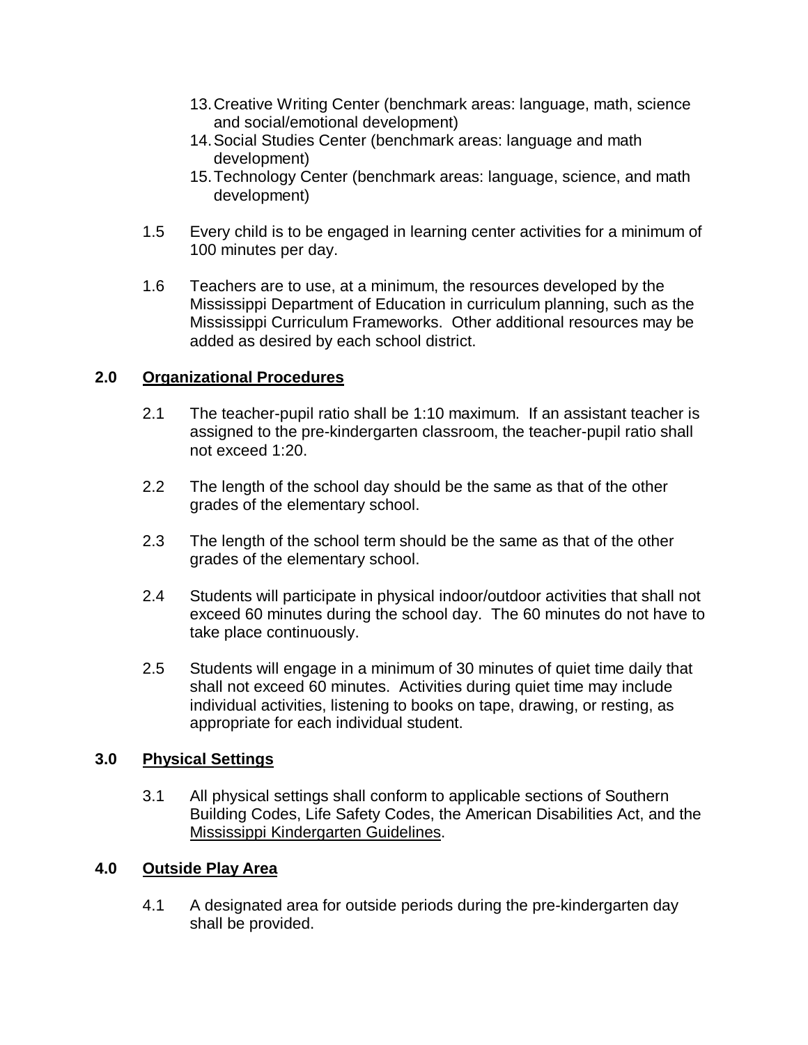13. Creative Writing Center (benchmark areas: language, math, science and social/emotional development)
14. Social Studies Center (benchmark areas: language and math development)
15. Technology Center (benchmark areas: language, science, and math development)

1.5 Every child is to be engaged in learning center activities for a minimum of 100 minutes per day.

1.6 Teachers are to use, at a minimum, the resources developed by the Mississippi Department of Education in curriculum planning, such as the Mississippi Curriculum Frameworks. Other additional resources may be added as desired by each school district.

## 2.0 Organizational Procedures

2.1 The teacher-pupil ratio shall be 1:10 maximum. If an assistant teacher is assigned to the pre-kindergarten classroom, the teacher-pupil ratio shall not exceed 1:20.

2.2 The length of the school day should be the same as that of the other grades of the elementary school.

2.3 The length of the school term should be the same as that of the other grades of the elementary school.

2.4 Students will participate in physical indoor/outdoor activities that shall not exceed 60 minutes during the school day. The 60 minutes do not have to take place continuously.

2.5 Students will engage in a minimum of 30 minutes of quiet time daily that shall not exceed 60 minutes. Activities during quiet time may include individual activities, listening to books on tape, drawing, or resting, as appropriate for each individual student.

## 3.0 Physical Settings

3.1 All physical settings shall conform to applicable sections of Southern Building Codes, Life Safety Codes, the American Disabilities Act, and the Mississippi Kindergarten Guidelines.

## 4.0 Outside Play Area

4.1 A designated area for outside periods during the pre-kindergarten day shall be provided.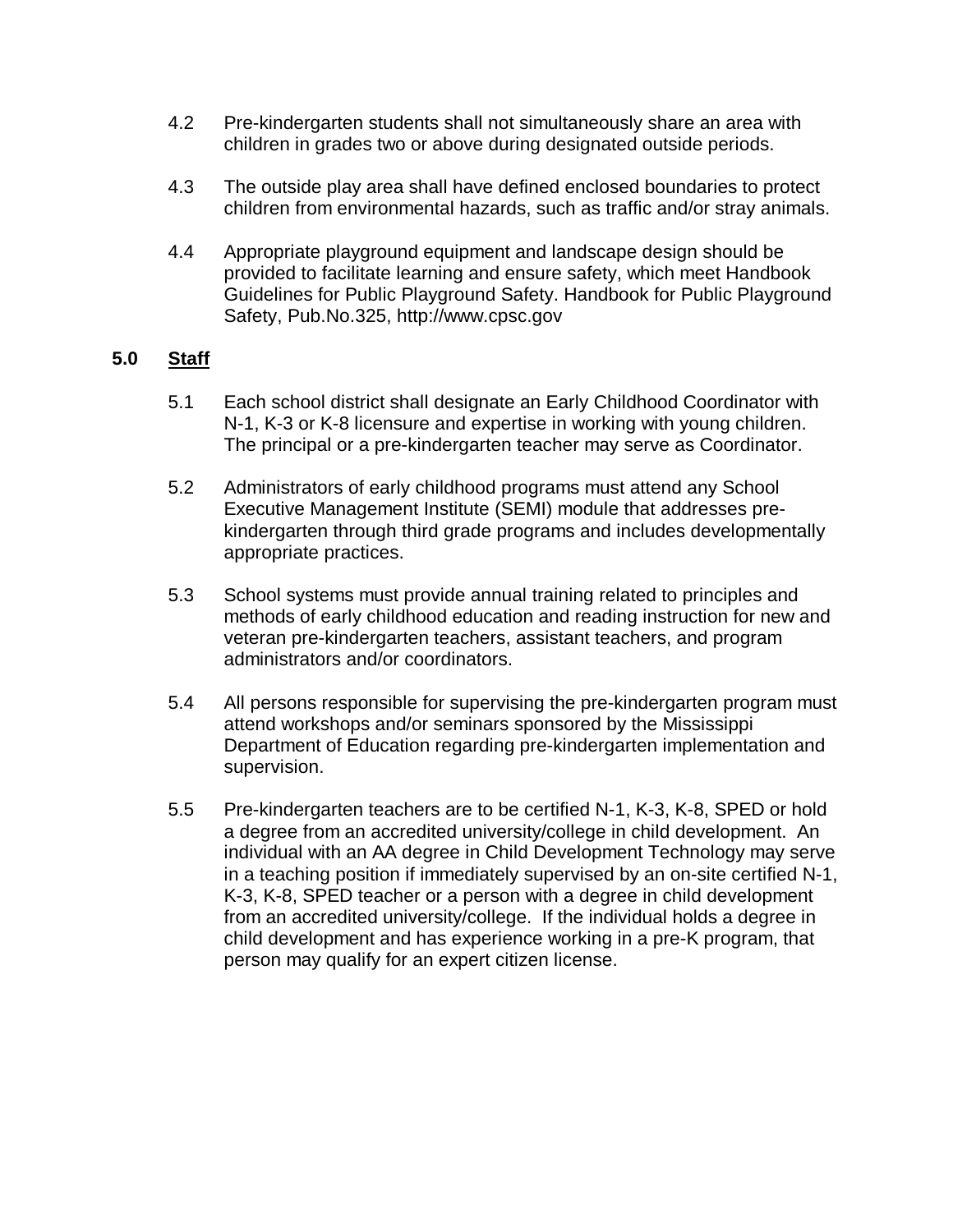4.2 Pre-kindergarten students shall not simultaneously share an area with children in grades two or above during designated outside periods.

4.3 The outside play area shall have defined enclosed boundaries to protect children from environmental hazards, such as traffic and/or stray animals.

4.4 Appropriate playground equipment and landscape design should be provided to facilitate learning and ensure safety, which meet Handbook Guidelines for Public Playground Safety. Handbook for Public Playground Safety, Pub.No.325, http://www.cpsc.gov

## 5.0 Staff

5.1 Each school district shall designate an Early Childhood Coordinator with N-1, K-3 or K-8 licensure and expertise in working with young children. The principal or a pre-kindergarten teacher may serve as Coordinator.

5.2 Administrators of early childhood programs must attend any School Executive Management Institute (SEMI) module that addresses pre-kindergarten through third grade programs and includes developmentally appropriate practices.

5.3 School systems must provide annual training related to principles and methods of early childhood education and reading instruction for new and veteran pre-kindergarten teachers, assistant teachers, and program administrators and/or coordinators.

5.4 All persons responsible for supervising the pre-kindergarten program must attend workshops and/or seminars sponsored by the Mississippi Department of Education regarding pre-kindergarten implementation and supervision.

5.5 Pre-kindergarten teachers are to be certified N-1, K-3, K-8, SPED or hold a degree from an accredited university/college in child development. An individual with an AA degree in Child Development Technology may serve in a teaching position if immediately supervised by an on-site certified N-1, K-3, K-8, SPED teacher or a person with a degree in child development from an accredited university/college. If the individual holds a degree in child development and has experience working in a pre-K program, that person may qualify for an expert citizen license.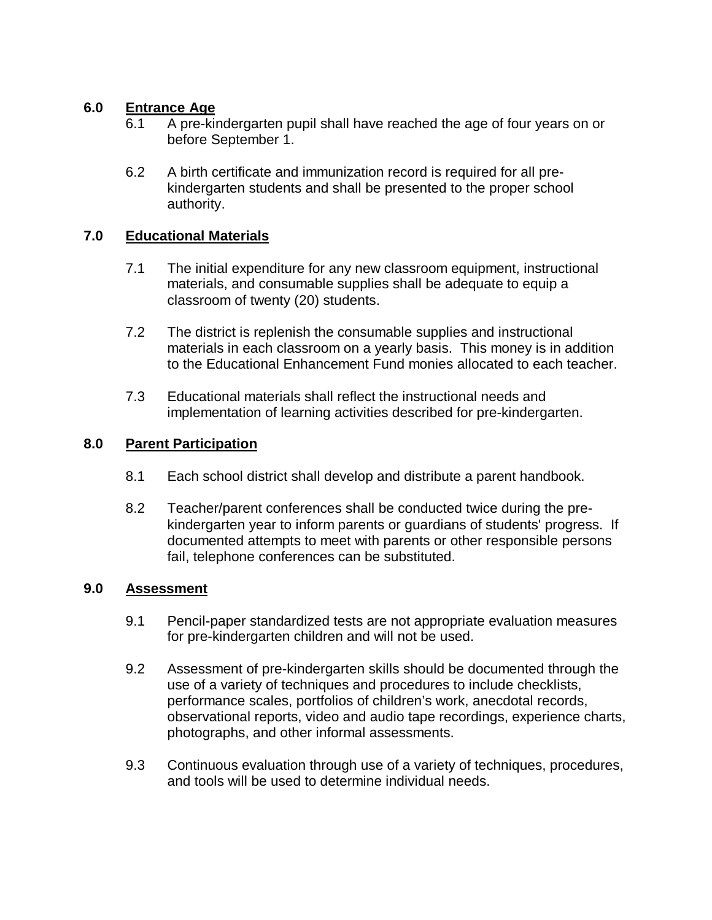## 6.0 Entrance Age

6.1 A pre-kindergarten pupil shall have reached the age of four years on or before September 1.

6.2 A birth certificate and immunization record is required for all pre-kindergarten students and shall be presented to the proper school authority.

## 7.0 Educational Materials

7.1 The initial expenditure for any new classroom equipment, instructional materials, and consumable supplies shall be adequate to equip a classroom of twenty (20) students.

7.2 The district is replenish the consumable supplies and instructional materials in each classroom on a yearly basis. This money is in addition to the Educational Enhancement Fund monies allocated to each teacher.

7.3 Educational materials shall reflect the instructional needs and implementation of learning activities described for pre-kindergarten.

## 8.0 Parent Participation

8.1 Each school district shall develop and distribute a parent handbook.

8.2 Teacher/parent conferences shall be conducted twice during the pre-kindergarten year to inform parents or guardians of students' progress. If documented attempts to meet with parents or other responsible persons fail, telephone conferences can be substituted.

## 9.0 Assessment

9.1 Pencil-paper standardized tests are not appropriate evaluation measures for pre-kindergarten children and will not be used.

9.2 Assessment of pre-kindergarten skills should be documented through the use of a variety of techniques and procedures to include checklists, performance scales, portfolios of children's work, anecdotal records, observational reports, video and audio tape recordings, experience charts, photographs, and other informal assessments.

9.3 Continuous evaluation through use of a variety of techniques, procedures, and tools will be used to determine individual needs.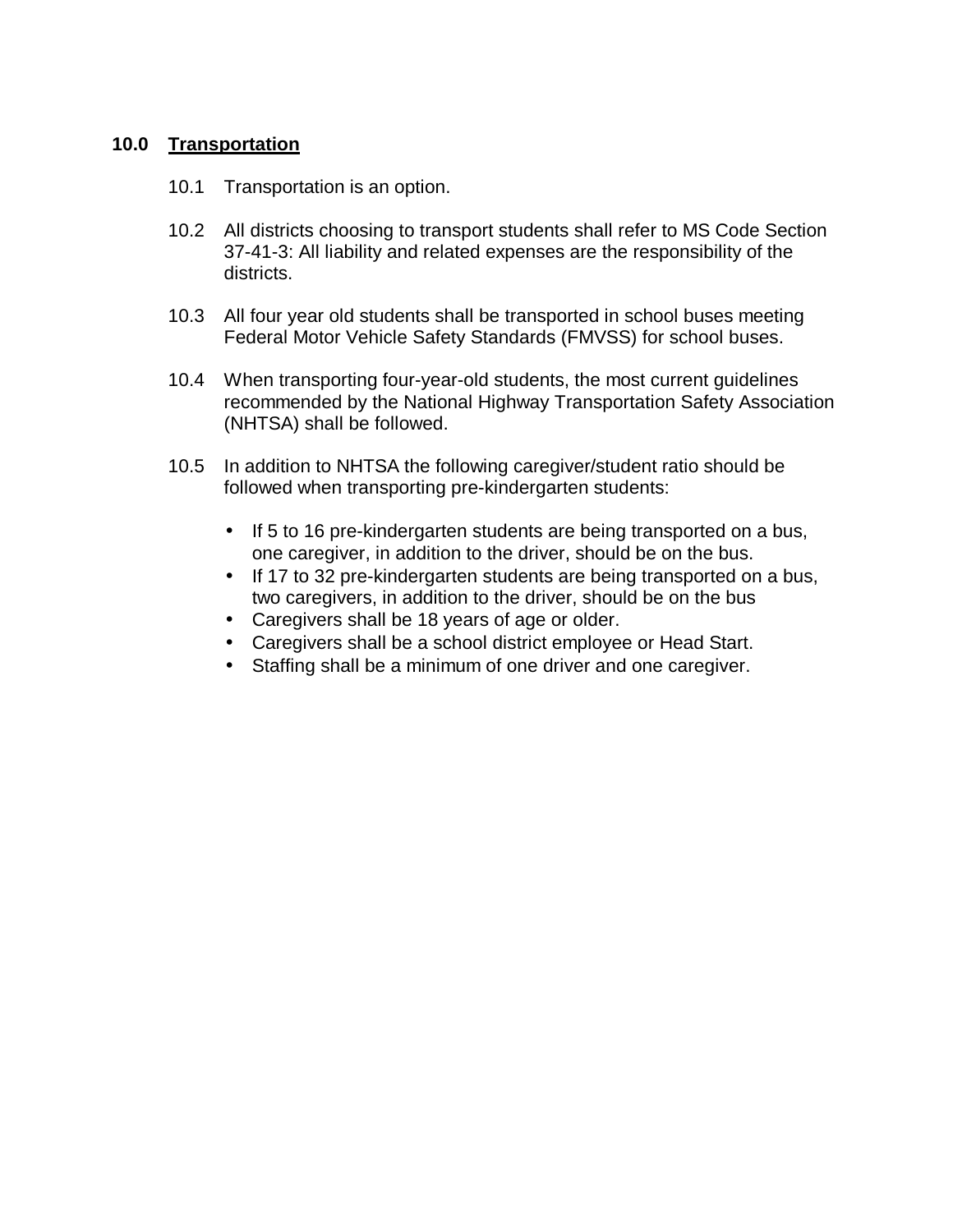## 10.0 Transportation

10.1 Transportation is an option.

10.2 All districts choosing to transport students shall refer to MS Code Section 37-41-3: All liability and related expenses are the responsibility of the districts.

10.3 All four year old students shall be transported in school buses meeting Federal Motor Vehicle Safety Standards (FMVSS) for school buses.

10.4 When transporting four-year-old students, the most current guidelines recommended by the National Highway Transportation Safety Association (NHTSA) shall be followed.

10.5 In addition to NHTSA the following caregiver/student ratio should be followed when transporting pre-kindergarten students:

- If 5 to 16 pre-kindergarten students are being transported on a bus, one caregiver, in addition to the driver, should be on the bus.
- If 17 to 32 pre-kindergarten students are being transported on a bus, two caregivers, in addition to the driver, should be on the bus
- Caregivers shall be 18 years of age or older.
- Caregivers shall be a school district employee or Head Start.
- Staffing shall be a minimum of one driver and one caregiver.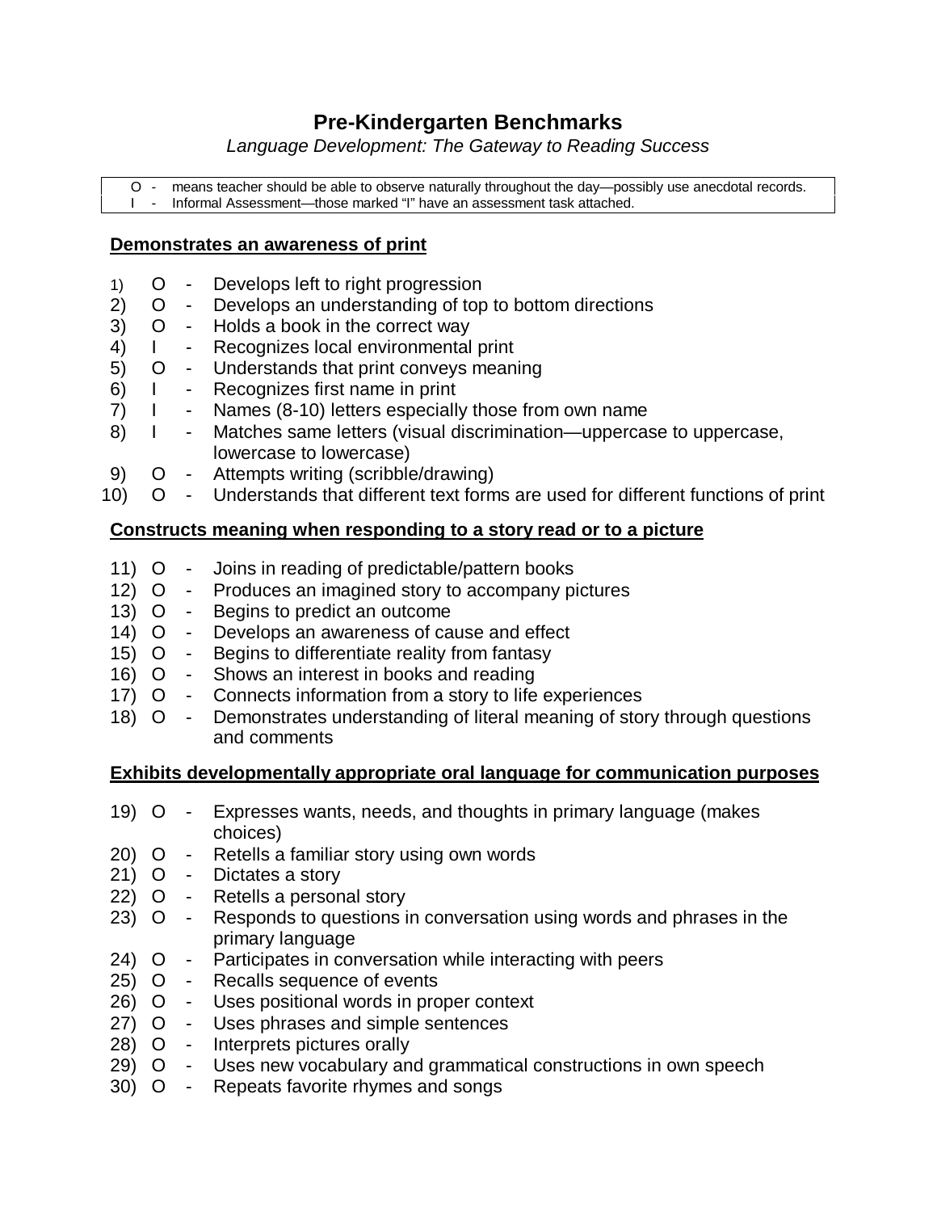# Pre-Kindergarten Benchmarks

*Language Development: The Gateway to Reading Success*

| | |
|---|---|
| O - | means teacher should be able to observe naturally throughout the day—possibly use anecdotal records. |
| I - | Informal Assessment—those marked "I" have an assessment task attached. |

## Demonstrates an awareness of print

1) O - Develops left to right progression
2) O - Develops an understanding of top to bottom directions
3) O - Holds a book in the correct way
4) I - Recognizes local environmental print
5) O - Understands that print conveys meaning
6) I - Recognizes first name in print
7) I - Names (8-10) letters especially those from own name
8) I - Matches same letters (visual discrimination—uppercase to uppercase, lowercase to lowercase)
9) O - Attempts writing (scribble/drawing)
10) O - Understands that different text forms are used for different functions of print

## Constructs meaning when responding to a story read or to a picture

11) O - Joins in reading of predictable/pattern books
12) O - Produces an imagined story to accompany pictures
13) O - Begins to predict an outcome
14) O - Develops an awareness of cause and effect
15) O - Begins to differentiate reality from fantasy
16) O - Shows an interest in books and reading
17) O - Connects information from a story to life experiences
18) O - Demonstrates understanding of literal meaning of story through questions and comments

## Exhibits developmentally appropriate oral language for communication purposes

19) O - Expresses wants, needs, and thoughts in primary language (makes choices)
20) O - Retells a familiar story using own words
21) O - Dictates a story
22) O - Retells a personal story
23) O - Responds to questions in conversation using words and phrases in the primary language
24) O - Participates in conversation while interacting with peers
25) O - Recalls sequence of events
26) O - Uses positional words in proper context
27) O - Uses phrases and simple sentences
28) O - Interprets pictures orally
29) O - Uses new vocabulary and grammatical constructions in own speech
30) O - Repeats favorite rhymes and songs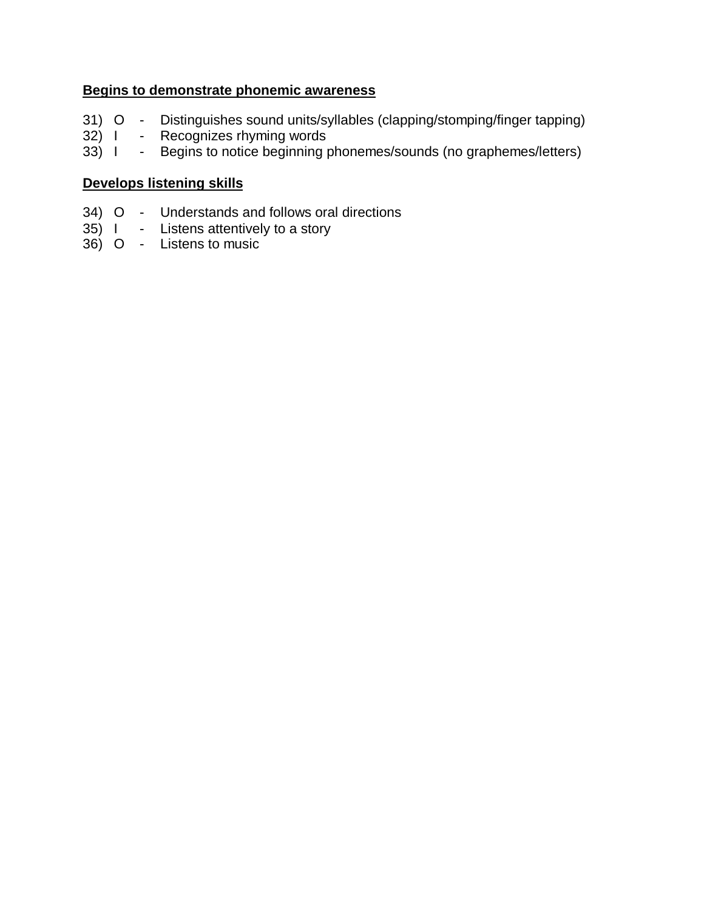**Begins to demonstrate phonemic awareness**

31) O - Distinguishes sound units/syllables (clapping/stomping/finger tapping)
32) I - Recognizes rhyming words
33) I - Begins to notice beginning phonemes/sounds (no graphemes/letters)

**Develops listening skills**

34) O - Understands and follows oral directions
35) I - Listens attentively to a story
36) O - Listens to music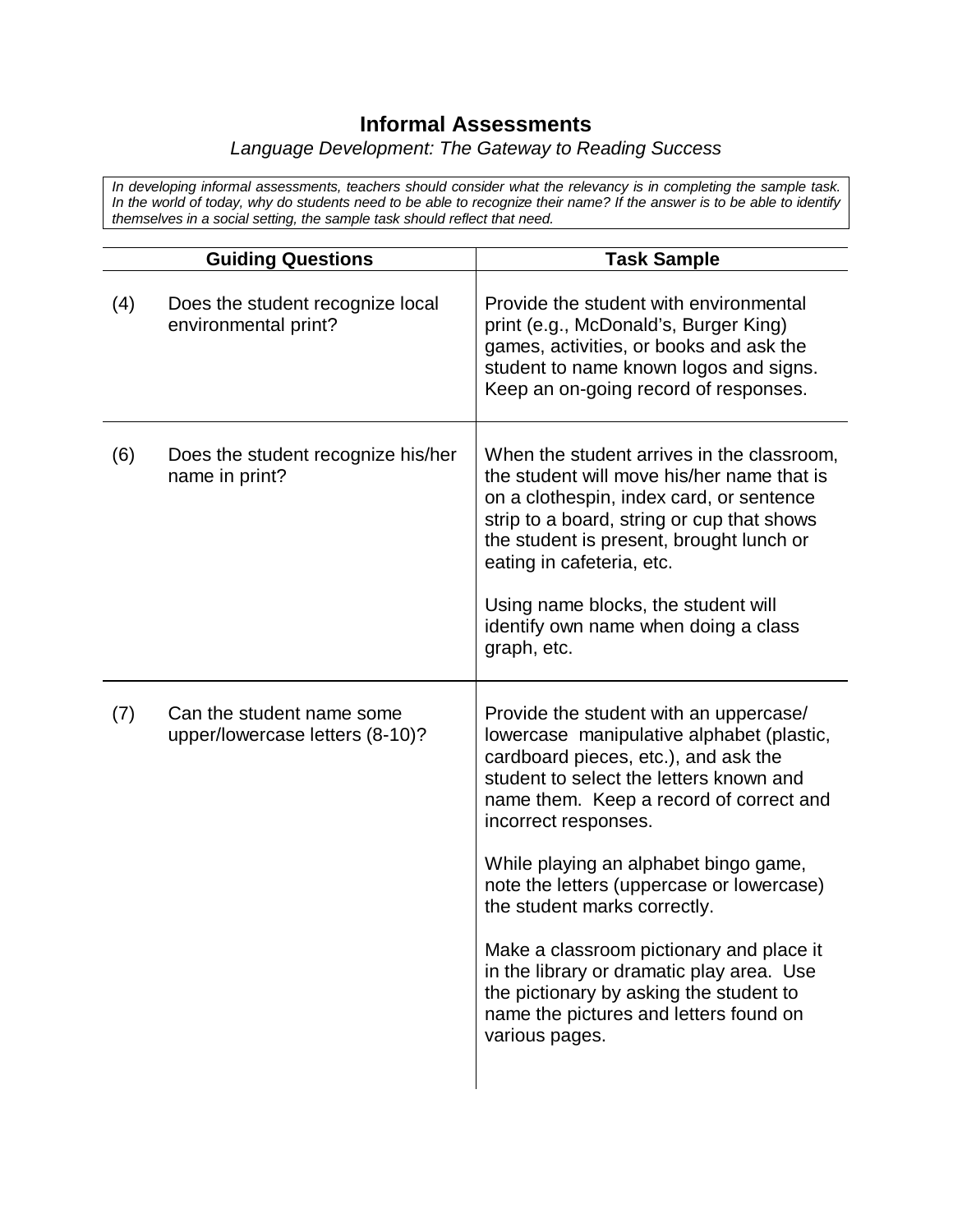# Informal Assessments

*Language Development: The Gateway to Reading Success*

*In developing informal assessments, teachers should consider what the relevancy is in completing the sample task. In the world of today, why do students need to be able to recognize their name? If the answer is to be able to identify themselves in a social setting, the sample task should reflect that need.*

| Guiding Questions | Task Sample |
|---|---|
| (4) Does the student recognize local environmental print? | Provide the student with environmental print (e.g., McDonald's, Burger King) games, activities, or books and ask the student to name known logos and signs. Keep an on-going record of responses. |
| (6) Does the student recognize his/her name in print? | When the student arrives in the classroom, the student will move his/her name that is on a clothespin, index card, or sentence strip to a board, string or cup that shows the student is present, brought lunch or eating in cafeteria, etc.<br><br>Using name blocks, the student will identify own name when doing a class graph, etc. |
| (7) Can the student name some upper/lowercase letters (8-10)? | Provide the student with an uppercase/ lowercase manipulative alphabet (plastic, cardboard pieces, etc.), and ask the student to select the letters known and name them. Keep a record of correct and incorrect responses.<br><br>While playing an alphabet bingo game, note the letters (uppercase or lowercase) the student marks correctly.<br><br>Make a classroom pictionary and place it in the library or dramatic play area. Use the pictionary by asking the student to name the pictures and letters found on various pages. |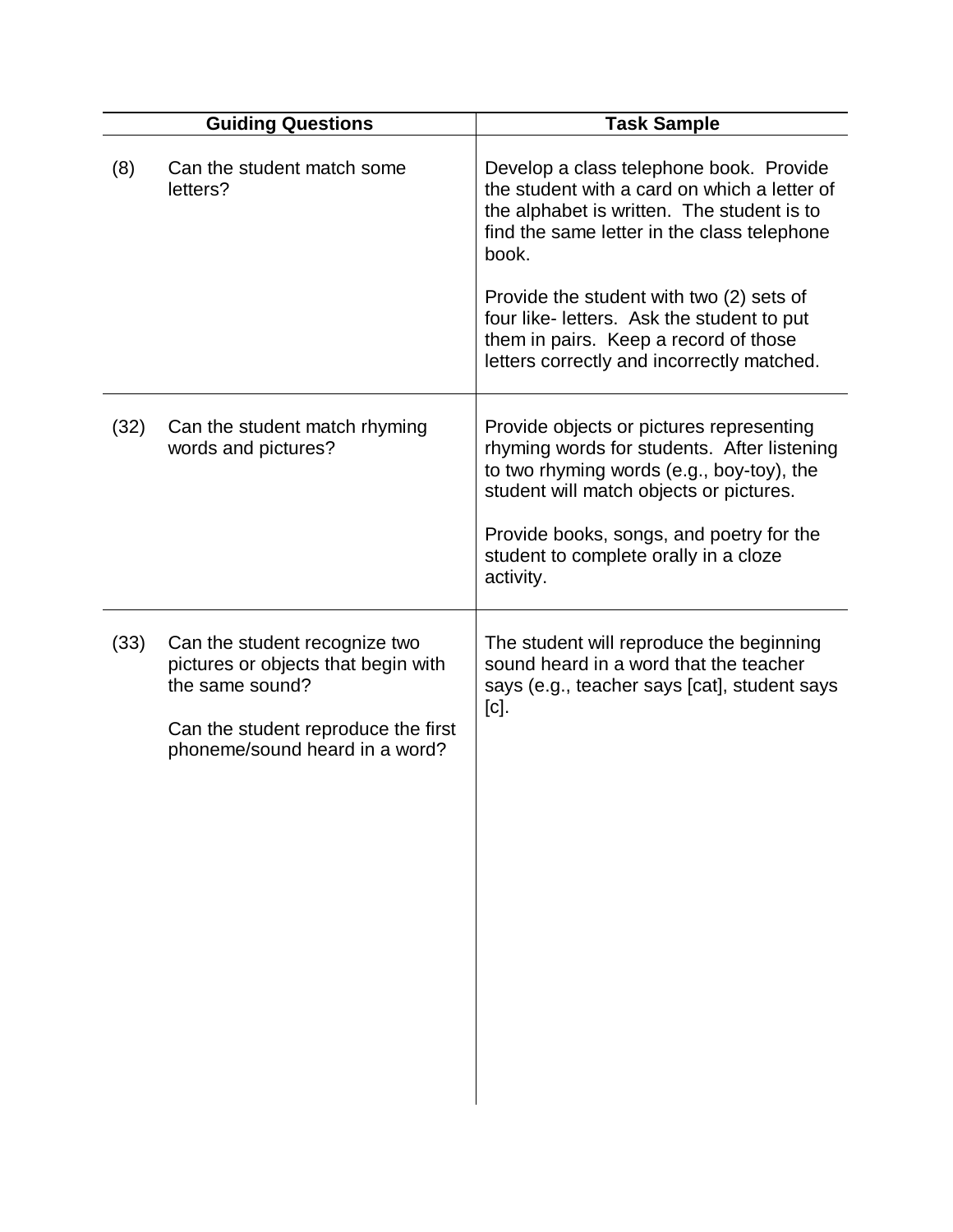| Guiding Questions | Task Sample |
|---|---|
| (8) Can the student match some letters? | Develop a class telephone book. Provide the student with a card on which a letter of the alphabet is written. The student is to find the same letter in the class telephone book.<br><br>Provide the student with two (2) sets of four like- letters. Ask the student to put them in pairs. Keep a record of those letters correctly and incorrectly matched. |
| (32) Can the student match rhyming words and pictures? | Provide objects or pictures representing rhyming words for students. After listening to two rhyming words (e.g., boy-toy), the student will match objects or pictures.<br><br>Provide books, songs, and poetry for the student to complete orally in a cloze activity. |
| (33) Can the student recognize two pictures or objects that begin with the same sound?<br><br>Can the student reproduce the first phoneme/sound heard in a word? | The student will reproduce the beginning sound heard in a word that the teacher says (e.g., teacher says [cat], student says [c]. |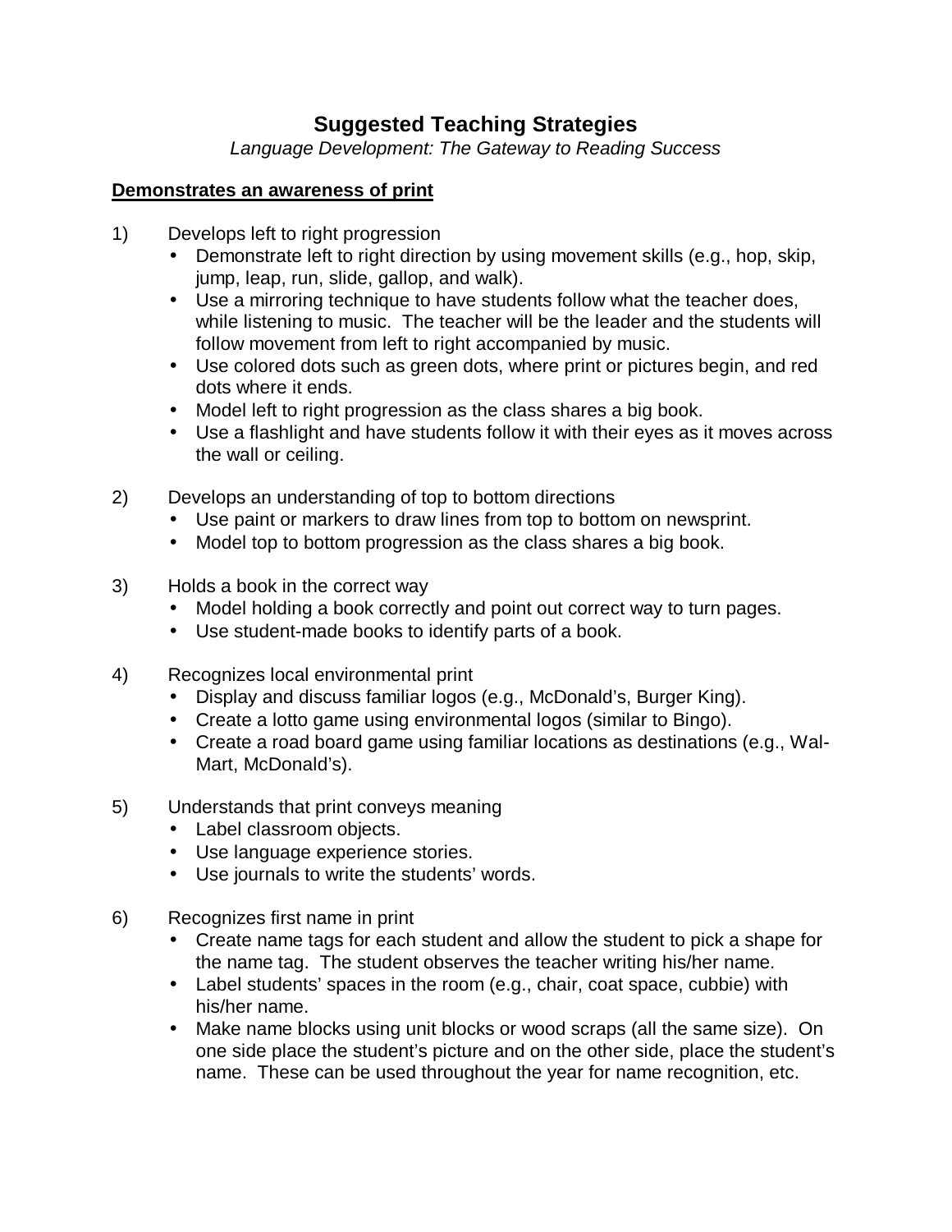# Suggested Teaching Strategies

*Language Development: The Gateway to Reading Success*

**Demonstrates an awareness of print**

1) Develops left to right progression
   - Demonstrate left to right direction by using movement skills (e.g., hop, skip, jump, leap, run, slide, gallop, and walk).
   - Use a mirroring technique to have students follow what the teacher does, while listening to music. The teacher will be the leader and the students will follow movement from left to right accompanied by music.
   - Use colored dots such as green dots, where print or pictures begin, and red dots where it ends.
   - Model left to right progression as the class shares a big book.
   - Use a flashlight and have students follow it with their eyes as it moves across the wall or ceiling.

2) Develops an understanding of top to bottom directions
   - Use paint or markers to draw lines from top to bottom on newsprint.
   - Model top to bottom progression as the class shares a big book.

3) Holds a book in the correct way
   - Model holding a book correctly and point out correct way to turn pages.
   - Use student-made books to identify parts of a book.

4) Recognizes local environmental print
   - Display and discuss familiar logos (e.g., McDonald's, Burger King).
   - Create a lotto game using environmental logos (similar to Bingo).
   - Create a road board game using familiar locations as destinations (e.g., Wal-Mart, McDonald's).

5) Understands that print conveys meaning
   - Label classroom objects.
   - Use language experience stories.
   - Use journals to write the students' words.

6) Recognizes first name in print
   - Create name tags for each student and allow the student to pick a shape for the name tag. The student observes the teacher writing his/her name.
   - Label students' spaces in the room (e.g., chair, coat space, cubbie) with his/her name.
   - Make name blocks using unit blocks or wood scraps (all the same size). On one side place the student's picture and on the other side, place the student's name. These can be used throughout the year for name recognition, etc.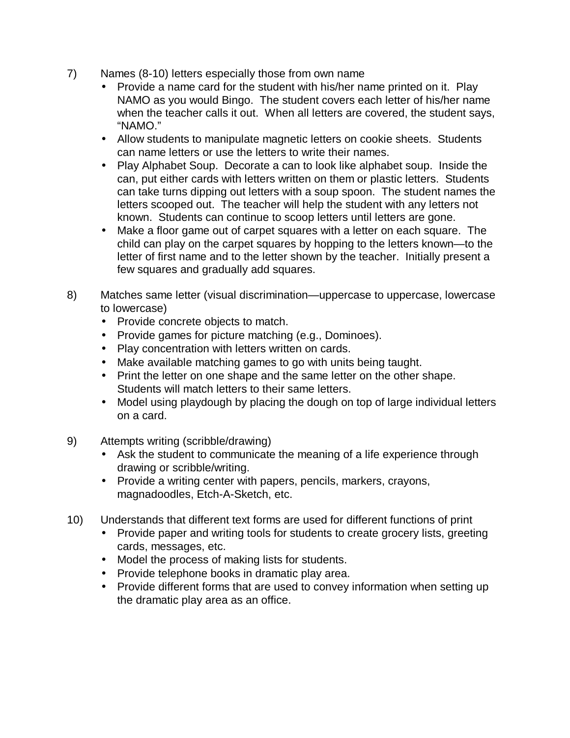7) Names (8-10) letters especially those from own name

- Provide a name card for the student with his/her name printed on it. Play NAMO as you would Bingo. The student covers each letter of his/her name when the teacher calls it out. When all letters are covered, the student says, "NAMO."
- Allow students to manipulate magnetic letters on cookie sheets. Students can name letters or use the letters to write their names.
- Play Alphabet Soup. Decorate a can to look like alphabet soup. Inside the can, put either cards with letters written on them or plastic letters. Students can take turns dipping out letters with a soup spoon. The student names the letters scooped out. The teacher will help the student with any letters not known. Students can continue to scoop letters until letters are gone.
- Make a floor game out of carpet squares with a letter on each square. The child can play on the carpet squares by hopping to the letters known—to the letter of first name and to the letter shown by the teacher. Initially present a few squares and gradually add squares.

8) Matches same letter (visual discrimination—uppercase to uppercase, lowercase to lowercase)

- Provide concrete objects to match.
- Provide games for picture matching (e.g., Dominoes).
- Play concentration with letters written on cards.
- Make available matching games to go with units being taught.
- Print the letter on one shape and the same letter on the other shape. Students will match letters to their same letters.
- Model using playdough by placing the dough on top of large individual letters on a card.

9) Attempts writing (scribble/drawing)

- Ask the student to communicate the meaning of a life experience through drawing or scribble/writing.
- Provide a writing center with papers, pencils, markers, crayons, magnadoodles, Etch-A-Sketch, etc.

10) Understands that different text forms are used for different functions of print

- Provide paper and writing tools for students to create grocery lists, greeting cards, messages, etc.
- Model the process of making lists for students.
- Provide telephone books in dramatic play area.
- Provide different forms that are used to convey information when setting up the dramatic play area as an office.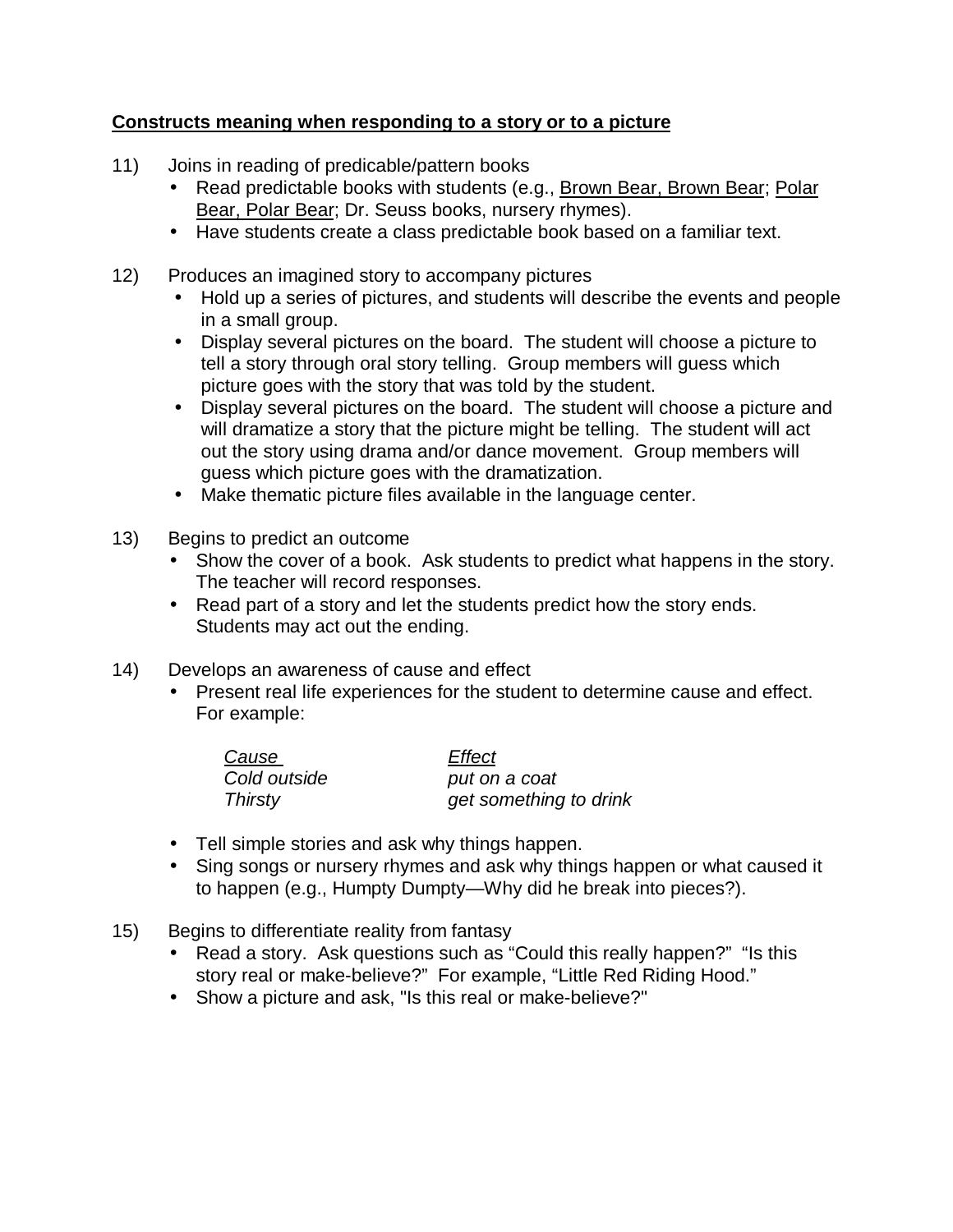**<u>Constructs meaning when responding to a story or to a picture</u>**

11) Joins in reading of predicable/pattern books
    - Read predictable books with students (e.g., <u>Brown Bear, Brown Bear</u>; <u>Polar Bear, Polar Bear</u>; Dr. Seuss books, nursery rhymes).
    - Have students create a class predictable book based on a familiar text.

12) Produces an imagined story to accompany pictures
    - Hold up a series of pictures, and students will describe the events and people in a small group.
    - Display several pictures on the board. The student will choose a picture to tell a story through oral story telling. Group members will guess which picture goes with the story that was told by the student.
    - Display several pictures on the board. The student will choose a picture and will dramatize a story that the picture might be telling. The student will act out the story using drama and/or dance movement. Group members will guess which picture goes with the dramatization.
    - Make thematic picture files available in the language center.

13) Begins to predict an outcome
    - Show the cover of a book. Ask students to predict what happens in the story. The teacher will record responses.
    - Read part of a story and let the students predict how the story ends. Students may act out the ending.

14) Develops an awareness of cause and effect
    - Present real life experiences for the student to determine cause and effect. For example:

| *Cause* | *Effect* |
|---|---|
| *Cold outside* | *put on a coat* |
| *Thirsty* | *get something to drink* |

    - Tell simple stories and ask why things happen.
    - Sing songs or nursery rhymes and ask why things happen or what caused it to happen (e.g., Humpty Dumpty—Why did he break into pieces?).

15) Begins to differentiate reality from fantasy
    - Read a story. Ask questions such as "Could this really happen?" "Is this story real or make-believe?" For example, "Little Red Riding Hood."
    - Show a picture and ask, "Is this real or make-believe?"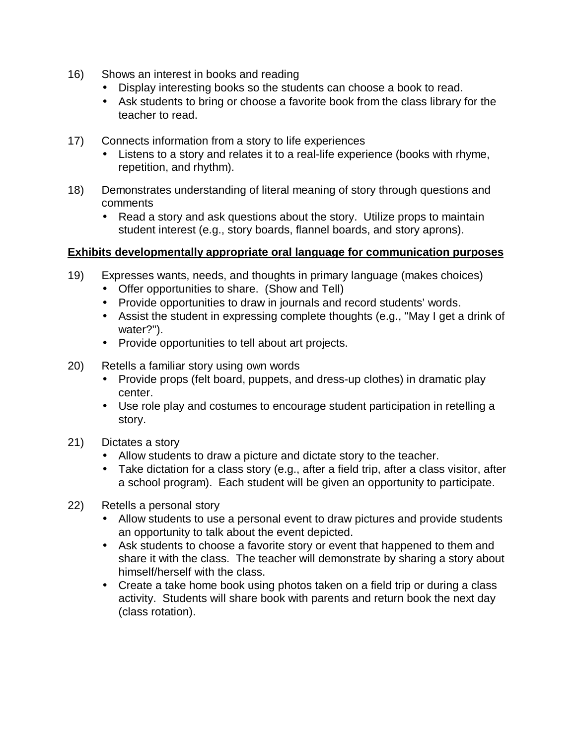16) Shows an interest in books and reading
   - Display interesting books so the students can choose a book to read.
   - Ask students to bring or choose a favorite book from the class library for the teacher to read.

17) Connects information from a story to life experiences
   - Listens to a story and relates it to a real-life experience (books with rhyme, repetition, and rhythm).

18) Demonstrates understanding of literal meaning of story through questions and comments
   - Read a story and ask questions about the story. Utilize props to maintain student interest (e.g., story boards, flannel boards, and story aprons).

**<u>Exhibits developmentally appropriate oral language for communication purposes</u>**

19) Expresses wants, needs, and thoughts in primary language (makes choices)
   - Offer opportunities to share. (Show and Tell)
   - Provide opportunities to draw in journals and record students' words.
   - Assist the student in expressing complete thoughts (e.g., "May I get a drink of water?").
   - Provide opportunities to tell about art projects.

20) Retells a familiar story using own words
   - Provide props (felt board, puppets, and dress-up clothes) in dramatic play center.
   - Use role play and costumes to encourage student participation in retelling a story.

21) Dictates a story
   - Allow students to draw a picture and dictate story to the teacher.
   - Take dictation for a class story (e.g., after a field trip, after a class visitor, after a school program). Each student will be given an opportunity to participate.

22) Retells a personal story
   - Allow students to use a personal event to draw pictures and provide students an opportunity to talk about the event depicted.
   - Ask students to choose a favorite story or event that happened to them and share it with the class. The teacher will demonstrate by sharing a story about himself/herself with the class.
   - Create a take home book using photos taken on a field trip or during a class activity. Students will share book with parents and return book the next day (class rotation).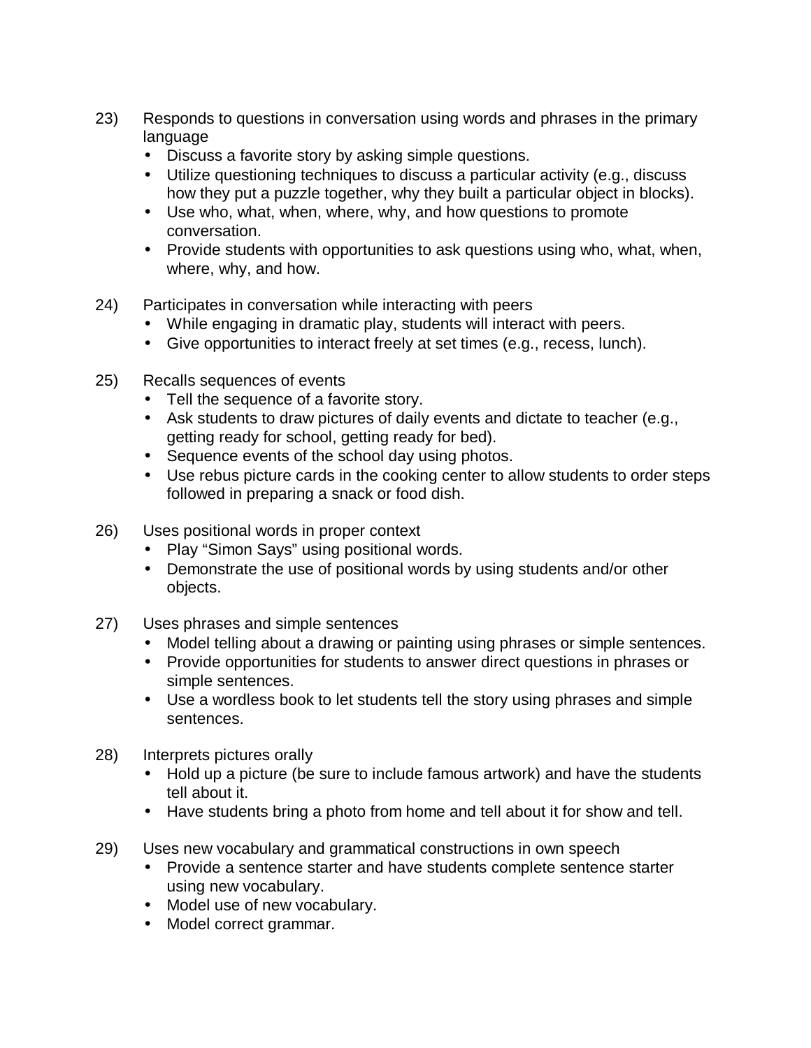23) Responds to questions in conversation using words and phrases in the primary language
   - Discuss a favorite story by asking simple questions.
   - Utilize questioning techniques to discuss a particular activity (e.g., discuss how they put a puzzle together, why they built a particular object in blocks).
   - Use who, what, when, where, why, and how questions to promote conversation.
   - Provide students with opportunities to ask questions using who, what, when, where, why, and how.

24) Participates in conversation while interacting with peers
   - While engaging in dramatic play, students will interact with peers.
   - Give opportunities to interact freely at set times (e.g., recess, lunch).

25) Recalls sequences of events
   - Tell the sequence of a favorite story.
   - Ask students to draw pictures of daily events and dictate to teacher (e.g., getting ready for school, getting ready for bed).
   - Sequence events of the school day using photos.
   - Use rebus picture cards in the cooking center to allow students to order steps followed in preparing a snack or food dish.

26) Uses positional words in proper context
   - Play "Simon Says" using positional words.
   - Demonstrate the use of positional words by using students and/or other objects.

27) Uses phrases and simple sentences
   - Model telling about a drawing or painting using phrases or simple sentences.
   - Provide opportunities for students to answer direct questions in phrases or simple sentences.
   - Use a wordless book to let students tell the story using phrases and simple sentences.

28) Interprets pictures orally
   - Hold up a picture (be sure to include famous artwork) and have the students tell about it.
   - Have students bring a photo from home and tell about it for show and tell.

29) Uses new vocabulary and grammatical constructions in own speech
   - Provide a sentence starter and have students complete sentence starter using new vocabulary.
   - Model use of new vocabulary.
   - Model correct grammar.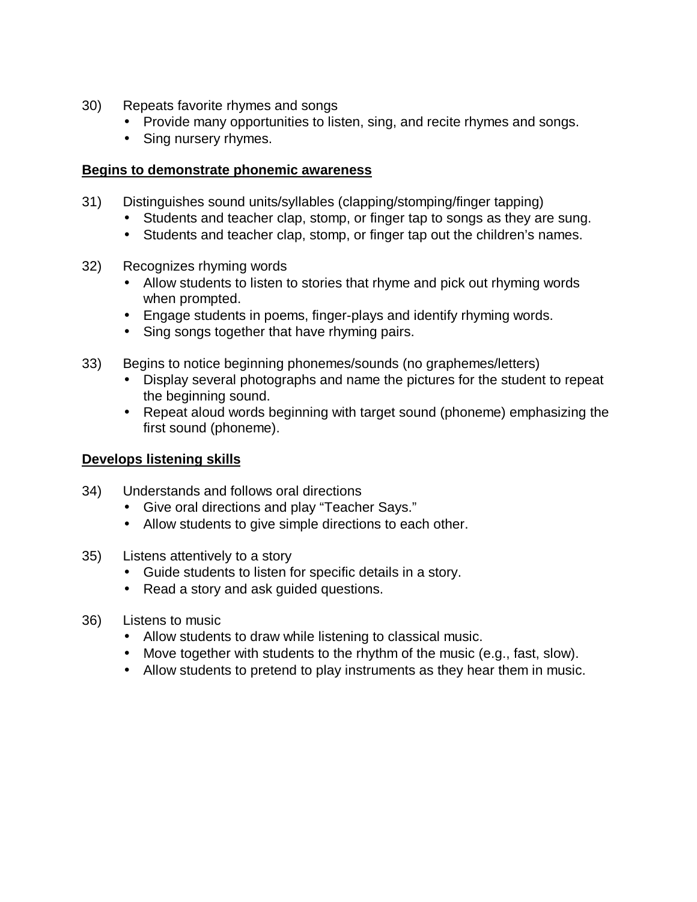30) Repeats favorite rhymes and songs
   - Provide many opportunities to listen, sing, and recite rhymes and songs.
   - Sing nursery rhymes.

**<u>Begins to demonstrate phonemic awareness</u>**

31) Distinguishes sound units/syllables (clapping/stomping/finger tapping)
   - Students and teacher clap, stomp, or finger tap to songs as they are sung.
   - Students and teacher clap, stomp, or finger tap out the children's names.

32) Recognizes rhyming words
   - Allow students to listen to stories that rhyme and pick out rhyming words when prompted.
   - Engage students in poems, finger-plays and identify rhyming words.
   - Sing songs together that have rhyming pairs.

33) Begins to notice beginning phonemes/sounds (no graphemes/letters)
   - Display several photographs and name the pictures for the student to repeat the beginning sound.
   - Repeat aloud words beginning with target sound (phoneme) emphasizing the first sound (phoneme).

**<u>Develops listening skills</u>**

34) Understands and follows oral directions
   - Give oral directions and play "Teacher Says."
   - Allow students to give simple directions to each other.

35) Listens attentively to a story
   - Guide students to listen for specific details in a story.
   - Read a story and ask guided questions.

36) Listens to music
   - Allow students to draw while listening to classical music.
   - Move together with students to the rhythm of the music (e.g., fast, slow).
   - Allow students to pretend to play instruments as they hear them in music.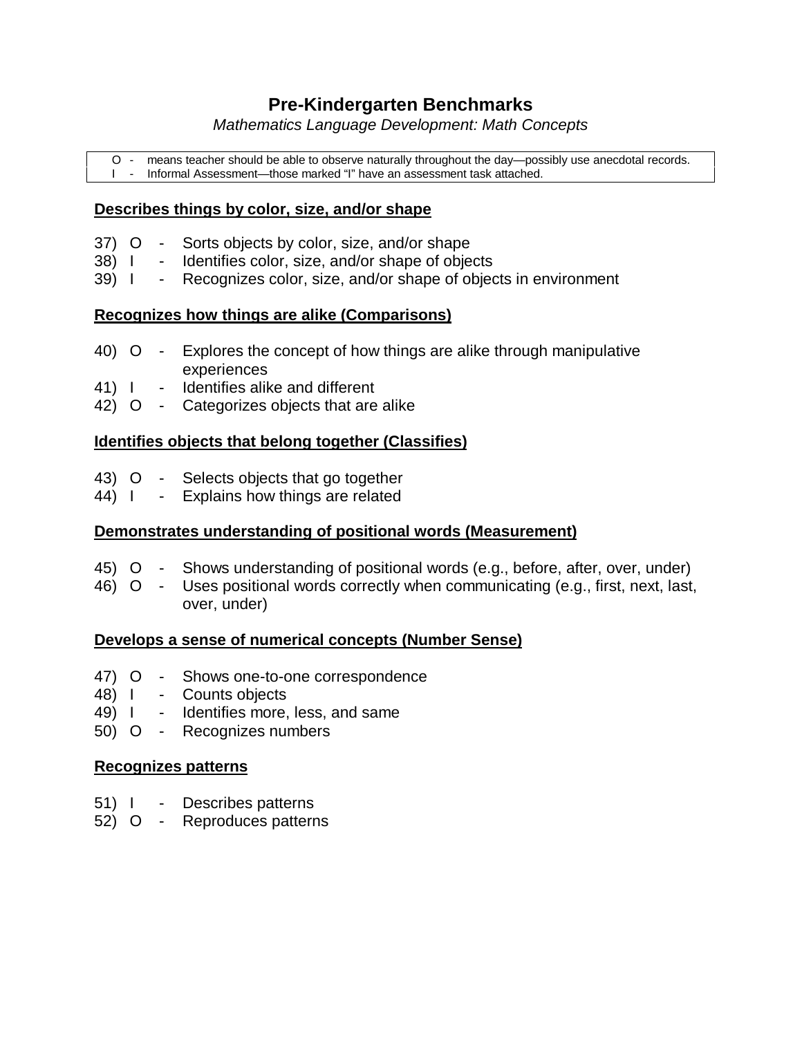# Pre-Kindergarten Benchmarks

*Mathematics Language Development: Math Concepts*

O - means teacher should be able to observe naturally throughout the day—possibly use anecdotal records.
I - Informal Assessment—those marked "I" have an assessment task attached.

## Describes things by color, size, and/or shape

37) O - Sorts objects by color, size, and/or shape
38) I - Identifies color, size, and/or shape of objects
39) I - Recognizes color, size, and/or shape of objects in environment

## Recognizes how things are alike (Comparisons)

40) O - Explores the concept of how things are alike through manipulative experiences
41) I - Identifies alike and different
42) O - Categorizes objects that are alike

## Identifies objects that belong together (Classifies)

43) O - Selects objects that go together
44) I - Explains how things are related

## Demonstrates understanding of positional words (Measurement)

45) O - Shows understanding of positional words (e.g., before, after, over, under)
46) O - Uses positional words correctly when communicating (e.g., first, next, last, over, under)

## Develops a sense of numerical concepts (Number Sense)

47) O - Shows one-to-one correspondence
48) I - Counts objects
49) I - Identifies more, less, and same
50) O - Recognizes numbers

## Recognizes patterns

51) I - Describes patterns
52) O - Reproduces patterns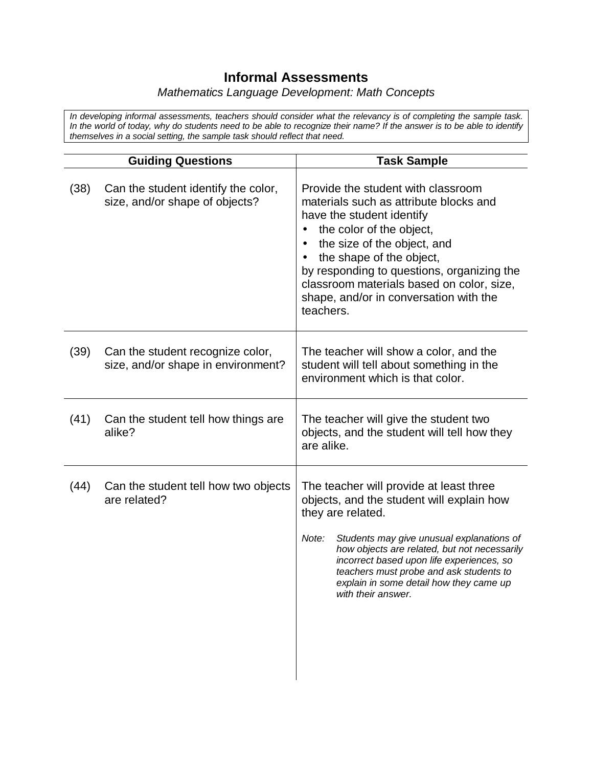# Informal Assessments

*Mathematics Language Development: Math Concepts*

*In developing informal assessments, teachers should consider what the relevancy is of completing the sample task. In the world of today, why do students need to be able to recognize their name? If the answer is to be able to identify themselves in a social setting, the sample task should reflect that need.*

| Guiding Questions | Task Sample |
|---|---|
| (38) Can the student identify the color, size, and/or shape of objects? | Provide the student with classroom materials such as attribute blocks and have the student identify<br>• the color of the object,<br>• the size of the object, and<br>• the shape of the object,<br>by responding to questions, organizing the classroom materials based on color, size, shape, and/or in conversation with the teachers. |
| (39) Can the student recognize color, size, and/or shape in environment? | The teacher will show a color, and the student will tell about something in the environment which is that color. |
| (41) Can the student tell how things are alike? | The teacher will give the student two objects, and the student will tell how they are alike. |
| (44) Can the student tell how two objects are related? | The teacher will provide at least three objects, and the student will explain how they are related.<br><br>*Note: Students may give unusual explanations of how objects are related, but not necessarily incorrect based upon life experiences, so teachers must probe and ask students to explain in some detail how they came up with their answer.* |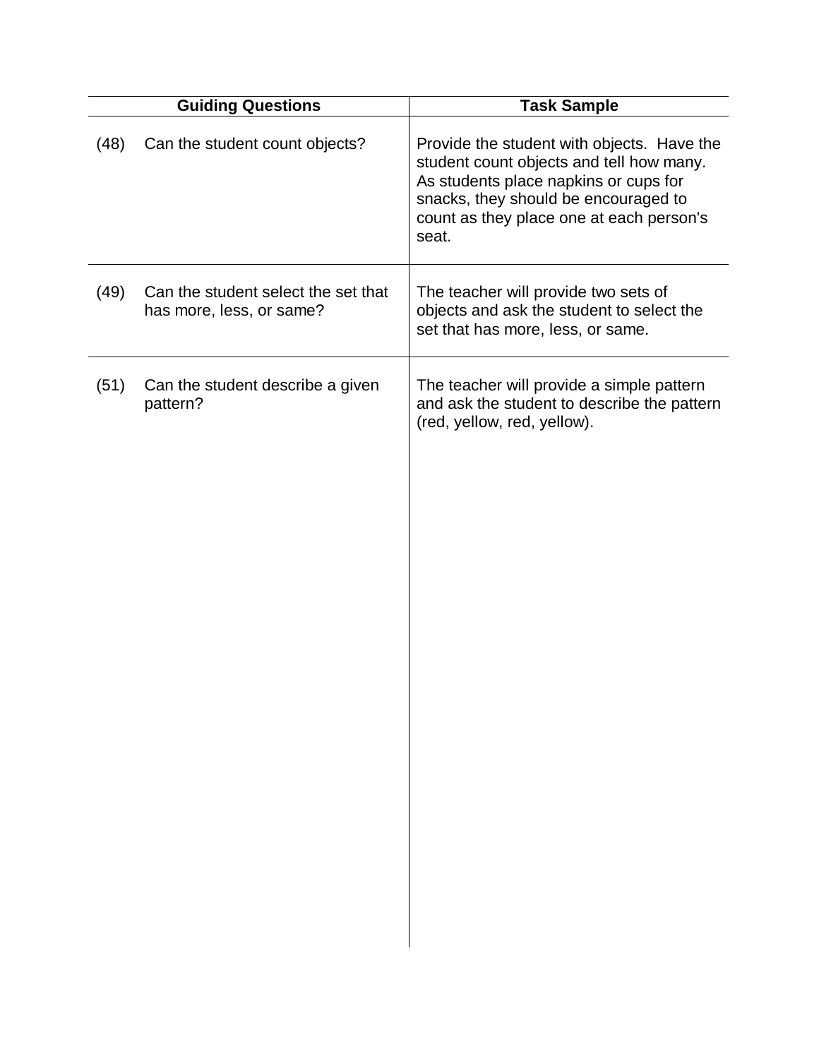| Guiding Questions | Task Sample |
| --- | --- |
| (48) Can the student count objects? | Provide the student with objects. Have the student count objects and tell how many. As students place napkins or cups for snacks, they should be encouraged to count as they place one at each person's seat. |
| (49) Can the student select the set that has more, less, or same? | The teacher will provide two sets of objects and ask the student to select the set that has more, less, or same. |
| (51) Can the student describe a given pattern? | The teacher will provide a simple pattern and ask the student to describe the pattern (red, yellow, red, yellow). |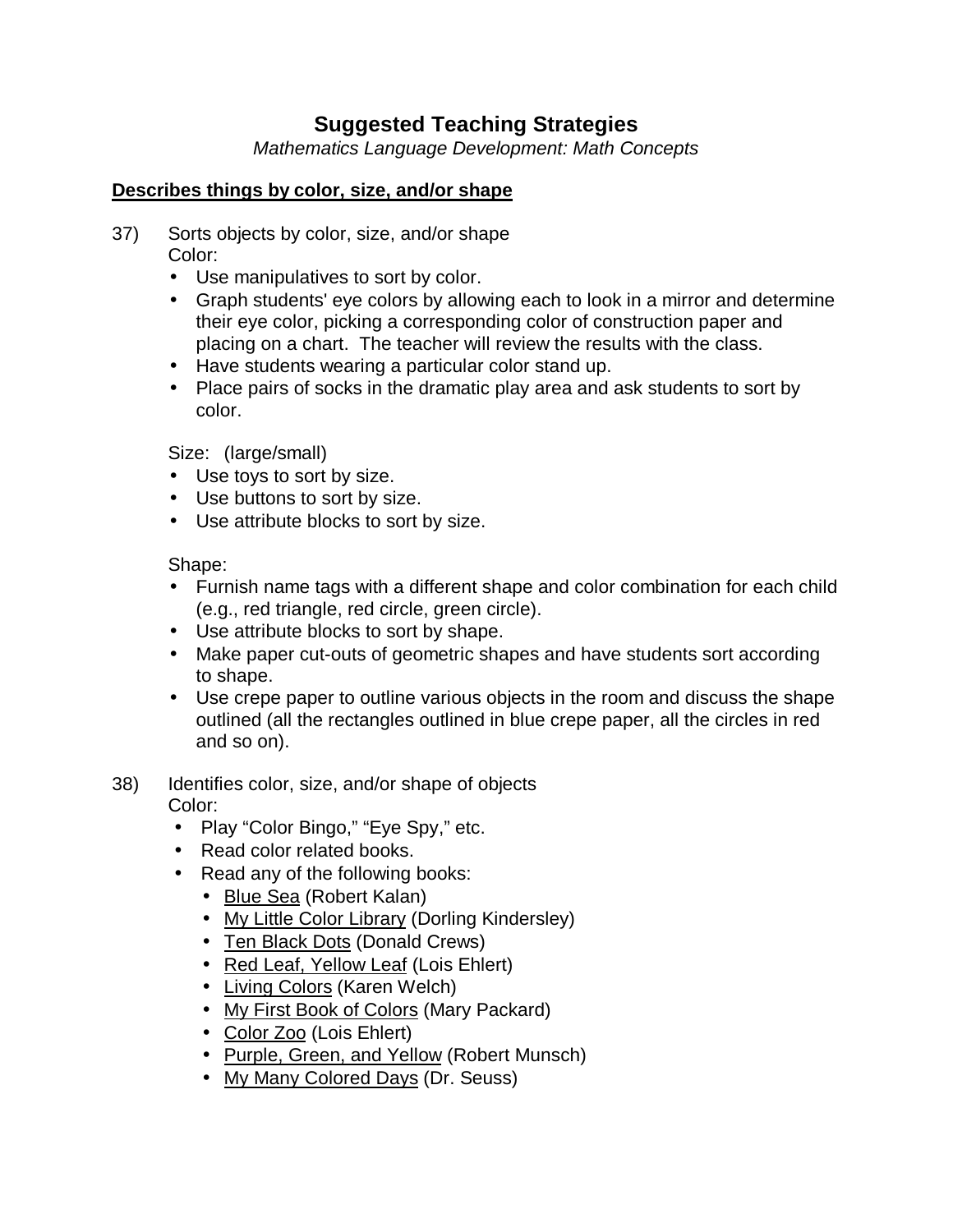# Suggested Teaching Strategies

*Mathematics Language Development: Math Concepts*

**<u>Describes things by color, size, and/or shape</u>**

37) Sorts objects by color, size, and/or shape

Color:

- Use manipulatives to sort by color.
- Graph students' eye colors by allowing each to look in a mirror and determine their eye color, picking a corresponding color of construction paper and placing on a chart. The teacher will review the results with the class.
- Have students wearing a particular color stand up.
- Place pairs of socks in the dramatic play area and ask students to sort by color.

Size: (large/small)

- Use toys to sort by size.
- Use buttons to sort by size.
- Use attribute blocks to sort by size.

Shape:

- Furnish name tags with a different shape and color combination for each child (e.g., red triangle, red circle, green circle).
- Use attribute blocks to sort by shape.
- Make paper cut-outs of geometric shapes and have students sort according to shape.
- Use crepe paper to outline various objects in the room and discuss the shape outlined (all the rectangles outlined in blue crepe paper, all the circles in red and so on).

38) Identifies color, size, and/or shape of objects

Color:

- Play “Color Bingo,” “Eye Spy,” etc.
- Read color related books.
- Read any of the following books:
  - <u>Blue Sea</u> (Robert Kalan)
  - <u>My Little Color Library</u> (Dorling Kindersley)
  - <u>Ten Black Dots</u> (Donald Crews)
  - <u>Red Leaf, Yellow Leaf</u> (Lois Ehlert)
  - <u>Living Colors</u> (Karen Welch)
  - <u>My First Book of Colors</u> (Mary Packard)
  - <u>Color Zoo</u> (Lois Ehlert)
  - <u>Purple, Green, and Yellow</u> (Robert Munsch)
  - <u>My Many Colored Days</u> (Dr. Seuss)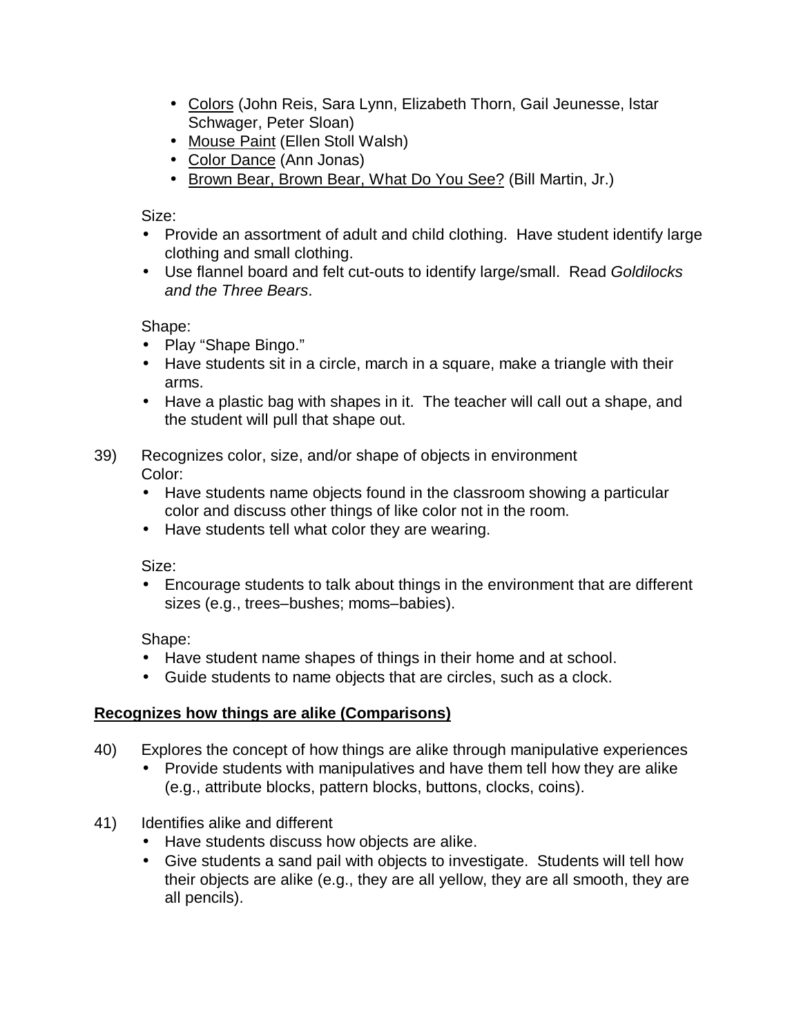- Colors (John Reis, Sara Lynn, Elizabeth Thorn, Gail Jeunesse, Istar Schwager, Peter Sloan)
- Mouse Paint (Ellen Stoll Walsh)
- Color Dance (Ann Jonas)
- Brown Bear, Brown Bear, What Do You See? (Bill Martin, Jr.)

Size:

- Provide an assortment of adult and child clothing. Have student identify large clothing and small clothing.
- Use flannel board and felt cut-outs to identify large/small. Read *Goldilocks and the Three Bears*.

Shape:

- Play "Shape Bingo."
- Have students sit in a circle, march in a square, make a triangle with their arms.
- Have a plastic bag with shapes in it. The teacher will call out a shape, and the student will pull that shape out.

39) Recognizes color, size, and/or shape of objects in environment

Color:

- Have students name objects found in the classroom showing a particular color and discuss other things of like color not in the room.
- Have students tell what color they are wearing.

Size:

- Encourage students to talk about things in the environment that are different sizes (e.g., trees–bushes; moms–babies).

Shape:

- Have student name shapes of things in their home and at school.
- Guide students to name objects that are circles, such as a clock.

**Recognizes how things are alike (Comparisons)**

40) Explores the concept of how things are alike through manipulative experiences

- Provide students with manipulatives and have them tell how they are alike (e.g., attribute blocks, pattern blocks, buttons, clocks, coins).

41) Identifies alike and different

- Have students discuss how objects are alike.
- Give students a sand pail with objects to investigate. Students will tell how their objects are alike (e.g., they are all yellow, they are all smooth, they are all pencils).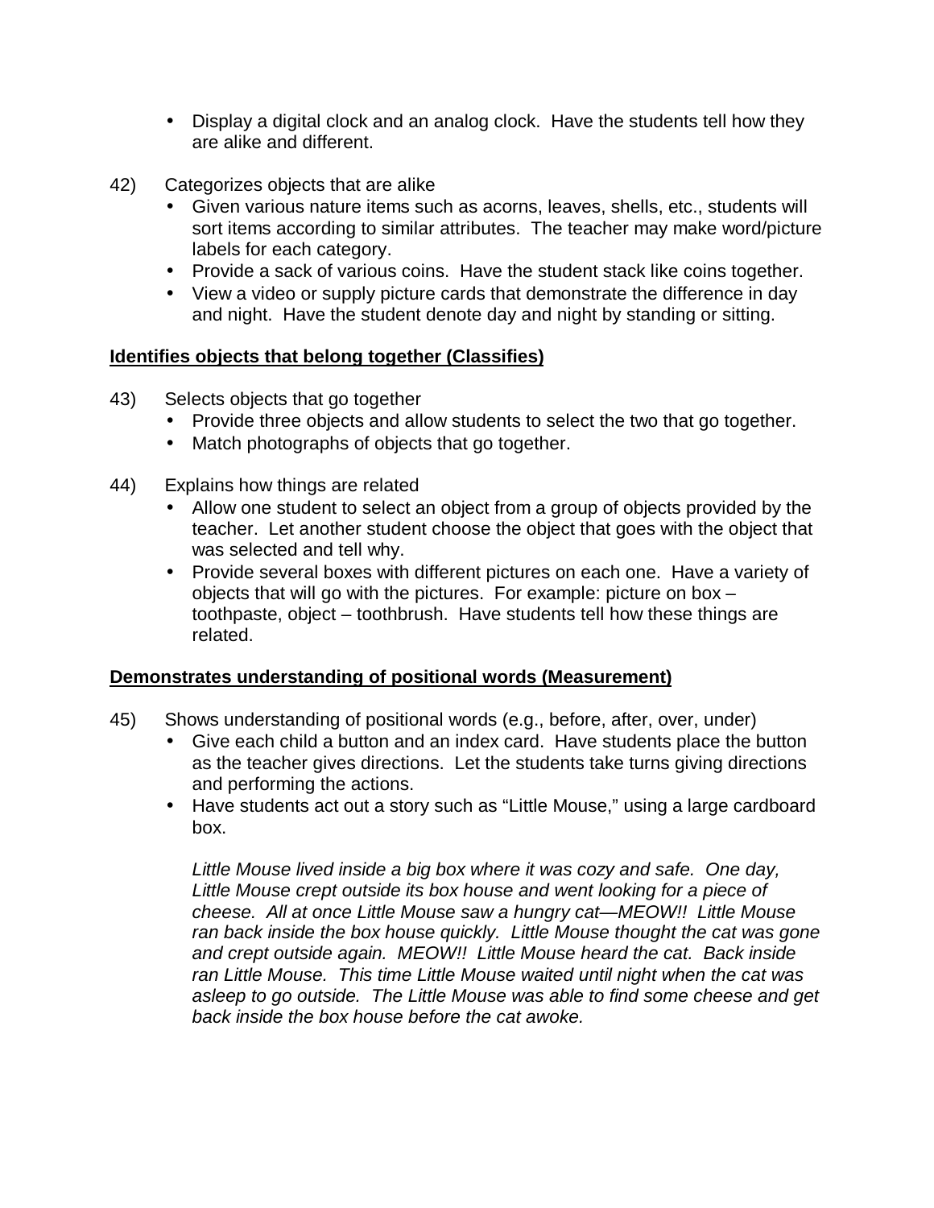- Display a digital clock and an analog clock. Have the students tell how they are alike and different.

42) Categorizes objects that are alike
  - Given various nature items such as acorns, leaves, shells, etc., students will sort items according to similar attributes. The teacher may make word/picture labels for each category.
  - Provide a sack of various coins. Have the student stack like coins together.
  - View a video or supply picture cards that demonstrate the difference in day and night. Have the student denote day and night by standing or sitting.

**<u>Identifies objects that belong together (Classifies)</u>**

43) Selects objects that go together
  - Provide three objects and allow students to select the two that go together.
  - Match photographs of objects that go together.

44) Explains how things are related
  - Allow one student to select an object from a group of objects provided by the teacher. Let another student choose the object that goes with the object that was selected and tell why.
  - Provide several boxes with different pictures on each one. Have a variety of objects that will go with the pictures. For example: picture on box – toothpaste, object – toothbrush. Have students tell how these things are related.

**<u>Demonstrates understanding of positional words (Measurement)</u>**

45) Shows understanding of positional words (e.g., before, after, over, under)
  - Give each child a button and an index card. Have students place the button as the teacher gives directions. Let the students take turns giving directions and performing the actions.
  - Have students act out a story such as "Little Mouse," using a large cardboard box.

    *Little Mouse lived inside a big box where it was cozy and safe. One day, Little Mouse crept outside its box house and went looking for a piece of cheese. All at once Little Mouse saw a hungry cat—MEOW!! Little Mouse ran back inside the box house quickly. Little Mouse thought the cat was gone and crept outside again. MEOW!! Little Mouse heard the cat. Back inside ran Little Mouse. This time Little Mouse waited until night when the cat was asleep to go outside. The Little Mouse was able to find some cheese and get back inside the box house before the cat awoke.*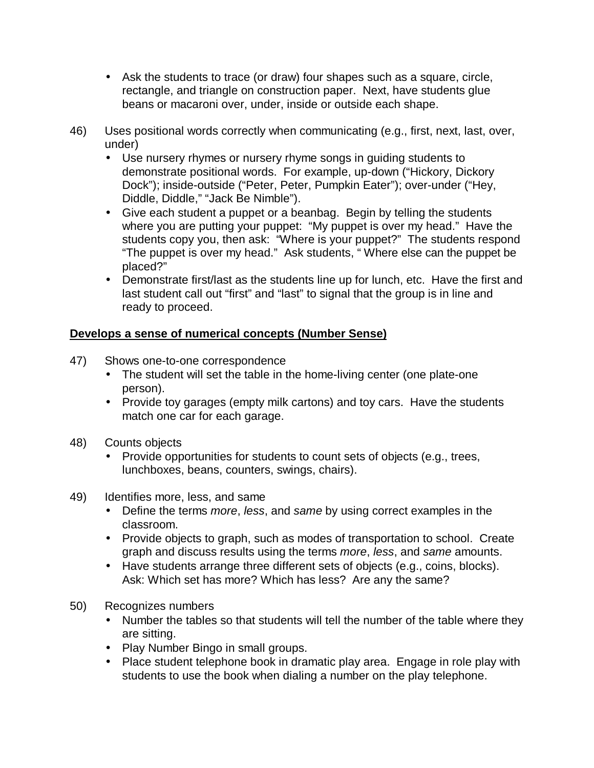- Ask the students to trace (or draw) four shapes such as a square, circle, rectangle, and triangle on construction paper. Next, have students glue beans or macaroni over, under, inside or outside each shape.

46) Uses positional words correctly when communicating (e.g., first, next, last, over, under)
   - Use nursery rhymes or nursery rhyme songs in guiding students to demonstrate positional words. For example, up-down ("Hickory, Dickory Dock"); inside-outside ("Peter, Peter, Pumpkin Eater"); over-under ("Hey, Diddle, Diddle," "Jack Be Nimble").
   - Give each student a puppet or a beanbag. Begin by telling the students where you are putting your puppet: "My puppet is over my head." Have the students copy you, then ask: "Where is your puppet?" The students respond "The puppet is over my head." Ask students, " Where else can the puppet be placed?"
   - Demonstrate first/last as the students line up for lunch, etc. Have the first and last student call out "first" and "last" to signal that the group is in line and ready to proceed.

**<u>Develops a sense of numerical concepts (Number Sense)</u>**

47) Shows one-to-one correspondence
   - The student will set the table in the home-living center (one plate-one person).
   - Provide toy garages (empty milk cartons) and toy cars. Have the students match one car for each garage.

48) Counts objects
   - Provide opportunities for students to count sets of objects (e.g., trees, lunchboxes, beans, counters, swings, chairs).

49) Identifies more, less, and same
   - Define the terms *more*, *less*, and *same* by using correct examples in the classroom.
   - Provide objects to graph, such as modes of transportation to school. Create graph and discuss results using the terms *more*, *less*, and *same* amounts.
   - Have students arrange three different sets of objects (e.g., coins, blocks). Ask: Which set has more? Which has less? Are any the same?

50) Recognizes numbers
   - Number the tables so that students will tell the number of the table where they are sitting.
   - Play Number Bingo in small groups.
   - Place student telephone book in dramatic play area. Engage in role play with students to use the book when dialing a number on the play telephone.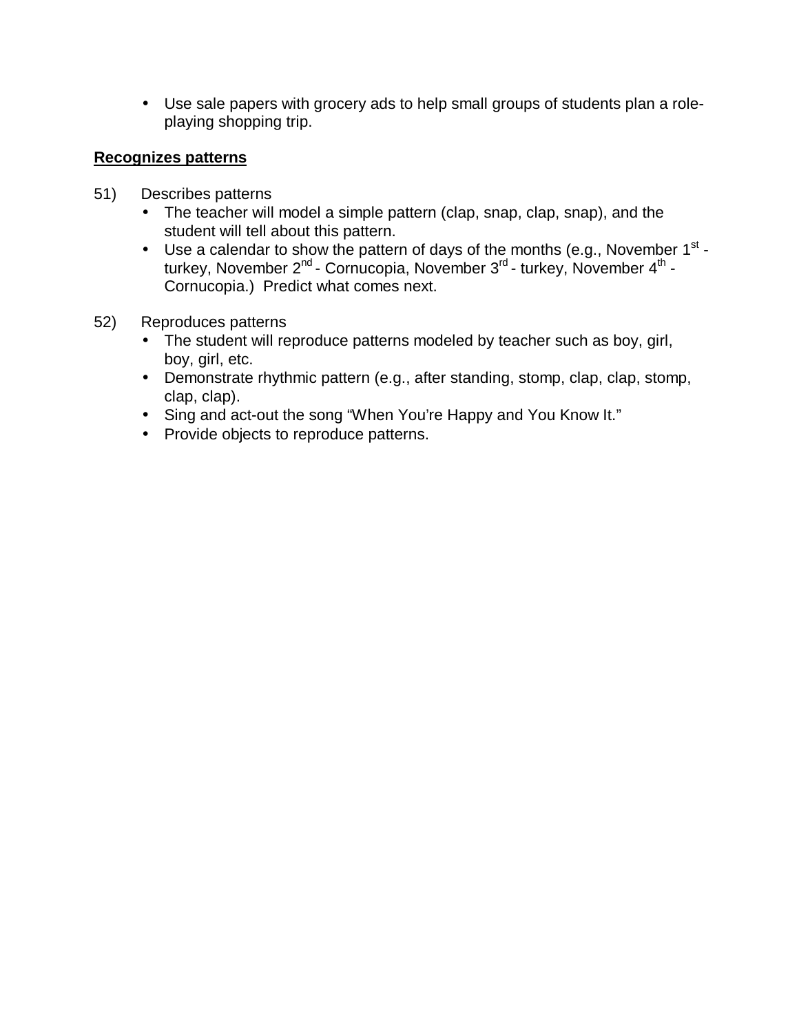- Use sale papers with grocery ads to help small groups of students plan a role-playing shopping trip.

**Recognizes patterns**

51) Describes patterns
   - The teacher will model a simple pattern (clap, snap, clap, snap), and the student will tell about this pattern.
   - Use a calendar to show the pattern of days of the months (e.g., November 1st - turkey, November 2nd - Cornucopia, November 3rd - turkey, November 4th - Cornucopia.) Predict what comes next.

52) Reproduces patterns
   - The student will reproduce patterns modeled by teacher such as boy, girl, boy, girl, etc.
   - Demonstrate rhythmic pattern (e.g., after standing, stomp, clap, clap, stomp, clap, clap).
   - Sing and act-out the song "When You're Happy and You Know It."
   - Provide objects to reproduce patterns.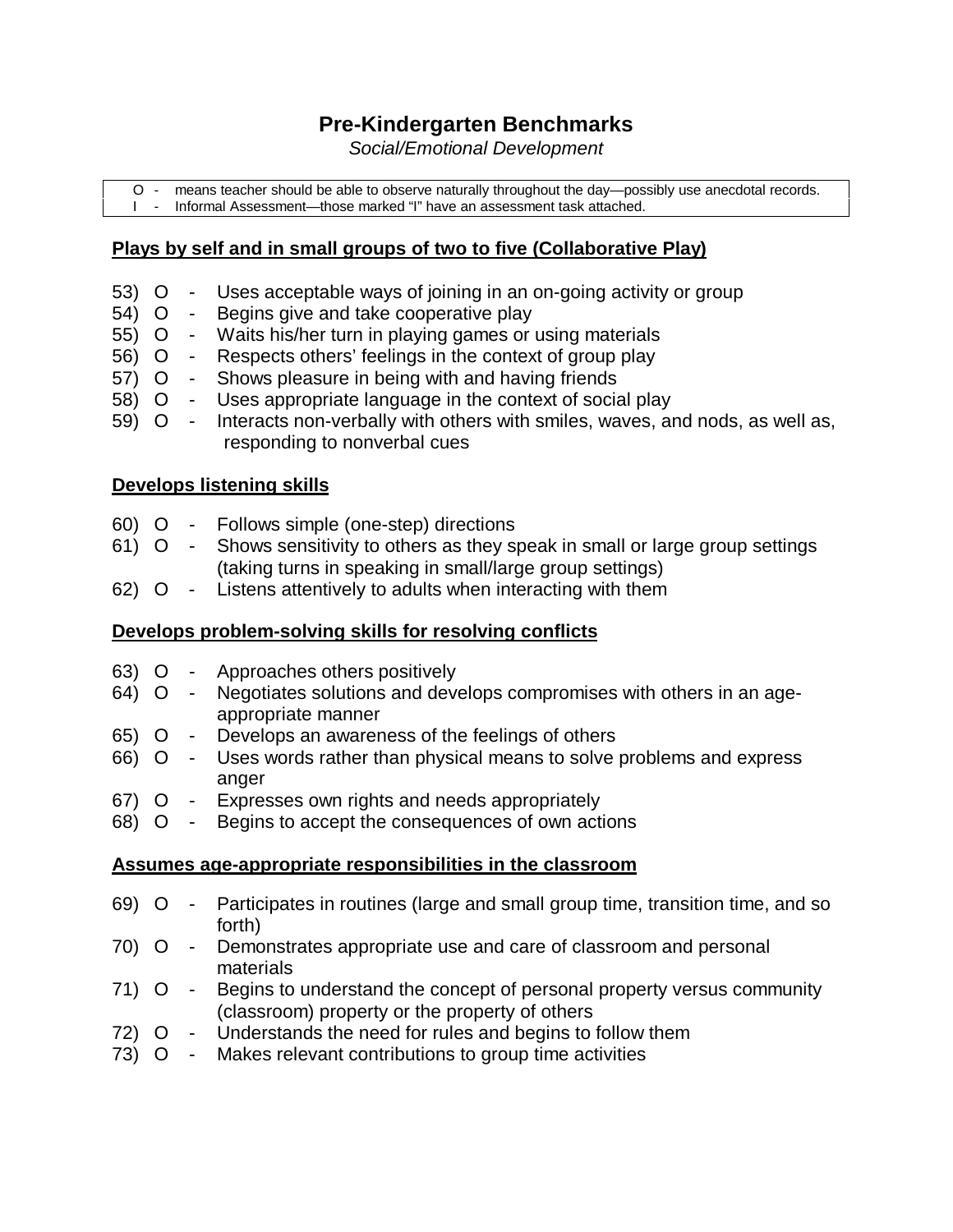# Pre-Kindergarten Benchmarks

*Social/Emotional Development*

| | |
|---|---|
| O - | means teacher should be able to observe naturally throughout the day—possibly use anecdotal records. |
| I - | Informal Assessment—those marked "I" have an assessment task attached. |

**<u>Plays by self and in small groups of two to five (Collaborative Play)</u>**

53) O - Uses acceptable ways of joining in an on-going activity or group
54) O - Begins give and take cooperative play
55) O - Waits his/her turn in playing games or using materials
56) O - Respects others' feelings in the context of group play
57) O - Shows pleasure in being with and having friends
58) O - Uses appropriate language in the context of social play
59) O - Interacts non-verbally with others with smiles, waves, and nods, as well as, responding to nonverbal cues

**<u>Develops listening skills</u>**

60) O - Follows simple (one-step) directions
61) O - Shows sensitivity to others as they speak in small or large group settings (taking turns in speaking in small/large group settings)
62) O - Listens attentively to adults when interacting with them

**<u>Develops problem-solving skills for resolving conflicts</u>**

63) O - Approaches others positively
64) O - Negotiates solutions and develops compromises with others in an age-appropriate manner
65) O - Develops an awareness of the feelings of others
66) O - Uses words rather than physical means to solve problems and express anger
67) O - Expresses own rights and needs appropriately
68) O - Begins to accept the consequences of own actions

**<u>Assumes age-appropriate responsibilities in the classroom</u>**

69) O - Participates in routines (large and small group time, transition time, and so forth)
70) O - Demonstrates appropriate use and care of classroom and personal materials
71) O - Begins to understand the concept of personal property versus community (classroom) property or the property of others
72) O - Understands the need for rules and begins to follow them
73) O - Makes relevant contributions to group time activities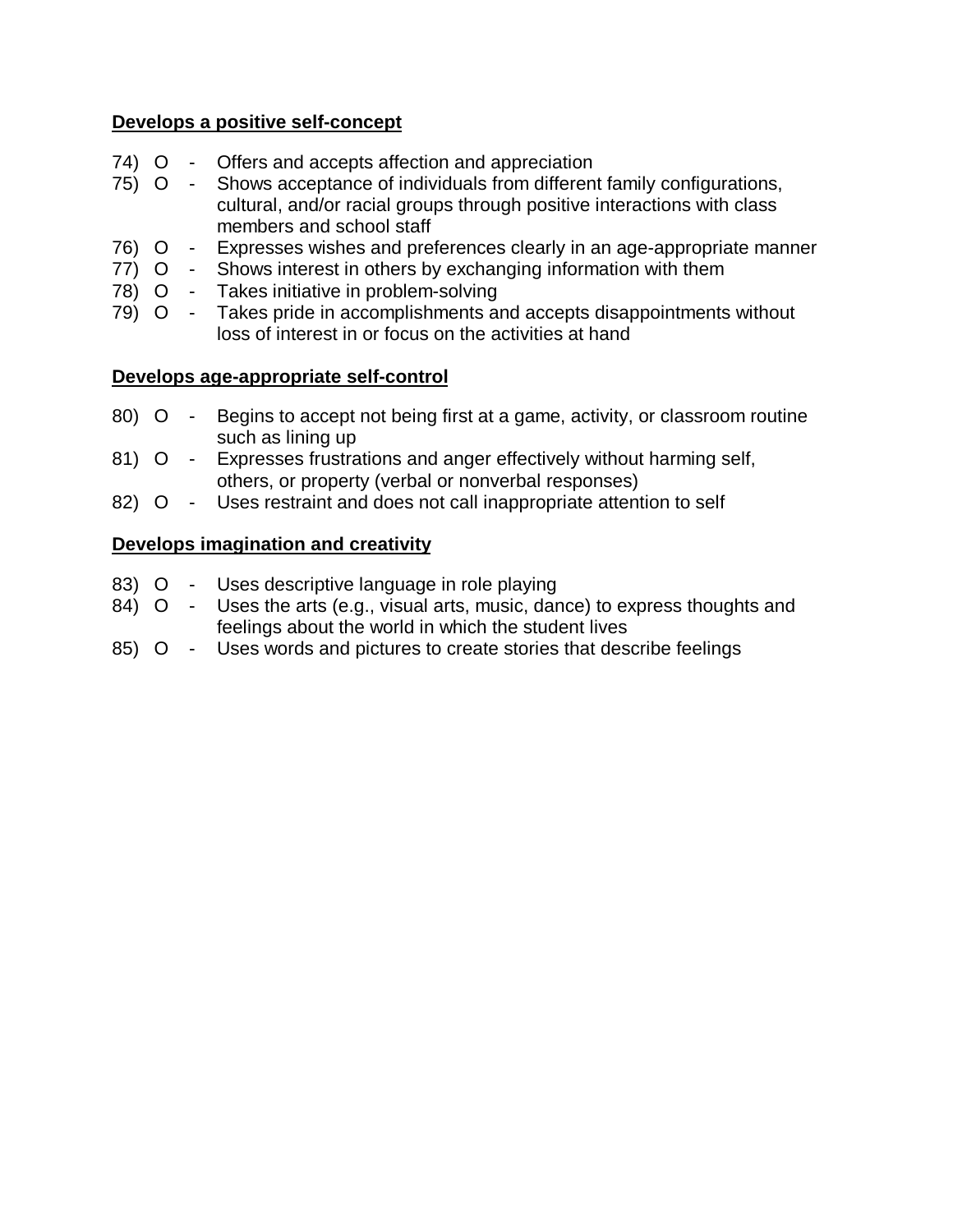**Develops a positive self-concept**

74) O - Offers and accepts affection and appreciation
75) O - Shows acceptance of individuals from different family configurations, cultural, and/or racial groups through positive interactions with class members and school staff
76) O - Expresses wishes and preferences clearly in an age-appropriate manner
77) O - Shows interest in others by exchanging information with them
78) O - Takes initiative in problem-solving
79) O - Takes pride in accomplishments and accepts disappointments without loss of interest in or focus on the activities at hand

**Develops age-appropriate self-control**

80) O - Begins to accept not being first at a game, activity, or classroom routine such as lining up
81) O - Expresses frustrations and anger effectively without harming self, others, or property (verbal or nonverbal responses)
82) O - Uses restraint and does not call inappropriate attention to self

**Develops imagination and creativity**

83) O - Uses descriptive language in role playing
84) O - Uses the arts (e.g., visual arts, music, dance) to express thoughts and feelings about the world in which the student lives
85) O - Uses words and pictures to create stories that describe feelings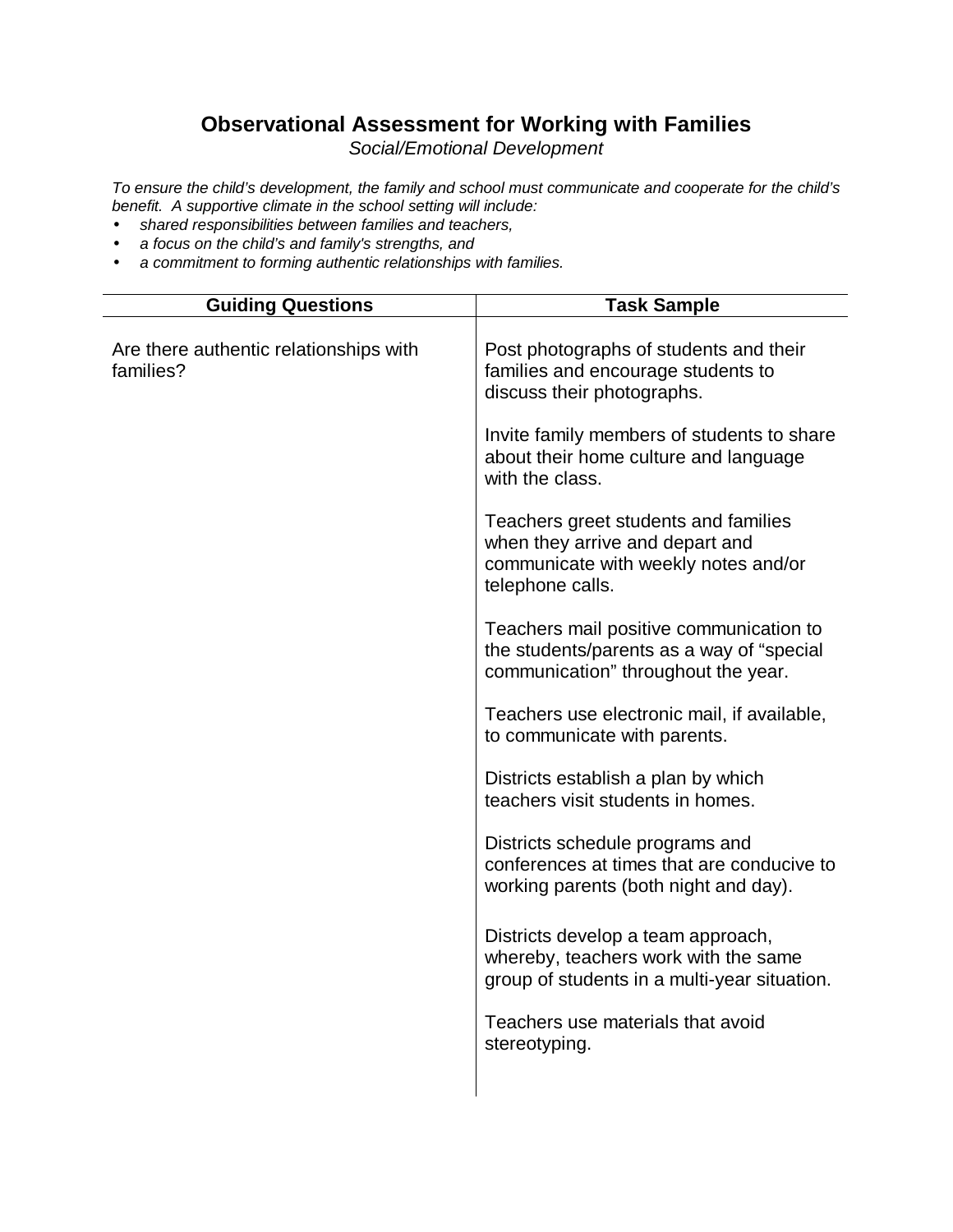# Observational Assessment for Working with Families

*Social/Emotional Development*

*To ensure the child's development, the family and school must communicate and cooperate for the child's benefit. A supportive climate in the school setting will include:*

- *shared responsibilities between families and teachers,*
- *a focus on the child's and family's strengths, and*
- *a commitment to forming authentic relationships with families.*

| Guiding Questions | Task Sample |
|---|---|
| Are there authentic relationships with families? | Post photographs of students and their families and encourage students to discuss their photographs. |
| | Invite family members of students to share about their home culture and language with the class. |
| | Teachers greet students and families when they arrive and depart and communicate with weekly notes and/or telephone calls. |
| | Teachers mail positive communication to the students/parents as a way of "special communication" throughout the year. |
| | Teachers use electronic mail, if available, to communicate with parents. |
| | Districts establish a plan by which teachers visit students in homes. |
| | Districts schedule programs and conferences at times that are conducive to working parents (both night and day). |
| | Districts develop a team approach, whereby, teachers work with the same group of students in a multi-year situation. |
| | Teachers use materials that avoid stereotyping. |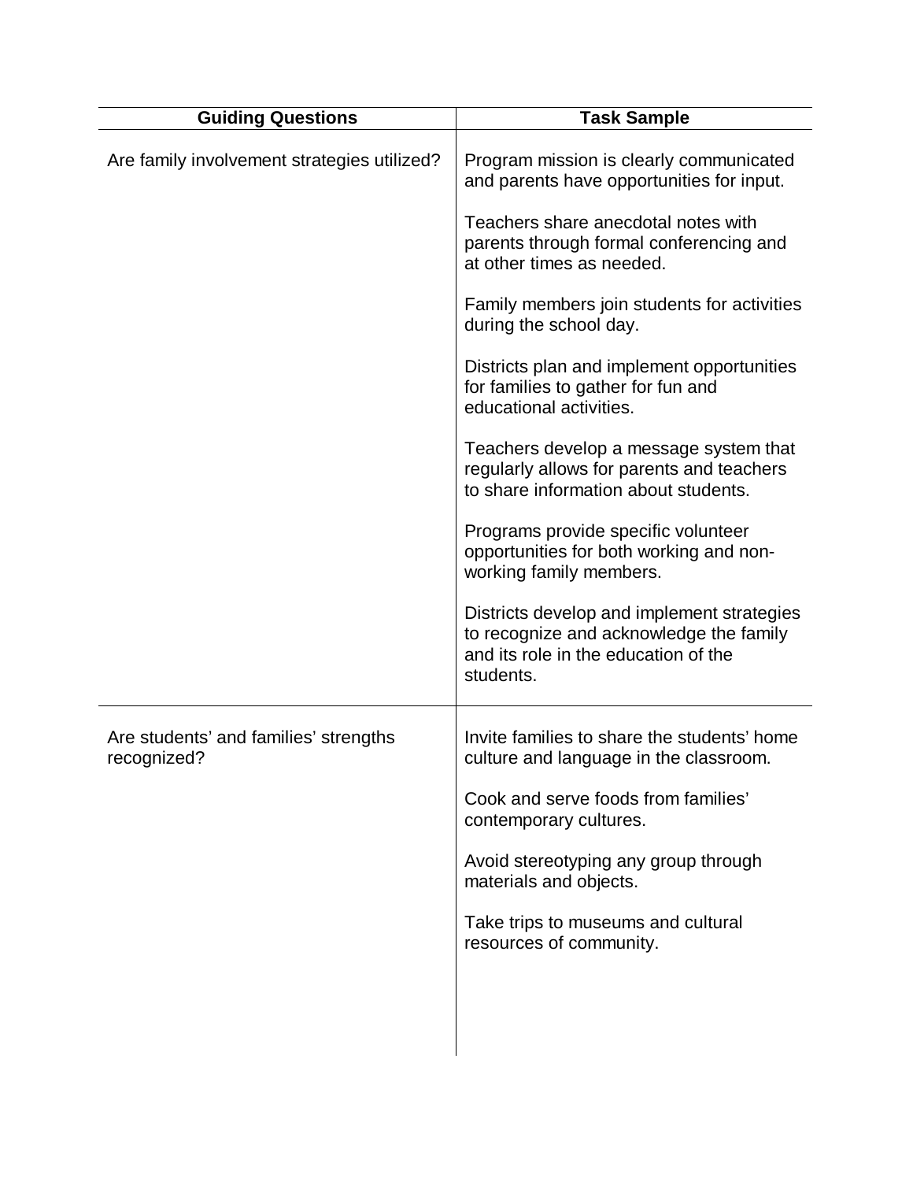| Guiding Questions | Task Sample |
|---|---|
| Are family involvement strategies utilized? | Program mission is clearly communicated and parents have opportunities for input.<br><br>Teachers share anecdotal notes with parents through formal conferencing and at other times as needed.<br><br>Family members join students for activities during the school day.<br><br>Districts plan and implement opportunities for families to gather for fun and educational activities.<br><br>Teachers develop a message system that regularly allows for parents and teachers to share information about students.<br><br>Programs provide specific volunteer opportunities for both working and non-working family members.<br><br>Districts develop and implement strategies to recognize and acknowledge the family and its role in the education of the students. |
| Are students' and families' strengths recognized? | Invite families to share the students' home culture and language in the classroom.<br><br>Cook and serve foods from families' contemporary cultures.<br><br>Avoid stereotyping any group through materials and objects.<br><br>Take trips to museums and cultural resources of community. |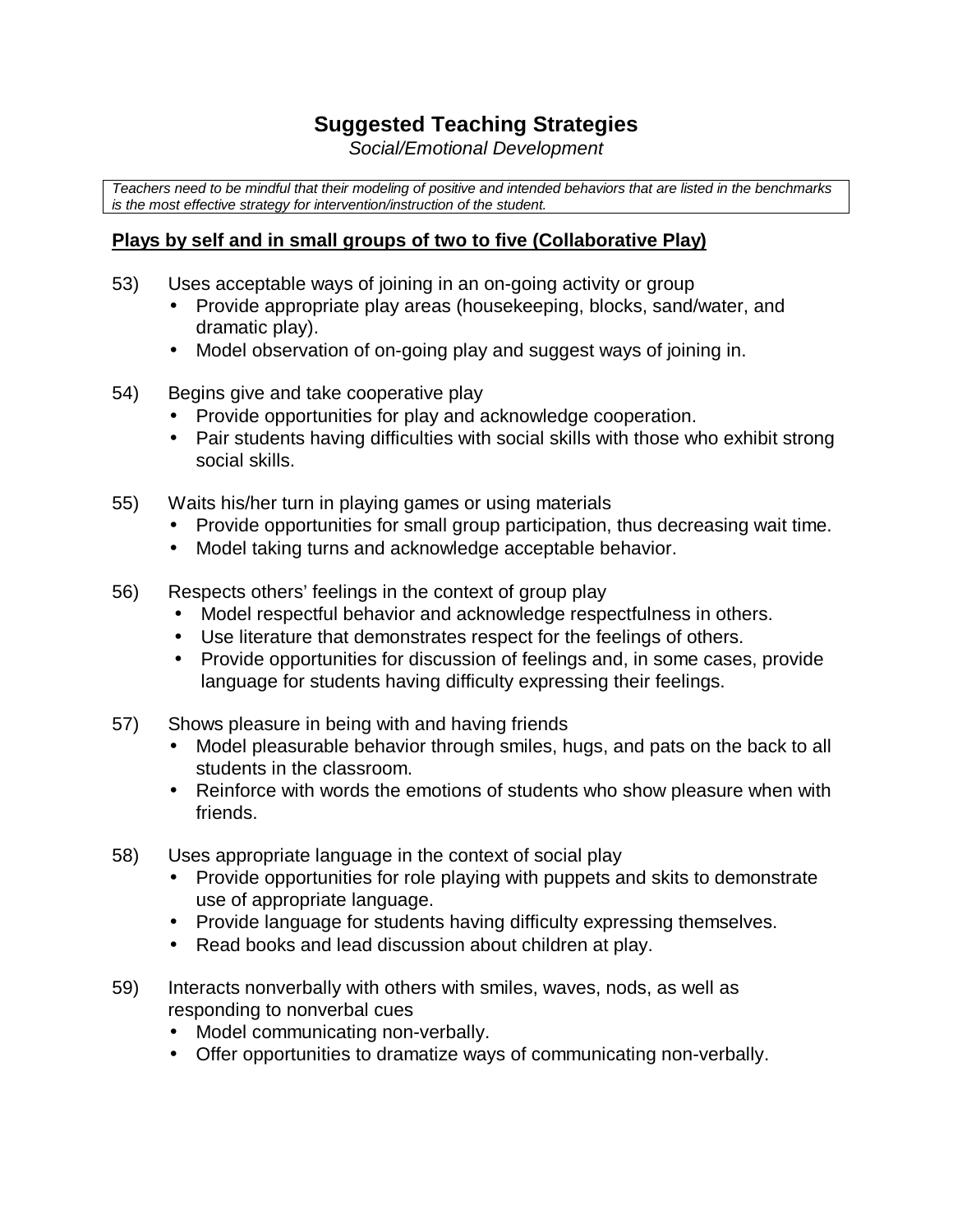# Suggested Teaching Strategies

*Social/Emotional Development*

*Teachers need to be mindful that their modeling of positive and intended behaviors that are listed in the benchmarks is the most effective strategy for intervention/instruction of the student.*

**Plays by self and in small groups of two to five (Collaborative Play)**

53) Uses acceptable ways of joining in an on-going activity or group
- Provide appropriate play areas (housekeeping, blocks, sand/water, and dramatic play).
- Model observation of on-going play and suggest ways of joining in.

54) Begins give and take cooperative play
- Provide opportunities for play and acknowledge cooperation.
- Pair students having difficulties with social skills with those who exhibit strong social skills.

55) Waits his/her turn in playing games or using materials
- Provide opportunities for small group participation, thus decreasing wait time.
- Model taking turns and acknowledge acceptable behavior.

56) Respects others' feelings in the context of group play
- Model respectful behavior and acknowledge respectfulness in others.
- Use literature that demonstrates respect for the feelings of others.
- Provide opportunities for discussion of feelings and, in some cases, provide language for students having difficulty expressing their feelings.

57) Shows pleasure in being with and having friends
- Model pleasurable behavior through smiles, hugs, and pats on the back to all students in the classroom.
- Reinforce with words the emotions of students who show pleasure when with friends.

58) Uses appropriate language in the context of social play
- Provide opportunities for role playing with puppets and skits to demonstrate use of appropriate language.
- Provide language for students having difficulty expressing themselves.
- Read books and lead discussion about children at play.

59) Interacts nonverbally with others with smiles, waves, nods, as well as responding to nonverbal cues
- Model communicating non-verbally.
- Offer opportunities to dramatize ways of communicating non-verbally.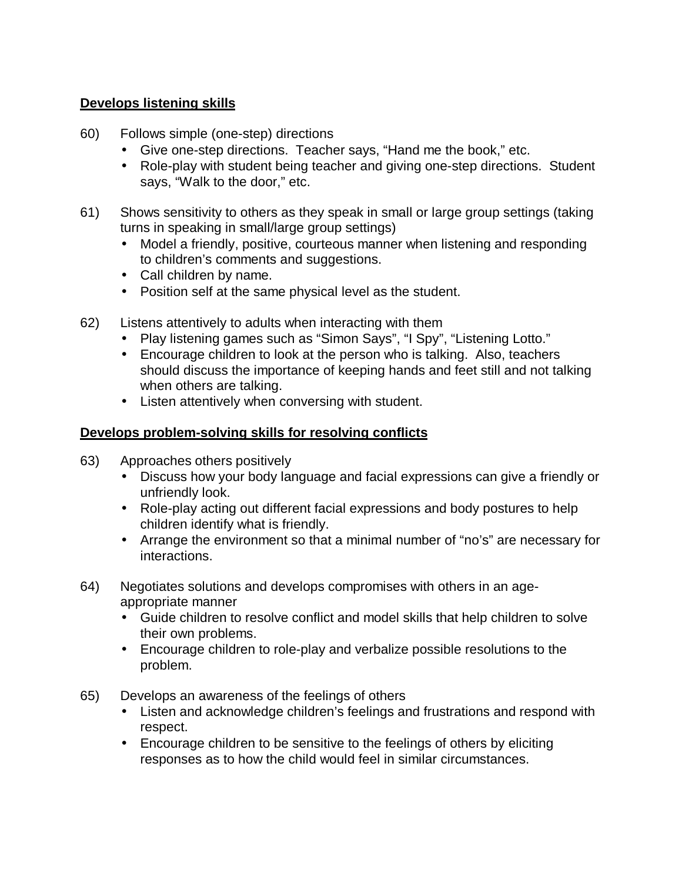**Develops listening skills**

60) Follows simple (one-step) directions
   - Give one-step directions. Teacher says, "Hand me the book," etc.
   - Role-play with student being teacher and giving one-step directions. Student says, "Walk to the door," etc.

61) Shows sensitivity to others as they speak in small or large group settings (taking turns in speaking in small/large group settings)
   - Model a friendly, positive, courteous manner when listening and responding to children's comments and suggestions.
   - Call children by name.
   - Position self at the same physical level as the student.

62) Listens attentively to adults when interacting with them
   - Play listening games such as "Simon Says", "I Spy", "Listening Lotto."
   - Encourage children to look at the person who is talking. Also, teachers should discuss the importance of keeping hands and feet still and not talking when others are talking.
   - Listen attentively when conversing with student.

**Develops problem-solving skills for resolving conflicts**

63) Approaches others positively
   - Discuss how your body language and facial expressions can give a friendly or unfriendly look.
   - Role-play acting out different facial expressions and body postures to help children identify what is friendly.
   - Arrange the environment so that a minimal number of "no's" are necessary for interactions.

64) Negotiates solutions and develops compromises with others in an age-appropriate manner
   - Guide children to resolve conflict and model skills that help children to solve their own problems.
   - Encourage children to role-play and verbalize possible resolutions to the problem.

65) Develops an awareness of the feelings of others
   - Listen and acknowledge children's feelings and frustrations and respond with respect.
   - Encourage children to be sensitive to the feelings of others by eliciting responses as to how the child would feel in similar circumstances.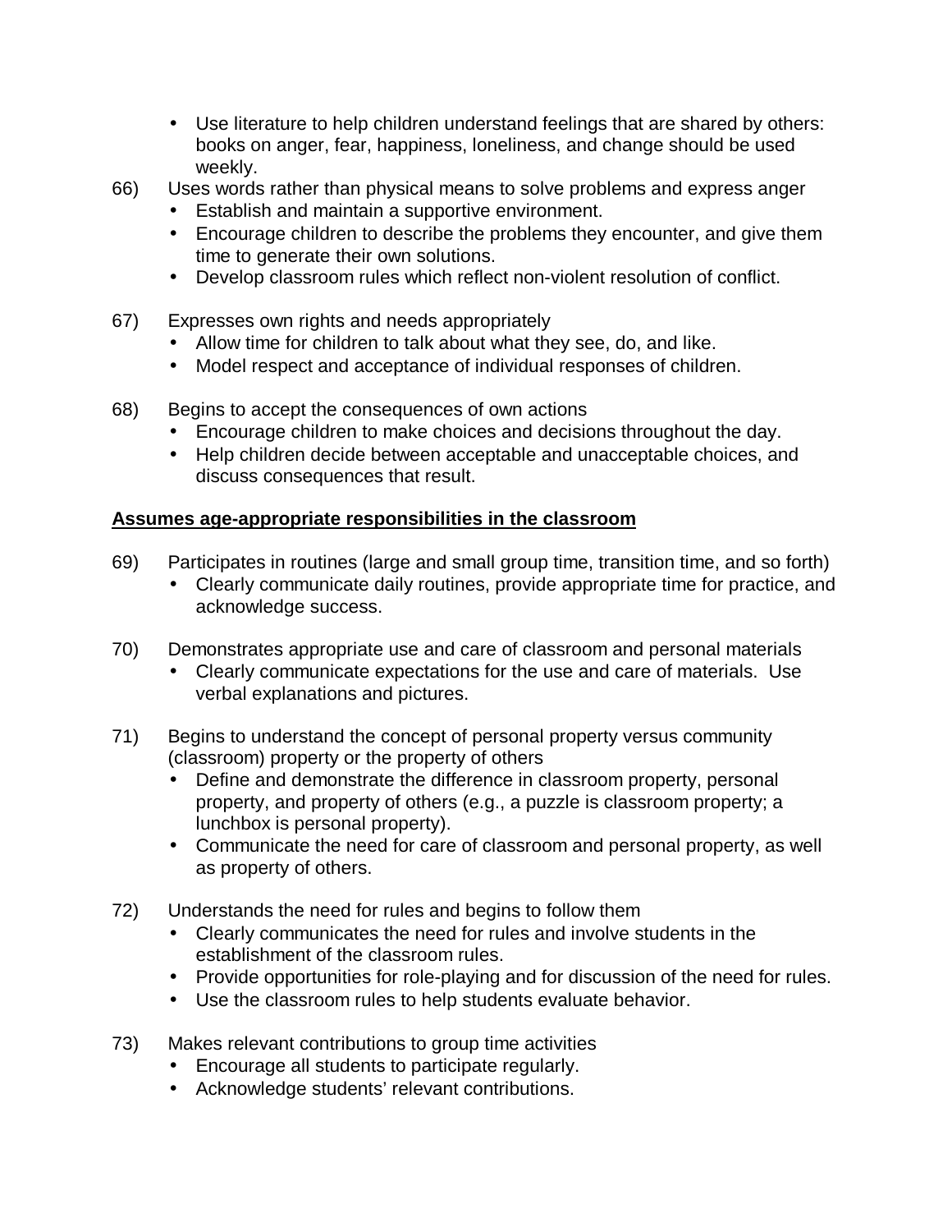- Use literature to help children understand feelings that are shared by others: books on anger, fear, happiness, loneliness, and change should be used weekly.

66) Uses words rather than physical means to solve problems and express anger
   - Establish and maintain a supportive environment.
   - Encourage children to describe the problems they encounter, and give them time to generate their own solutions.
   - Develop classroom rules which reflect non-violent resolution of conflict.

67) Expresses own rights and needs appropriately
   - Allow time for children to talk about what they see, do, and like.
   - Model respect and acceptance of individual responses of children.

68) Begins to accept the consequences of own actions
   - Encourage children to make choices and decisions throughout the day.
   - Help children decide between acceptable and unacceptable choices, and discuss consequences that result.

**Assumes age-appropriate responsibilities in the classroom**

69) Participates in routines (large and small group time, transition time, and so forth)
   - Clearly communicate daily routines, provide appropriate time for practice, and acknowledge success.

70) Demonstrates appropriate use and care of classroom and personal materials
   - Clearly communicate expectations for the use and care of materials. Use verbal explanations and pictures.

71) Begins to understand the concept of personal property versus community (classroom) property or the property of others
   - Define and demonstrate the difference in classroom property, personal property, and property of others (e.g., a puzzle is classroom property; a lunchbox is personal property).
   - Communicate the need for care of classroom and personal property, as well as property of others.

72) Understands the need for rules and begins to follow them
   - Clearly communicates the need for rules and involve students in the establishment of the classroom rules.
   - Provide opportunities for role-playing and for discussion of the need for rules.
   - Use the classroom rules to help students evaluate behavior.

73) Makes relevant contributions to group time activities
   - Encourage all students to participate regularly.
   - Acknowledge students' relevant contributions.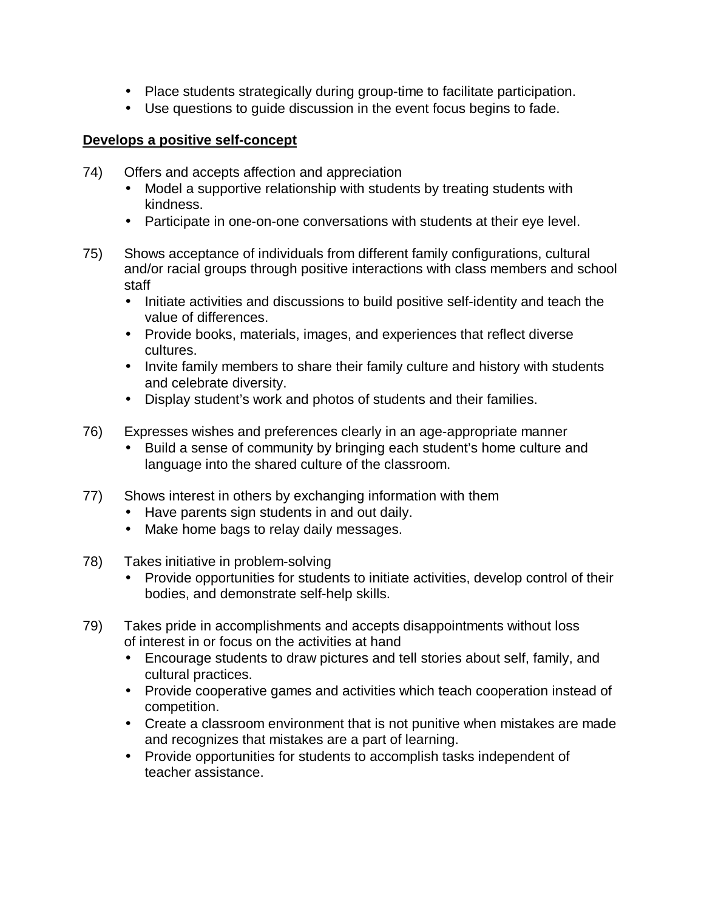- Place students strategically during group-time to facilitate participation.
- Use questions to guide discussion in the event focus begins to fade.

**<u>Develops a positive self-concept</u>**

74) Offers and accepts affection and appreciation
   - Model a supportive relationship with students by treating students with kindness.
   - Participate in one-on-one conversations with students at their eye level.

75) Shows acceptance of individuals from different family configurations, cultural and/or racial groups through positive interactions with class members and school staff
   - Initiate activities and discussions to build positive self-identity and teach the value of differences.
   - Provide books, materials, images, and experiences that reflect diverse cultures.
   - Invite family members to share their family culture and history with students and celebrate diversity.
   - Display student's work and photos of students and their families.

76) Expresses wishes and preferences clearly in an age-appropriate manner
   - Build a sense of community by bringing each student's home culture and language into the shared culture of the classroom.

77) Shows interest in others by exchanging information with them
   - Have parents sign students in and out daily.
   - Make home bags to relay daily messages.

78) Takes initiative in problem-solving
   - Provide opportunities for students to initiate activities, develop control of their bodies, and demonstrate self-help skills.

79) Takes pride in accomplishments and accepts disappointments without loss of interest in or focus on the activities at hand
   - Encourage students to draw pictures and tell stories about self, family, and cultural practices.
   - Provide cooperative games and activities which teach cooperation instead of competition.
   - Create a classroom environment that is not punitive when mistakes are made and recognizes that mistakes are a part of learning.
   - Provide opportunities for students to accomplish tasks independent of teacher assistance.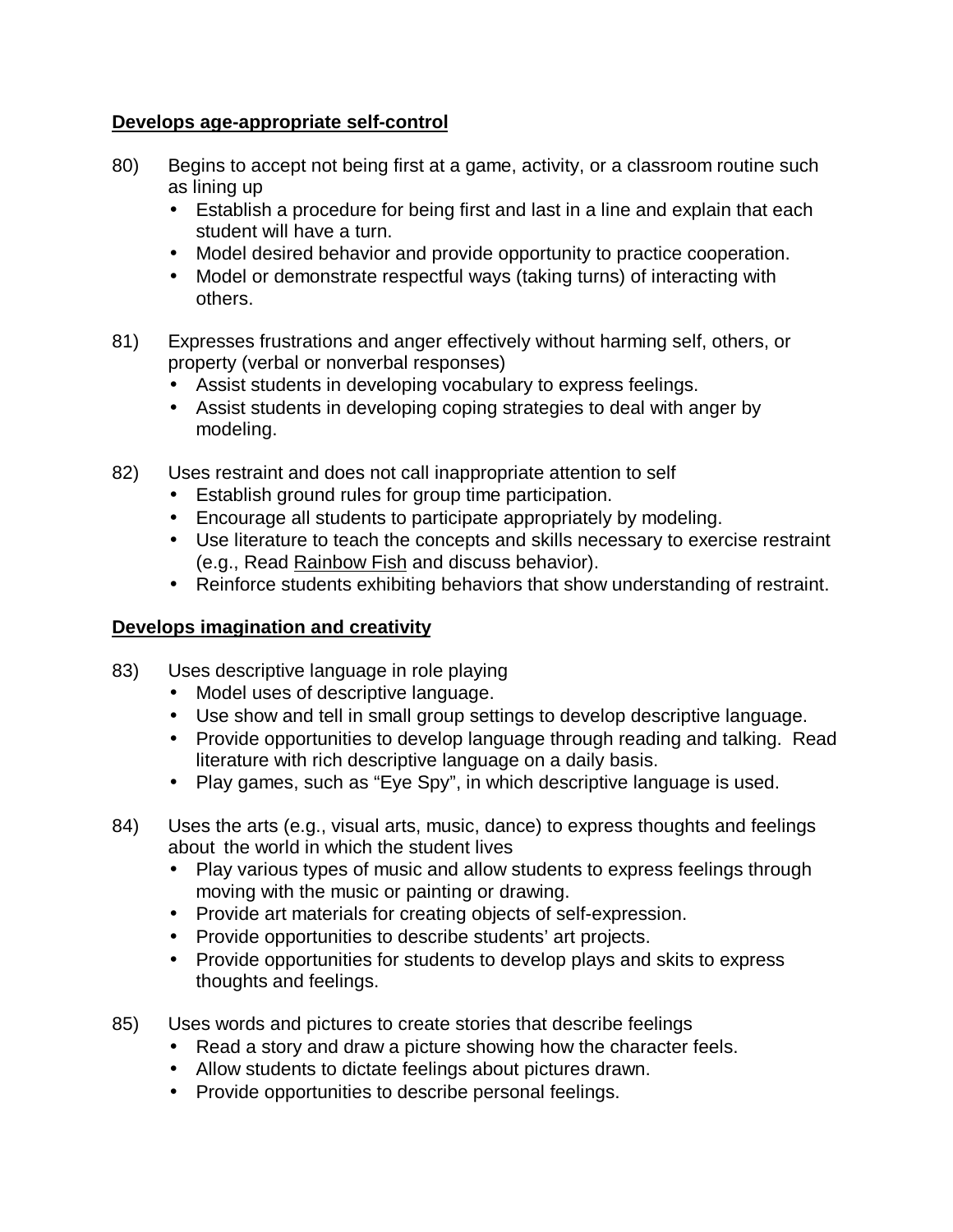**<u>Develops age-appropriate self-control</u>**

80) Begins to accept not being first at a game, activity, or a classroom routine such as lining up
   - Establish a procedure for being first and last in a line and explain that each student will have a turn.
   - Model desired behavior and provide opportunity to practice cooperation.
   - Model or demonstrate respectful ways (taking turns) of interacting with others.

81) Expresses frustrations and anger effectively without harming self, others, or property (verbal or nonverbal responses)
   - Assist students in developing vocabulary to express feelings.
   - Assist students in developing coping strategies to deal with anger by modeling.

82) Uses restraint and does not call inappropriate attention to self
   - Establish ground rules for group time participation.
   - Encourage all students to participate appropriately by modeling.
   - Use literature to teach the concepts and skills necessary to exercise restraint (e.g., Read <u>Rainbow Fish</u> and discuss behavior).
   - Reinforce students exhibiting behaviors that show understanding of restraint.

**<u>Develops imagination and creativity</u>**

83) Uses descriptive language in role playing
   - Model uses of descriptive language.
   - Use show and tell in small group settings to develop descriptive language.
   - Provide opportunities to develop language through reading and talking. Read literature with rich descriptive language on a daily basis.
   - Play games, such as "Eye Spy", in which descriptive language is used.

84) Uses the arts (e.g., visual arts, music, dance) to express thoughts and feelings about the world in which the student lives
   - Play various types of music and allow students to express feelings through moving with the music or painting or drawing.
   - Provide art materials for creating objects of self-expression.
   - Provide opportunities to describe students' art projects.
   - Provide opportunities for students to develop plays and skits to express thoughts and feelings.

85) Uses words and pictures to create stories that describe feelings
   - Read a story and draw a picture showing how the character feels.
   - Allow students to dictate feelings about pictures drawn.
   - Provide opportunities to describe personal feelings.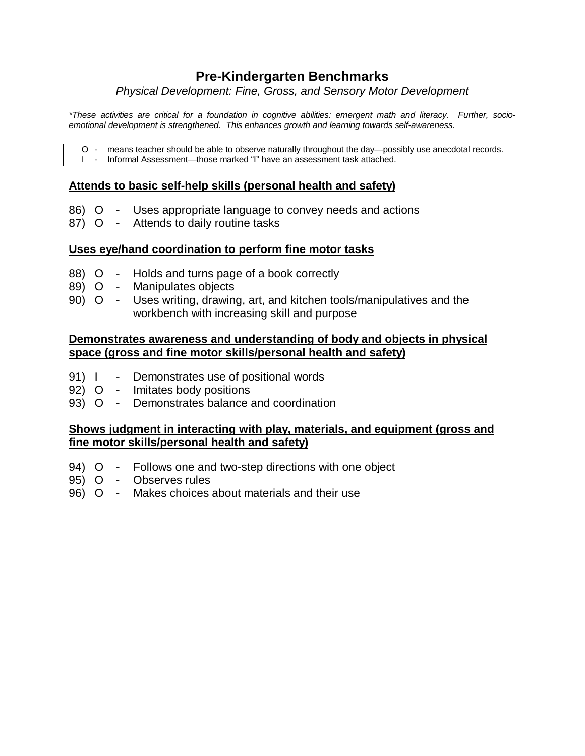# Pre-Kindergarten Benchmarks

*Physical Development: Fine, Gross, and Sensory Motor Development*

**These activities are critical for a foundation in cognitive abilities: emergent math and literacy. Further, socio-emotional development is strengthened. This enhances growth and learning towards self-awareness.*

| | |
|---|---|
| O - | means teacher should be able to observe naturally throughout the day—possibly use anecdotal records. |
| I - | Informal Assessment—those marked "I" have an assessment task attached. |

**<u>Attends to basic self-help skills (personal health and safety)</u>**

86) O - Uses appropriate language to convey needs and actions
87) O - Attends to daily routine tasks

**<u>Uses eye/hand coordination to perform fine motor tasks</u>**

88) O - Holds and turns page of a book correctly
89) O - Manipulates objects
90) O - Uses writing, drawing, art, and kitchen tools/manipulatives and the workbench with increasing skill and purpose

**<u>Demonstrates awareness and understanding of body and objects in physical space (gross and fine motor skills/personal health and safety)</u>**

91) I - Demonstrates use of positional words
92) O - Imitates body positions
93) O - Demonstrates balance and coordination

**<u>Shows judgment in interacting with play, materials, and equipment (gross and fine motor skills/personal health and safety)</u>**

94) O - Follows one and two-step directions with one object
95) O - Observes rules
96) O - Makes choices about materials and their use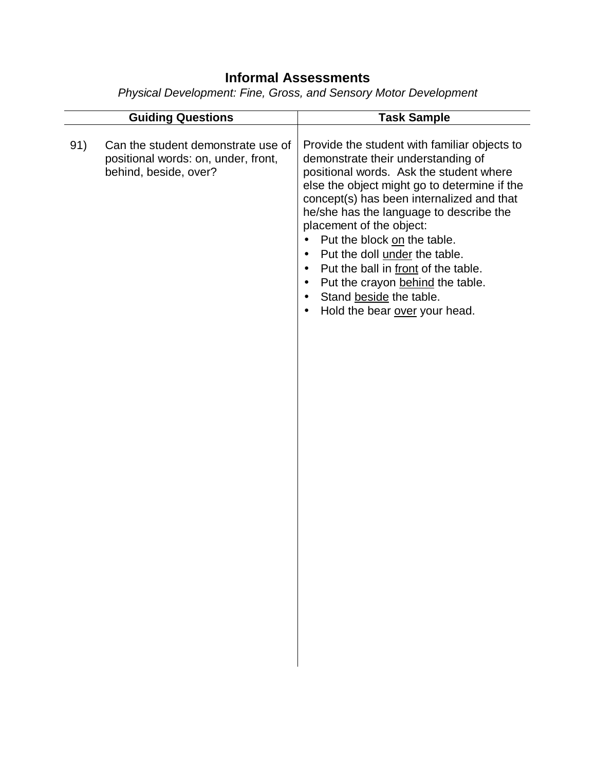# Informal Assessments

*Physical Development: Fine, Gross, and Sensory Motor Development*

| Guiding Questions | Task Sample |
|---|---|
| 91) Can the student demonstrate use of positional words: on, under, front, behind, beside, over? | Provide the student with familiar objects to demonstrate their understanding of positional words. Ask the student where else the object might go to determine if the concept(s) has been internalized and that he/she has the language to describe the placement of the object:<br>• Put the block <u>on</u> the table.<br>• Put the doll <u>under</u> the table.<br>• Put the ball in <u>front</u> of the table.<br>• Put the crayon <u>behind</u> the table.<br>• Stand <u>beside</u> the table.<br>• Hold the bear <u>over</u> your head. |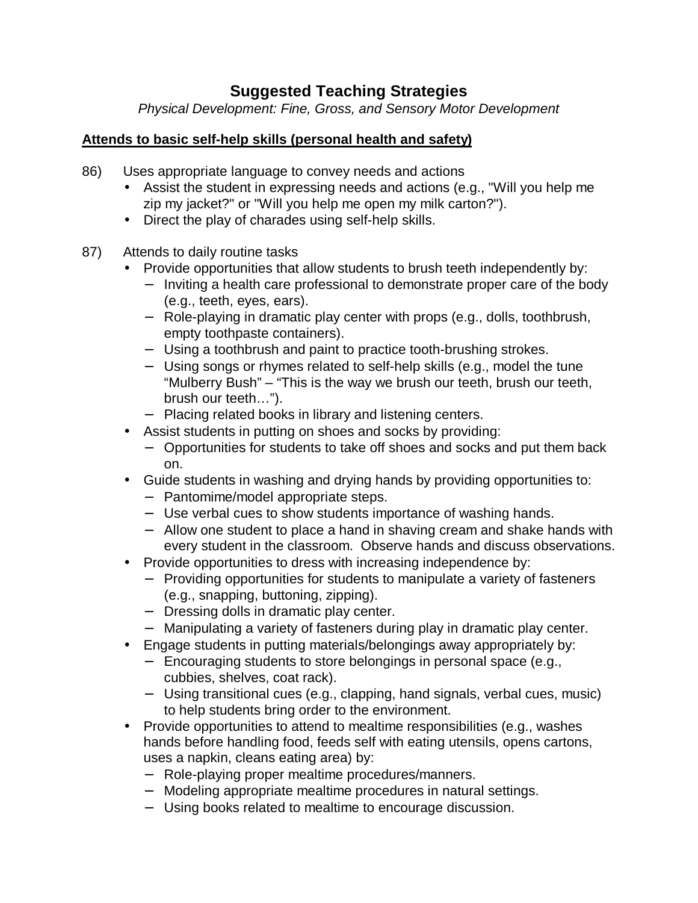# Suggested Teaching Strategies

*Physical Development: Fine, Gross, and Sensory Motor Development*

**Attends to basic self-help skills (personal health and safety)**

86) Uses appropriate language to convey needs and actions
- Assist the student in expressing needs and actions (e.g., "Will you help me zip my jacket?" or "Will you help me open my milk carton?").
- Direct the play of charades using self-help skills.

87) Attends to daily routine tasks
- Provide opportunities that allow students to brush teeth independently by:
  - Inviting a health care professional to demonstrate proper care of the body (e.g., teeth, eyes, ears).
  - Role-playing in dramatic play center with props (e.g., dolls, toothbrush, empty toothpaste containers).
  - Using a toothbrush and paint to practice tooth-brushing strokes.
  - Using songs or rhymes related to self-help skills (e.g., model the tune "Mulberry Bush" – "This is the way we brush our teeth, brush our teeth, brush our teeth…").
  - Placing related books in library and listening centers.
- Assist students in putting on shoes and socks by providing:
  - Opportunities for students to take off shoes and socks and put them back on.
- Guide students in washing and drying hands by providing opportunities to:
  - Pantomime/model appropriate steps.
  - Use verbal cues to show students importance of washing hands.
  - Allow one student to place a hand in shaving cream and shake hands with every student in the classroom. Observe hands and discuss observations.
- Provide opportunities to dress with increasing independence by:
  - Providing opportunities for students to manipulate a variety of fasteners (e.g., snapping, buttoning, zipping).
  - Dressing dolls in dramatic play center.
  - Manipulating a variety of fasteners during play in dramatic play center.
- Engage students in putting materials/belongings away appropriately by:
  - Encouraging students to store belongings in personal space (e.g., cubbies, shelves, coat rack).
  - Using transitional cues (e.g., clapping, hand signals, verbal cues, music) to help students bring order to the environment.
- Provide opportunities to attend to mealtime responsibilities (e.g., washes hands before handling food, feeds self with eating utensils, opens cartons, uses a napkin, cleans eating area) by:
  - Role-playing proper mealtime procedures/manners.
  - Modeling appropriate mealtime procedures in natural settings.
  - Using books related to mealtime to encourage discussion.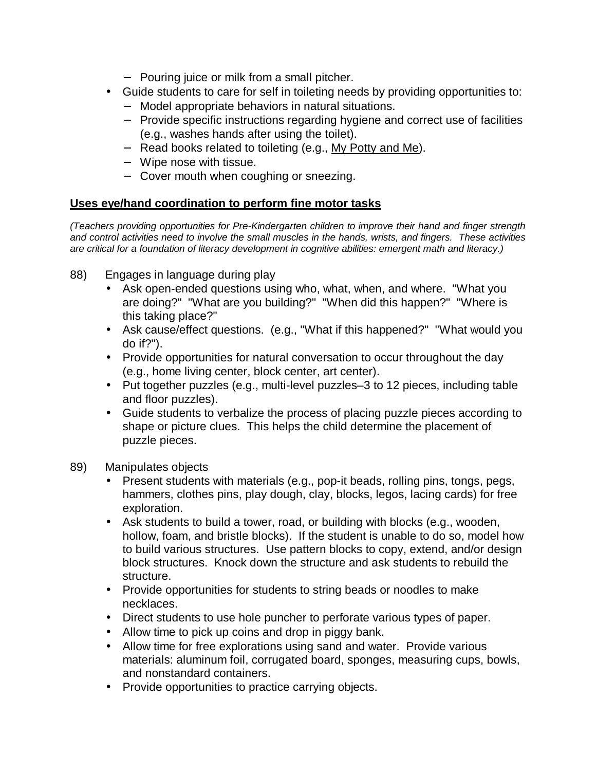- Pouring juice or milk from a small pitcher.
- Guide students to care for self in toileting needs by providing opportunities to:
  - Model appropriate behaviors in natural situations.
  - Provide specific instructions regarding hygiene and correct use of facilities (e.g., washes hands after using the toilet).
  - Read books related to toileting (e.g., <u>My Potty and Me</u>).
  - Wipe nose with tissue.
  - Cover mouth when coughing or sneezing.

**<u>Uses eye/hand coordination to perform fine motor tasks</u>**

*(Teachers providing opportunities for Pre-Kindergarten children to improve their hand and finger strength and control activities need to involve the small muscles in the hands, wrists, and fingers. These activities are critical for a foundation of literacy development in cognitive abilities: emergent math and literacy.)*

88) Engages in language during play
- Ask open-ended questions using who, what, when, and where. "What you are doing?" "What are you building?" "When did this happen?" "Where is this taking place?"
- Ask cause/effect questions. (e.g., "What if this happened?" "What would you do if?").
- Provide opportunities for natural conversation to occur throughout the day (e.g., home living center, block center, art center).
- Put together puzzles (e.g., multi-level puzzles–3 to 12 pieces, including table and floor puzzles).
- Guide students to verbalize the process of placing puzzle pieces according to shape or picture clues. This helps the child determine the placement of puzzle pieces.

89) Manipulates objects
- Present students with materials (e.g., pop-it beads, rolling pins, tongs, pegs, hammers, clothes pins, play dough, clay, blocks, legos, lacing cards) for free exploration.
- Ask students to build a tower, road, or building with blocks (e.g., wooden, hollow, foam, and bristle blocks). If the student is unable to do so, model how to build various structures. Use pattern blocks to copy, extend, and/or design block structures. Knock down the structure and ask students to rebuild the structure.
- Provide opportunities for students to string beads or noodles to make necklaces.
- Direct students to use hole puncher to perforate various types of paper.
- Allow time to pick up coins and drop in piggy bank.
- Allow time for free explorations using sand and water. Provide various materials: aluminum foil, corrugated board, sponges, measuring cups, bowls, and nonstandard containers.
- Provide opportunities to practice carrying objects.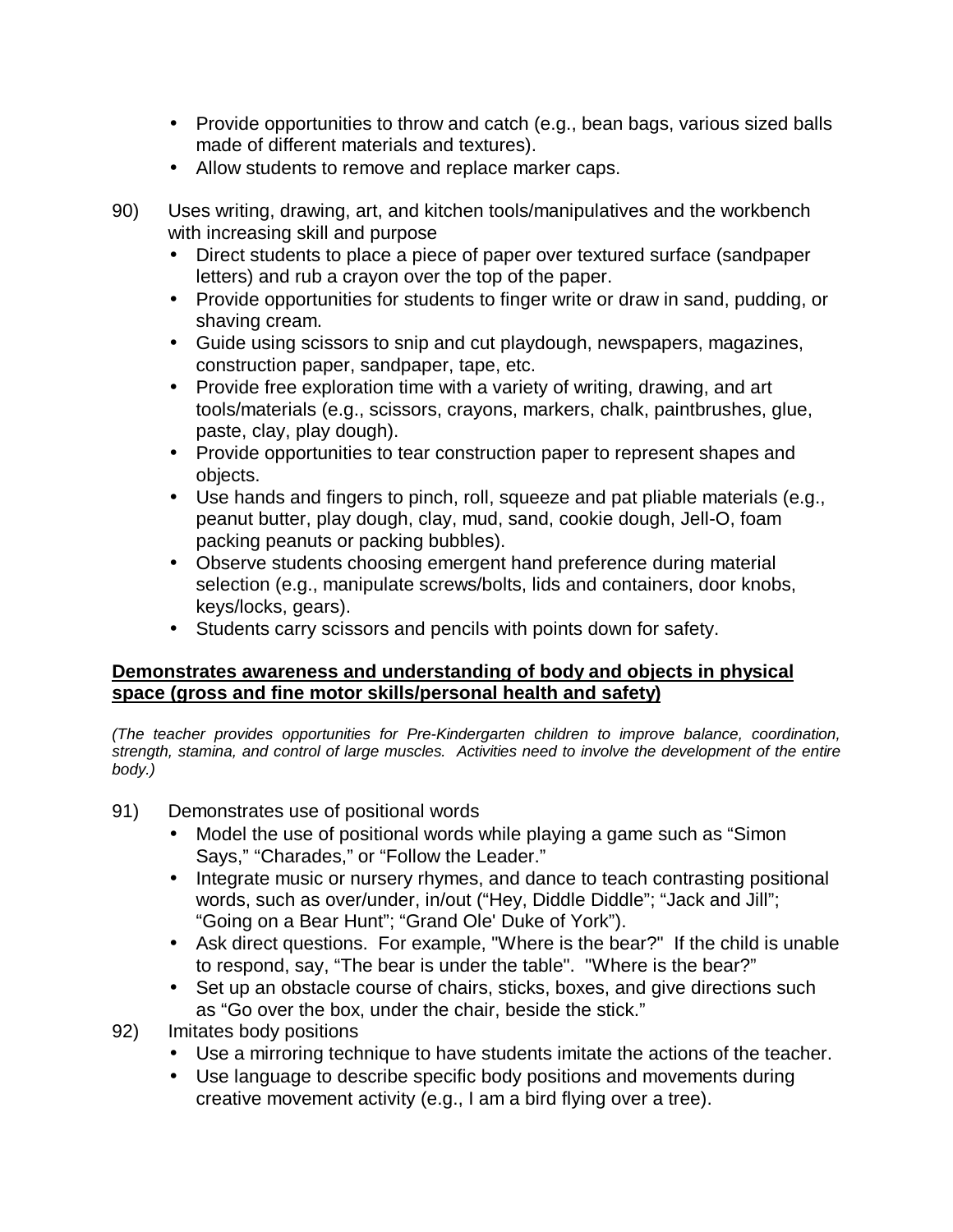- Provide opportunities to throw and catch (e.g., bean bags, various sized balls made of different materials and textures).
- Allow students to remove and replace marker caps.

90) Uses writing, drawing, art, and kitchen tools/manipulatives and the workbench with increasing skill and purpose
- Direct students to place a piece of paper over textured surface (sandpaper letters) and rub a crayon over the top of the paper.
- Provide opportunities for students to finger write or draw in sand, pudding, or shaving cream.
- Guide using scissors to snip and cut playdough, newspapers, magazines, construction paper, sandpaper, tape, etc.
- Provide free exploration time with a variety of writing, drawing, and art tools/materials (e.g., scissors, crayons, markers, chalk, paintbrushes, glue, paste, clay, play dough).
- Provide opportunities to tear construction paper to represent shapes and objects.
- Use hands and fingers to pinch, roll, squeeze and pat pliable materials (e.g., peanut butter, play dough, clay, mud, sand, cookie dough, Jell-O, foam packing peanuts or packing bubbles).
- Observe students choosing emergent hand preference during material selection (e.g., manipulate screws/bolts, lids and containers, door knobs, keys/locks, gears).
- Students carry scissors and pencils with points down for safety.

**Demonstrates awareness and understanding of body and objects in physical space (gross and fine motor skills/personal health and safety)**

*(The teacher provides opportunities for Pre-Kindergarten children to improve balance, coordination, strength, stamina, and control of large muscles. Activities need to involve the development of the entire body.)*

91) Demonstrates use of positional words
- Model the use of positional words while playing a game such as "Simon Says," "Charades," or "Follow the Leader."
- Integrate music or nursery rhymes, and dance to teach contrasting positional words, such as over/under, in/out ("Hey, Diddle Diddle"; "Jack and Jill"; "Going on a Bear Hunt"; "Grand Ole' Duke of York").
- Ask direct questions. For example, "Where is the bear?" If the child is unable to respond, say, "The bear is under the table". "Where is the bear?"
- Set up an obstacle course of chairs, sticks, boxes, and give directions such as "Go over the box, under the chair, beside the stick."

92) Imitates body positions
- Use a mirroring technique to have students imitate the actions of the teacher.
- Use language to describe specific body positions and movements during creative movement activity (e.g., I am a bird flying over a tree).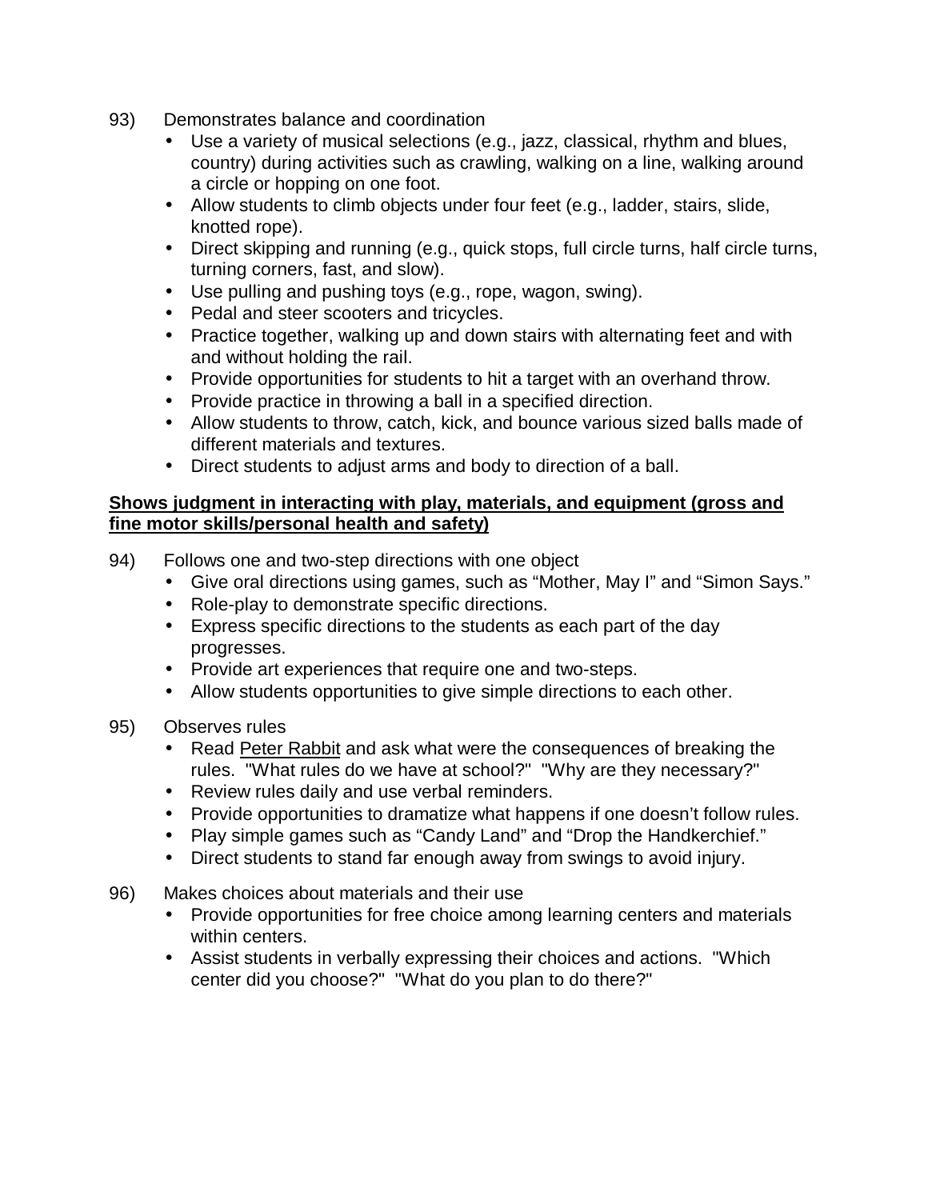93) Demonstrates balance and coordination

- Use a variety of musical selections (e.g., jazz, classical, rhythm and blues, country) during activities such as crawling, walking on a line, walking around a circle or hopping on one foot.
- Allow students to climb objects under four feet (e.g., ladder, stairs, slide, knotted rope).
- Direct skipping and running (e.g., quick stops, full circle turns, half circle turns, turning corners, fast, and slow).
- Use pulling and pushing toys (e.g., rope, wagon, swing).
- Pedal and steer scooters and tricycles.
- Practice together, walking up and down stairs with alternating feet and with and without holding the rail.
- Provide opportunities for students to hit a target with an overhand throw.
- Provide practice in throwing a ball in a specified direction.
- Allow students to throw, catch, kick, and bounce various sized balls made of different materials and textures.
- Direct students to adjust arms and body to direction of a ball.

**Shows judgment in interacting with play, materials, and equipment (gross and fine motor skills/personal health and safety)**

94) Follows one and two-step directions with one object

- Give oral directions using games, such as “Mother, May I” and “Simon Says.”
- Role-play to demonstrate specific directions.
- Express specific directions to the students as each part of the day progresses.
- Provide art experiences that require one and two-steps.
- Allow students opportunities to give simple directions to each other.

95) Observes rules

- Read Peter Rabbit and ask what were the consequences of breaking the rules. "What rules do we have at school?" "Why are they necessary?"
- Review rules daily and use verbal reminders.
- Provide opportunities to dramatize what happens if one doesn’t follow rules.
- Play simple games such as “Candy Land” and “Drop the Handkerchief.”
- Direct students to stand far enough away from swings to avoid injury.

96) Makes choices about materials and their use

- Provide opportunities for free choice among learning centers and materials within centers.
- Assist students in verbally expressing their choices and actions. "Which center did you choose?" "What do you plan to do there?"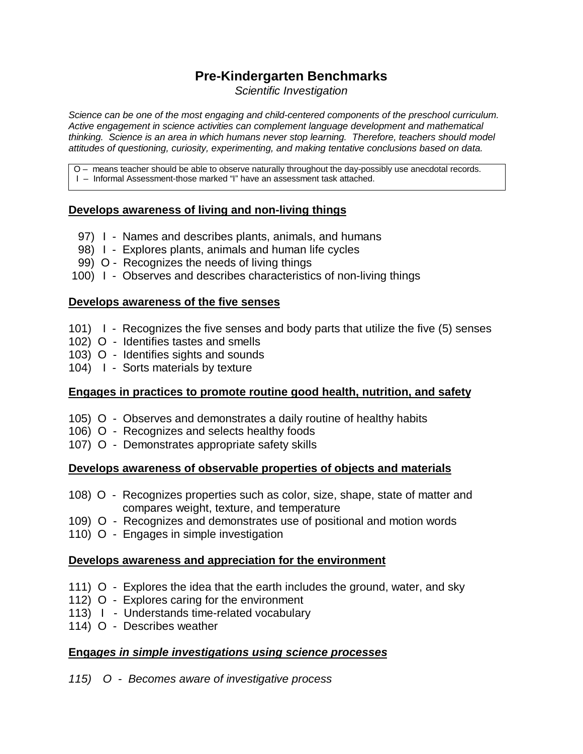# Pre-Kindergarten Benchmarks

*Scientific Investigation*

*Science can be one of the most engaging and child-centered components of the preschool curriculum. Active engagement in science activities can complement language development and mathematical thinking. Science is an area in which humans never stop learning. Therefore, teachers should model attitudes of questioning, curiosity, experimenting, and making tentative conclusions based on data.*

O – means teacher should be able to observe naturally throughout the day-possibly use anecdotal records.
I – Informal Assessment-those marked "I" have an assessment task attached.

**Develops awareness of living and non-living things**

97) I - Names and describes plants, animals, and humans
98) I - Explores plants, animals and human life cycles
99) O - Recognizes the needs of living things
100) I - Observes and describes characteristics of non-living things

**Develops awareness of the five senses**

101) I - Recognizes the five senses and body parts that utilize the five (5) senses
102) O - Identifies tastes and smells
103) O - Identifies sights and sounds
104) I - Sorts materials by texture

**Engages in practices to promote routine good health, nutrition, and safety**

105) O - Observes and demonstrates a daily routine of healthy habits
106) O - Recognizes and selects healthy foods
107) O - Demonstrates appropriate safety skills

**Develops awareness of observable properties of objects and materials**

108) O - Recognizes properties such as color, size, shape, state of matter and compares weight, texture, and temperature
109) O - Recognizes and demonstrates use of positional and motion words
110) O - Engages in simple investigation

**Develops awareness and appreciation for the environment**

111) O - Explores the idea that the earth includes the ground, water, and sky
112) O - Explores caring for the environment
113) I - Understands time-related vocabulary
114) O - Describes weather

**Engages *in simple investigations using science processes***

*115) O - Becomes aware of investigative process*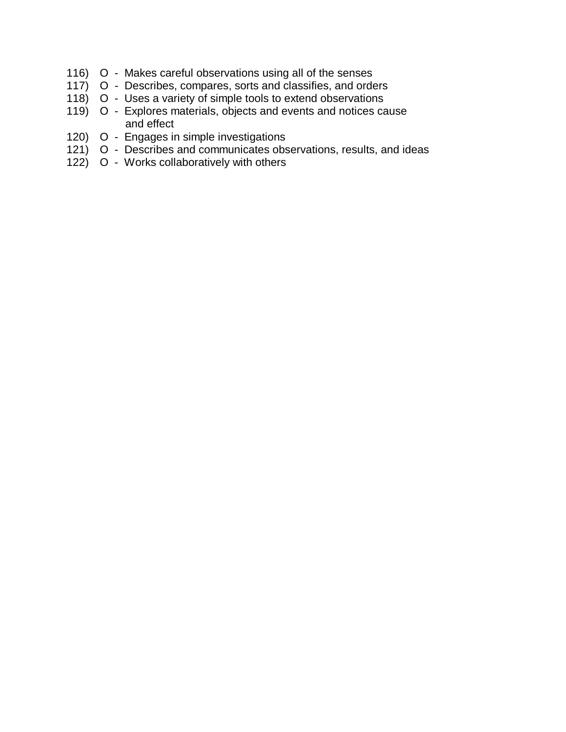116) O - Makes careful observations using all of the senses
117) O - Describes, compares, sorts and classifies, and orders
118) O - Uses a variety of simple tools to extend observations
119) O - Explores materials, objects and events and notices cause and effect
120) O - Engages in simple investigations
121) O - Describes and communicates observations, results, and ideas
122) O - Works collaboratively with others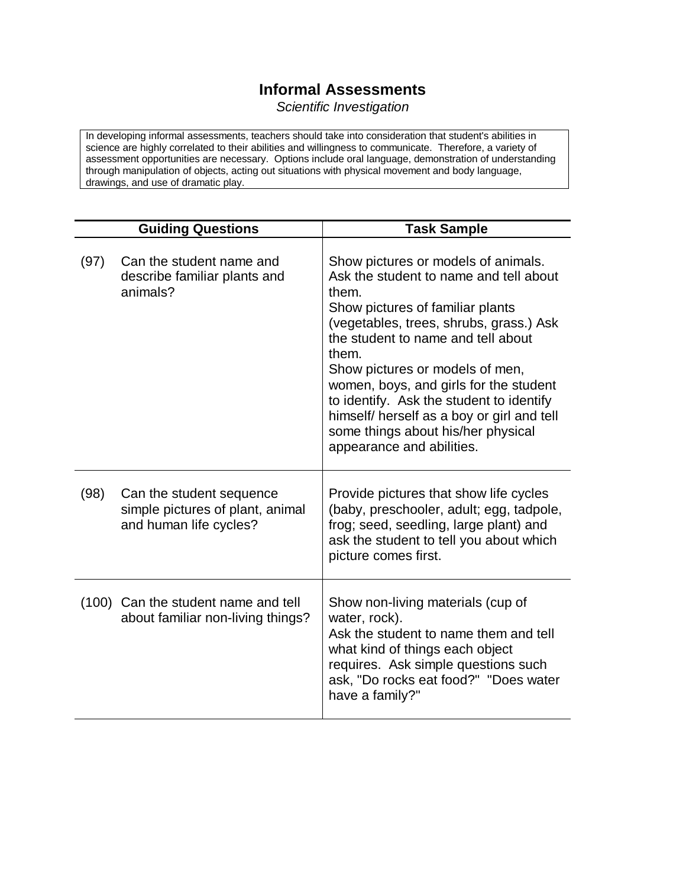# Informal Assessments

*Scientific Investigation*

In developing informal assessments, teachers should take into consideration that student's abilities in science are highly correlated to their abilities and willingness to communicate. Therefore, a variety of assessment opportunities are necessary. Options include oral language, demonstration of understanding through manipulation of objects, acting out situations with physical movement and body language, drawings, and use of dramatic play.

| Guiding Questions | Task Sample |
|---|---|
| (97) Can the student name and describe familiar plants and animals? | Show pictures or models of animals. Ask the student to name and tell about them.<br>Show pictures of familiar plants (vegetables, trees, shrubs, grass.) Ask the student to name and tell about them.<br>Show pictures or models of men, women, boys, and girls for the student to identify. Ask the student to identify himself/ herself as a boy or girl and tell some things about his/her physical appearance and abilities. |
| (98) Can the student sequence simple pictures of plant, animal and human life cycles? | Provide pictures that show life cycles (baby, preschooler, adult; egg, tadpole, frog; seed, seedling, large plant) and ask the student to tell you about which picture comes first. |
| (100) Can the student name and tell about familiar non-living things? | Show non-living materials (cup of water, rock).<br>Ask the student to name them and tell what kind of things each object requires. Ask simple questions such ask, "Do rocks eat food?" "Does water have a family?" |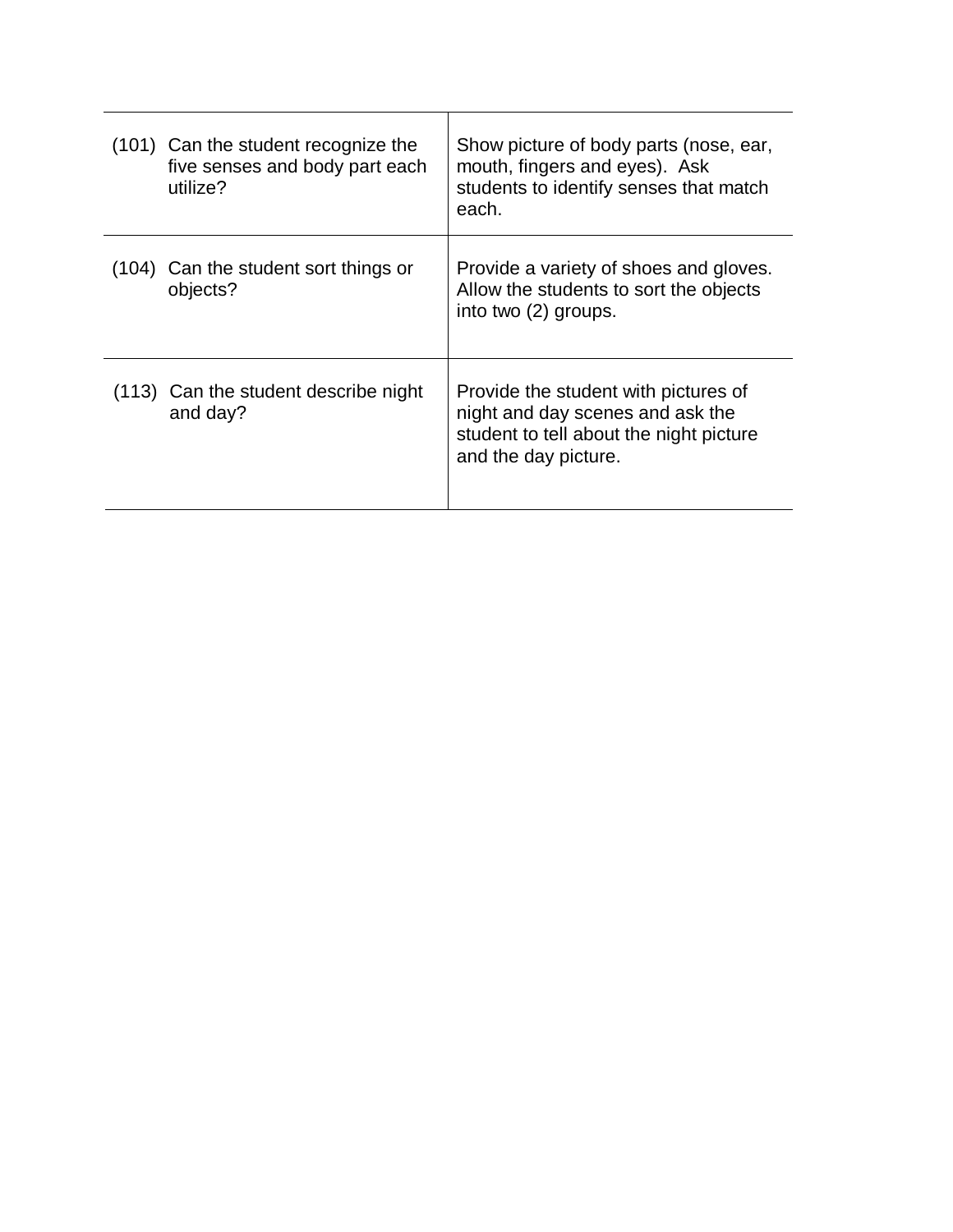| | |
|---|---|
| (101) Can the student recognize the five senses and body part each utilize? | Show picture of body parts (nose, ear, mouth, fingers and eyes). Ask students to identify senses that match each. |
| (104) Can the student sort things or objects? | Provide a variety of shoes and gloves. Allow the students to sort the objects into two (2) groups. |
| (113) Can the student describe night and day? | Provide the student with pictures of night and day scenes and ask the student to tell about the night picture and the day picture. |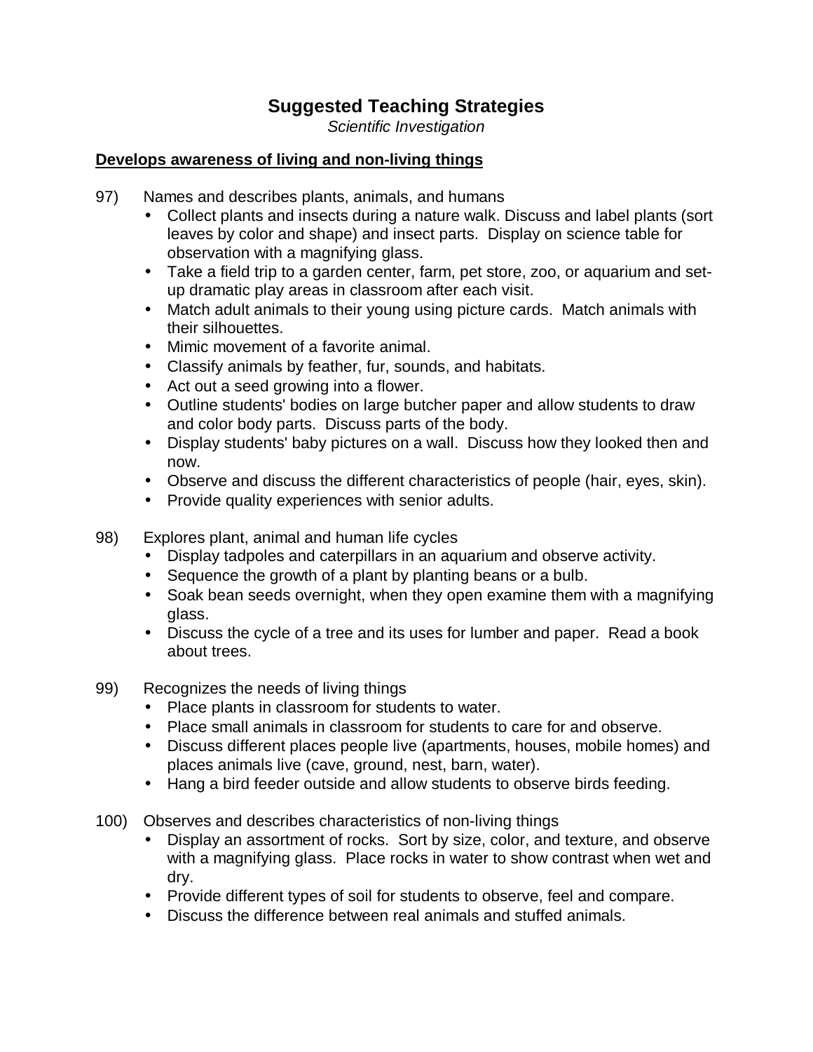# Suggested Teaching Strategies

*Scientific Investigation*

**Develops awareness of living and non-living things**

97) Names and describes plants, animals, and humans
- Collect plants and insects during a nature walk. Discuss and label plants (sort leaves by color and shape) and insect parts. Display on science table for observation with a magnifying glass.
- Take a field trip to a garden center, farm, pet store, zoo, or aquarium and set-up dramatic play areas in classroom after each visit.
- Match adult animals to their young using picture cards. Match animals with their silhouettes.
- Mimic movement of a favorite animal.
- Classify animals by feather, fur, sounds, and habitats.
- Act out a seed growing into a flower.
- Outline students' bodies on large butcher paper and allow students to draw and color body parts. Discuss parts of the body.
- Display students' baby pictures on a wall. Discuss how they looked then and now.
- Observe and discuss the different characteristics of people (hair, eyes, skin).
- Provide quality experiences with senior adults.

98) Explores plant, animal and human life cycles
- Display tadpoles and caterpillars in an aquarium and observe activity.
- Sequence the growth of a plant by planting beans or a bulb.
- Soak bean seeds overnight, when they open examine them with a magnifying glass.
- Discuss the cycle of a tree and its uses for lumber and paper. Read a book about trees.

99) Recognizes the needs of living things
- Place plants in classroom for students to water.
- Place small animals in classroom for students to care for and observe.
- Discuss different places people live (apartments, houses, mobile homes) and places animals live (cave, ground, nest, barn, water).
- Hang a bird feeder outside and allow students to observe birds feeding.

100) Observes and describes characteristics of non-living things
- Display an assortment of rocks. Sort by size, color, and texture, and observe with a magnifying glass. Place rocks in water to show contrast when wet and dry.
- Provide different types of soil for students to observe, feel and compare.
- Discuss the difference between real animals and stuffed animals.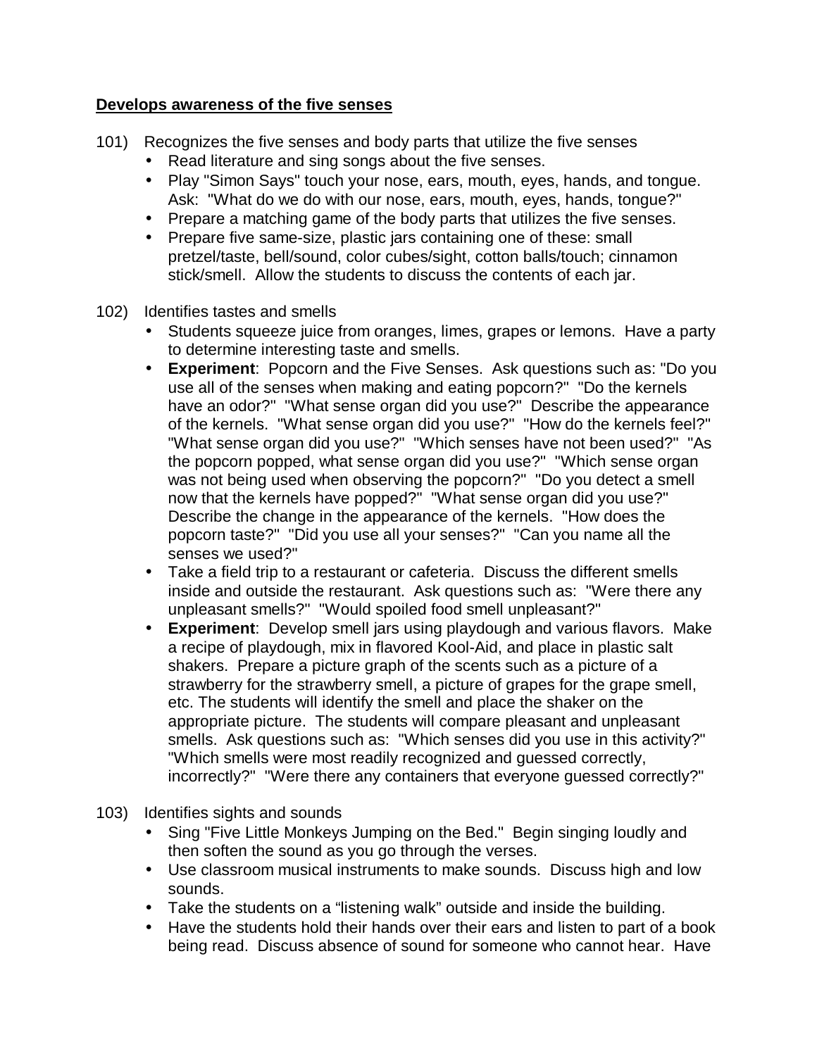**Develops awareness of the five senses**

101) Recognizes the five senses and body parts that utilize the five senses

- Read literature and sing songs about the five senses.
- Play "Simon Says" touch your nose, ears, mouth, eyes, hands, and tongue. Ask: "What do we do with our nose, ears, mouth, eyes, hands, tongue?"
- Prepare a matching game of the body parts that utilizes the five senses.
- Prepare five same-size, plastic jars containing one of these: small pretzel/taste, bell/sound, color cubes/sight, cotton balls/touch; cinnamon stick/smell. Allow the students to discuss the contents of each jar.

102) Identifies tastes and smells

- Students squeeze juice from oranges, limes, grapes or lemons. Have a party to determine interesting taste and smells.
- **Experiment**: Popcorn and the Five Senses. Ask questions such as: "Do you use all of the senses when making and eating popcorn?" "Do the kernels have an odor?" "What sense organ did you use?" Describe the appearance of the kernels. "What sense organ did you use?" "How do the kernels feel?" "What sense organ did you use?" "Which senses have not been used?" "As the popcorn popped, what sense organ did you use?" "Which sense organ was not being used when observing the popcorn?" "Do you detect a smell now that the kernels have popped?" "What sense organ did you use?" Describe the change in the appearance of the kernels. "How does the popcorn taste?" "Did you use all your senses?" "Can you name all the senses we used?"
- Take a field trip to a restaurant or cafeteria. Discuss the different smells inside and outside the restaurant. Ask questions such as: "Were there any unpleasant smells?" "Would spoiled food smell unpleasant?"
- **Experiment**: Develop smell jars using playdough and various flavors. Make a recipe of playdough, mix in flavored Kool-Aid, and place in plastic salt shakers. Prepare a picture graph of the scents such as a picture of a strawberry for the strawberry smell, a picture of grapes for the grape smell, etc. The students will identify the smell and place the shaker on the appropriate picture. The students will compare pleasant and unpleasant smells. Ask questions such as: "Which senses did you use in this activity?" "Which smells were most readily recognized and guessed correctly, incorrectly?" "Were there any containers that everyone guessed correctly?"

103) Identifies sights and sounds

- Sing "Five Little Monkeys Jumping on the Bed." Begin singing loudly and then soften the sound as you go through the verses.
- Use classroom musical instruments to make sounds. Discuss high and low sounds.
- Take the students on a "listening walk" outside and inside the building.
- Have the students hold their hands over their ears and listen to part of a book being read. Discuss absence of sound for someone who cannot hear. Have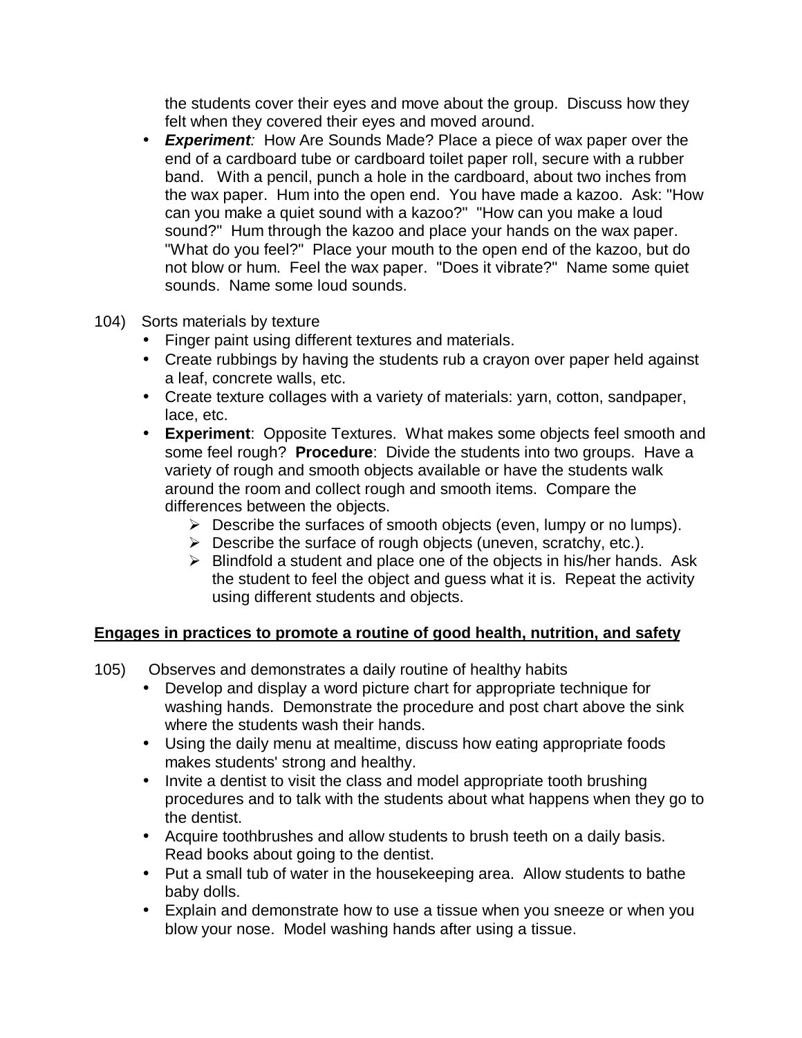the students cover their eyes and move about the group. Discuss how they felt when they covered their eyes and moved around.

- ***Experiment**:* How Are Sounds Made? Place a piece of wax paper over the end of a cardboard tube or cardboard toilet paper roll, secure with a rubber band. With a pencil, punch a hole in the cardboard, about two inches from the wax paper. Hum into the open end. You have made a kazoo. Ask: "How can you make a quiet sound with a kazoo?" "How can you make a loud sound?" Hum through the kazoo and place your hands on the wax paper. "What do you feel?" Place your mouth to the open end of the kazoo, but do not blow or hum. Feel the wax paper. "Does it vibrate?" Name some quiet sounds. Name some loud sounds.

104) Sorts materials by texture

- Finger paint using different textures and materials.
- Create rubbings by having the students rub a crayon over paper held against a leaf, concrete walls, etc.
- Create texture collages with a variety of materials: yarn, cotton, sandpaper, lace, etc.
- **Experiment**: Opposite Textures. What makes some objects feel smooth and some feel rough? **Procedure**: Divide the students into two groups. Have a variety of rough and smooth objects available or have the students walk around the room and collect rough and smooth items. Compare the differences between the objects.
  - Describe the surfaces of smooth objects (even, lumpy or no lumps).
  - Describe the surface of rough objects (uneven, scratchy, etc.).
  - Blindfold a student and place one of the objects in his/her hands. Ask the student to feel the object and guess what it is. Repeat the activity using different students and objects.

**<u>Engages in practices to promote a routine of good health, nutrition, and safety</u>**

105) Observes and demonstrates a daily routine of healthy habits

- Develop and display a word picture chart for appropriate technique for washing hands. Demonstrate the procedure and post chart above the sink where the students wash their hands.
- Using the daily menu at mealtime, discuss how eating appropriate foods makes students' strong and healthy.
- Invite a dentist to visit the class and model appropriate tooth brushing procedures and to talk with the students about what happens when they go to the dentist.
- Acquire toothbrushes and allow students to brush teeth on a daily basis. Read books about going to the dentist.
- Put a small tub of water in the housekeeping area. Allow students to bathe baby dolls.
- Explain and demonstrate how to use a tissue when you sneeze or when you blow your nose. Model washing hands after using a tissue.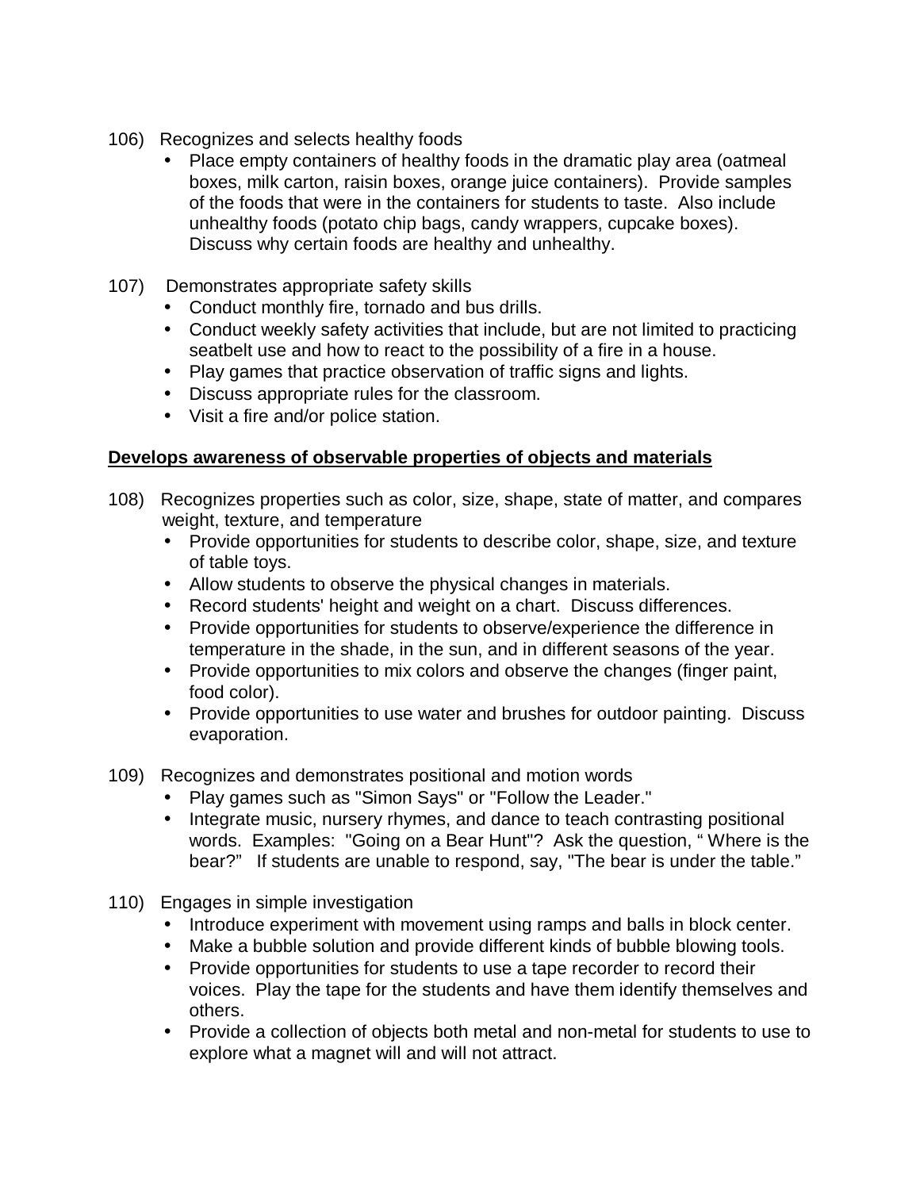106) Recognizes and selects healthy foods

- Place empty containers of healthy foods in the dramatic play area (oatmeal boxes, milk carton, raisin boxes, orange juice containers). Provide samples of the foods that were in the containers for students to taste. Also include unhealthy foods (potato chip bags, candy wrappers, cupcake boxes). Discuss why certain foods are healthy and unhealthy.

107) Demonstrates appropriate safety skills

- Conduct monthly fire, tornado and bus drills.
- Conduct weekly safety activities that include, but are not limited to practicing seatbelt use and how to react to the possibility of a fire in a house.
- Play games that practice observation of traffic signs and lights.
- Discuss appropriate rules for the classroom.
- Visit a fire and/or police station.

**Develops awareness of observable properties of objects and materials**

108) Recognizes properties such as color, size, shape, state of matter, and compares weight, texture, and temperature

- Provide opportunities for students to describe color, shape, size, and texture of table toys.
- Allow students to observe the physical changes in materials.
- Record students' height and weight on a chart. Discuss differences.
- Provide opportunities for students to observe/experience the difference in temperature in the shade, in the sun, and in different seasons of the year.
- Provide opportunities to mix colors and observe the changes (finger paint, food color).
- Provide opportunities to use water and brushes for outdoor painting. Discuss evaporation.

109) Recognizes and demonstrates positional and motion words

- Play games such as "Simon Says" or "Follow the Leader."
- Integrate music, nursery rhymes, and dance to teach contrasting positional words. Examples: "Going on a Bear Hunt"? Ask the question, " Where is the bear?" If students are unable to respond, say, "The bear is under the table."

110) Engages in simple investigation

- Introduce experiment with movement using ramps and balls in block center.
- Make a bubble solution and provide different kinds of bubble blowing tools.
- Provide opportunities for students to use a tape recorder to record their voices. Play the tape for the students and have them identify themselves and others.
- Provide a collection of objects both metal and non-metal for students to use to explore what a magnet will and will not attract.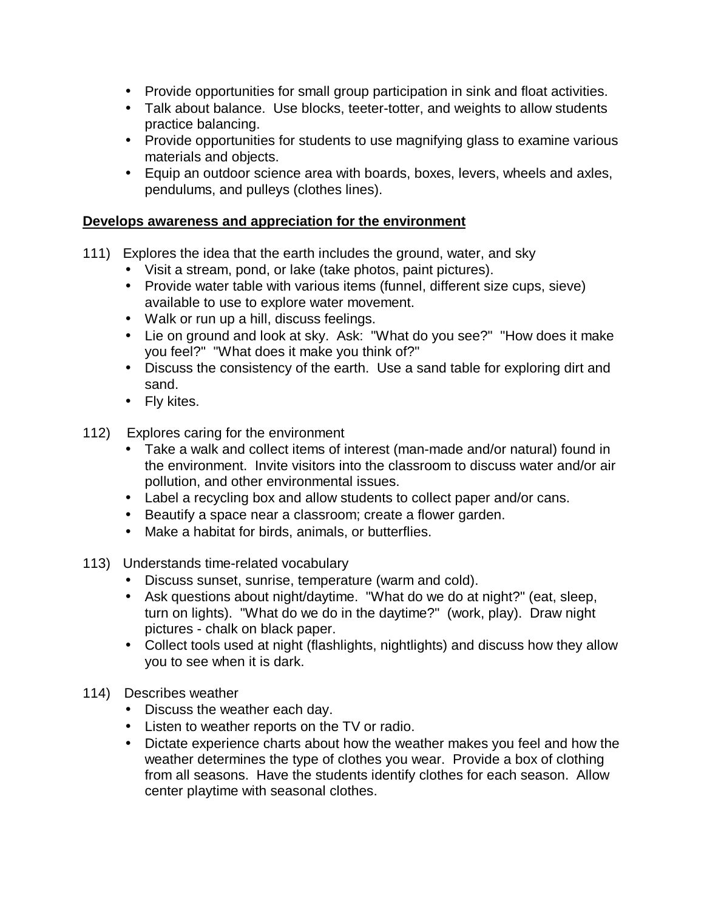- Provide opportunities for small group participation in sink and float activities.
- Talk about balance. Use blocks, teeter-totter, and weights to allow students practice balancing.
- Provide opportunities for students to use magnifying glass to examine various materials and objects.
- Equip an outdoor science area with boards, boxes, levers, wheels and axles, pendulums, and pulleys (clothes lines).

**Develops awareness and appreciation for the environment**

111) Explores the idea that the earth includes the ground, water, and sky

- Visit a stream, pond, or lake (take photos, paint pictures).
- Provide water table with various items (funnel, different size cups, sieve) available to use to explore water movement.
- Walk or run up a hill, discuss feelings.
- Lie on ground and look at sky. Ask: "What do you see?" "How does it make you feel?" "What does it make you think of?"
- Discuss the consistency of the earth. Use a sand table for exploring dirt and sand.
- Fly kites.

112) Explores caring for the environment

- Take a walk and collect items of interest (man-made and/or natural) found in the environment. Invite visitors into the classroom to discuss water and/or air pollution, and other environmental issues.
- Label a recycling box and allow students to collect paper and/or cans.
- Beautify a space near a classroom; create a flower garden.
- Make a habitat for birds, animals, or butterflies.

113) Understands time-related vocabulary

- Discuss sunset, sunrise, temperature (warm and cold).
- Ask questions about night/daytime. "What do we do at night?" (eat, sleep, turn on lights). "What do we do in the daytime?" (work, play). Draw night pictures - chalk on black paper.
- Collect tools used at night (flashlights, nightlights) and discuss how they allow you to see when it is dark.

114) Describes weather

- Discuss the weather each day.
- Listen to weather reports on the TV or radio.
- Dictate experience charts about how the weather makes you feel and how the weather determines the type of clothes you wear. Provide a box of clothing from all seasons. Have the students identify clothes for each season. Allow center playtime with seasonal clothes.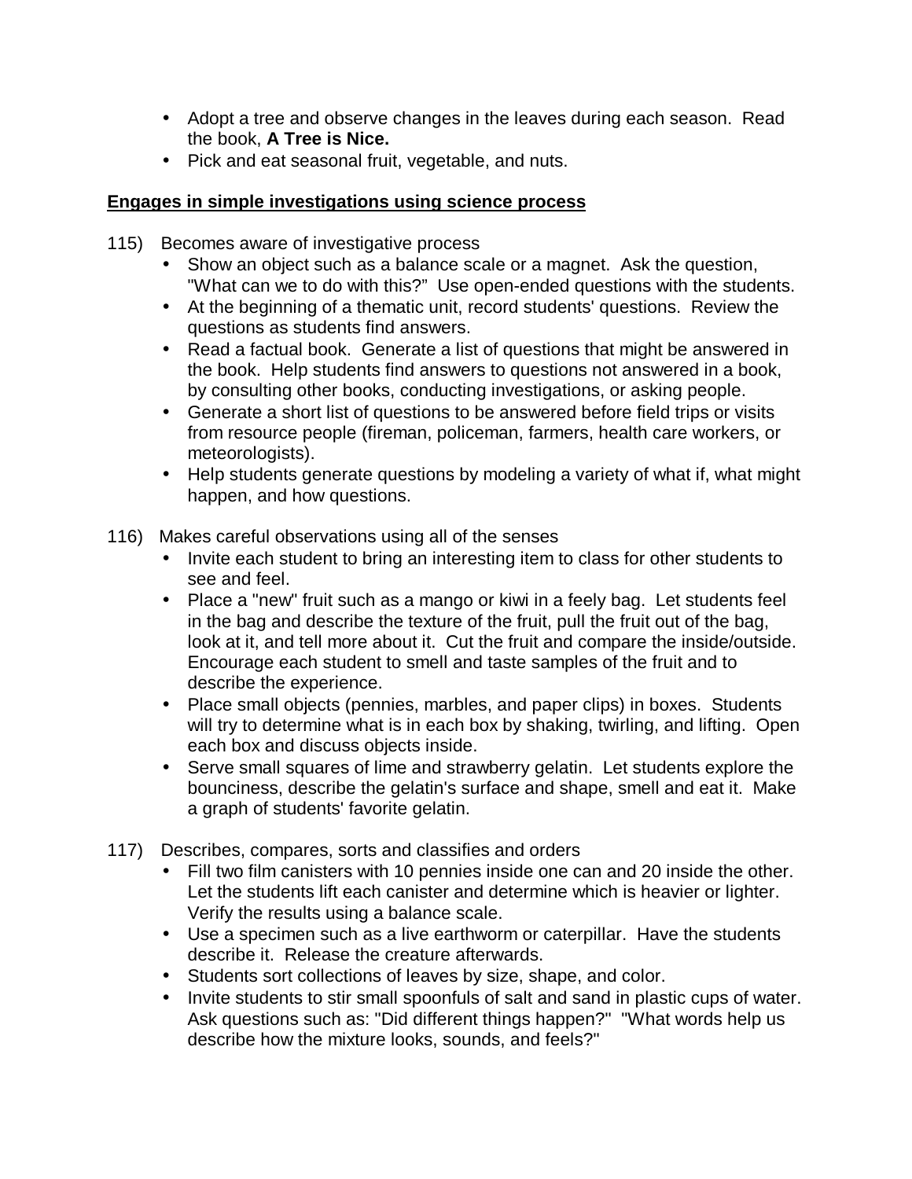- Adopt a tree and observe changes in the leaves during each season. Read the book, **A Tree is Nice.**
- Pick and eat seasonal fruit, vegetable, and nuts.

**Engages in simple investigations using science process**

115) Becomes aware of investigative process

- Show an object such as a balance scale or a magnet. Ask the question, "What can we to do with this?" Use open-ended questions with the students.
- At the beginning of a thematic unit, record students' questions. Review the questions as students find answers.
- Read a factual book. Generate a list of questions that might be answered in the book. Help students find answers to questions not answered in a book, by consulting other books, conducting investigations, or asking people.
- Generate a short list of questions to be answered before field trips or visits from resource people (fireman, policeman, farmers, health care workers, or meteorologists).
- Help students generate questions by modeling a variety of what if, what might happen, and how questions.

116) Makes careful observations using all of the senses

- Invite each student to bring an interesting item to class for other students to see and feel.
- Place a "new" fruit such as a mango or kiwi in a feely bag. Let students feel in the bag and describe the texture of the fruit, pull the fruit out of the bag, look at it, and tell more about it. Cut the fruit and compare the inside/outside. Encourage each student to smell and taste samples of the fruit and to describe the experience.
- Place small objects (pennies, marbles, and paper clips) in boxes. Students will try to determine what is in each box by shaking, twirling, and lifting. Open each box and discuss objects inside.
- Serve small squares of lime and strawberry gelatin. Let students explore the bounciness, describe the gelatin's surface and shape, smell and eat it. Make a graph of students' favorite gelatin.

117) Describes, compares, sorts and classifies and orders

- Fill two film canisters with 10 pennies inside one can and 20 inside the other. Let the students lift each canister and determine which is heavier or lighter. Verify the results using a balance scale.
- Use a specimen such as a live earthworm or caterpillar. Have the students describe it. Release the creature afterwards.
- Students sort collections of leaves by size, shape, and color.
- Invite students to stir small spoonfuls of salt and sand in plastic cups of water. Ask questions such as: "Did different things happen?" "What words help us describe how the mixture looks, sounds, and feels?"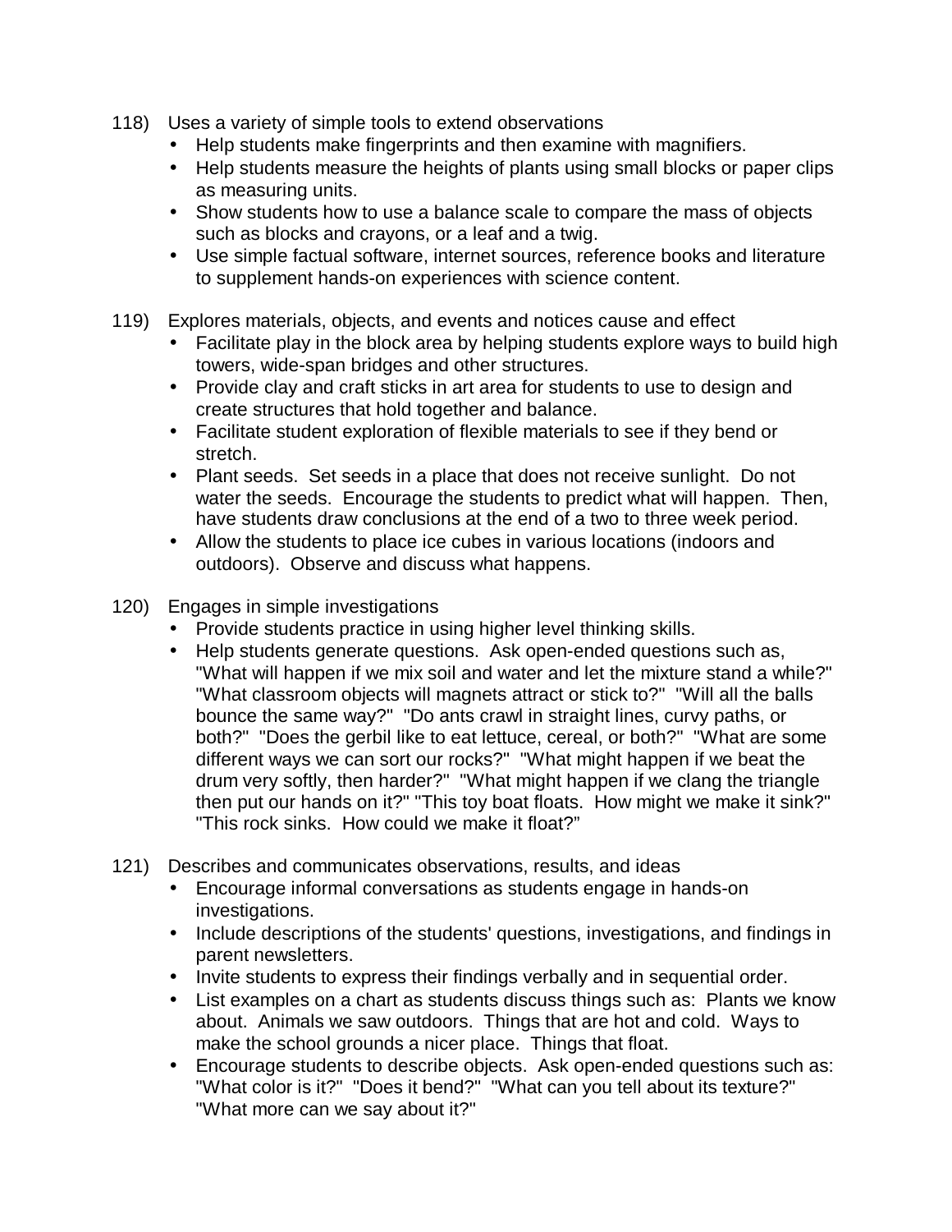118) Uses a variety of simple tools to extend observations
   - Help students make fingerprints and then examine with magnifiers.
   - Help students measure the heights of plants using small blocks or paper clips as measuring units.
   - Show students how to use a balance scale to compare the mass of objects such as blocks and crayons, or a leaf and a twig.
   - Use simple factual software, internet sources, reference books and literature to supplement hands-on experiences with science content.

119) Explores materials, objects, and events and notices cause and effect
   - Facilitate play in the block area by helping students explore ways to build high towers, wide-span bridges and other structures.
   - Provide clay and craft sticks in art area for students to use to design and create structures that hold together and balance.
   - Facilitate student exploration of flexible materials to see if they bend or stretch.
   - Plant seeds. Set seeds in a place that does not receive sunlight. Do not water the seeds. Encourage the students to predict what will happen. Then, have students draw conclusions at the end of a two to three week period.
   - Allow the students to place ice cubes in various locations (indoors and outdoors). Observe and discuss what happens.

120) Engages in simple investigations
   - Provide students practice in using higher level thinking skills.
   - Help students generate questions. Ask open-ended questions such as, "What will happen if we mix soil and water and let the mixture stand a while?" "What classroom objects will magnets attract or stick to?" "Will all the balls bounce the same way?" "Do ants crawl in straight lines, curvy paths, or both?" "Does the gerbil like to eat lettuce, cereal, or both?" "What are some different ways we can sort our rocks?" "What might happen if we beat the drum very softly, then harder?" "What might happen if we clang the triangle then put our hands on it?" "This toy boat floats. How might we make it sink?" "This rock sinks. How could we make it float?"

121) Describes and communicates observations, results, and ideas
   - Encourage informal conversations as students engage in hands-on investigations.
   - Include descriptions of the students' questions, investigations, and findings in parent newsletters.
   - Invite students to express their findings verbally and in sequential order.
   - List examples on a chart as students discuss things such as: Plants we know about. Animals we saw outdoors. Things that are hot and cold. Ways to make the school grounds a nicer place. Things that float.
   - Encourage students to describe objects. Ask open-ended questions such as: "What color is it?" "Does it bend?" "What can you tell about its texture?" "What more can we say about it?"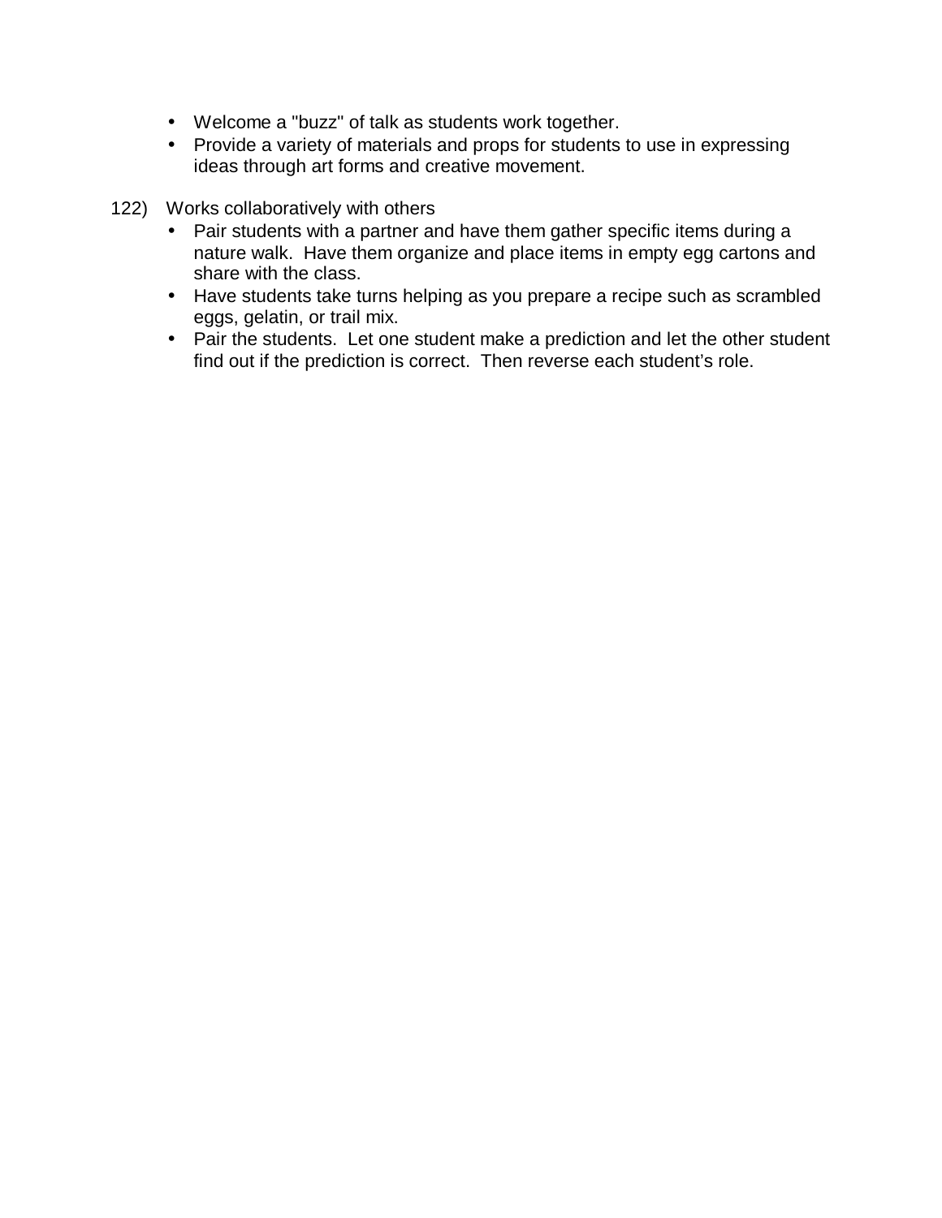- Welcome a "buzz" of talk as students work together.
- Provide a variety of materials and props for students to use in expressing ideas through art forms and creative movement.

122) Works collaboratively with others

- Pair students with a partner and have them gather specific items during a nature walk. Have them organize and place items in empty egg cartons and share with the class.
- Have students take turns helping as you prepare a recipe such as scrambled eggs, gelatin, or trail mix.
- Pair the students. Let one student make a prediction and let the other student find out if the prediction is correct. Then reverse each student's role.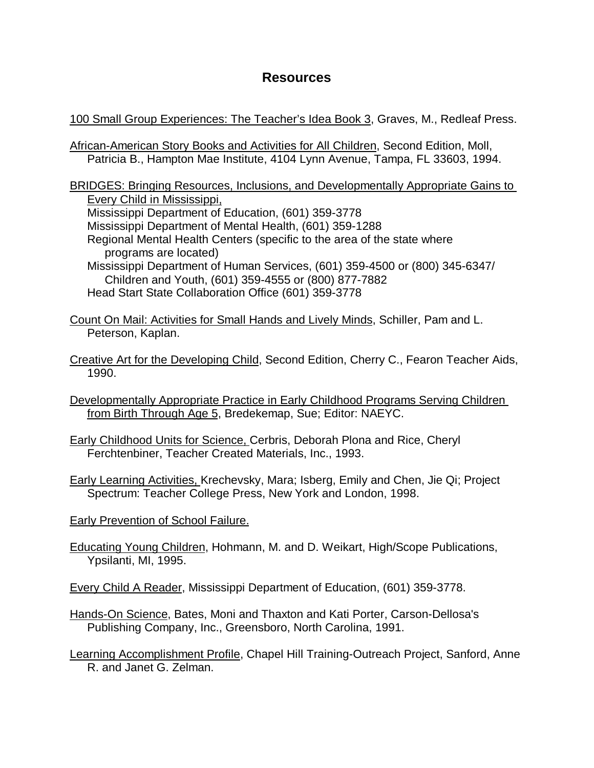## Resources

100 Small Group Experiences: The Teacher's Idea Book 3, Graves, M., Redleaf Press.

African-American Story Books and Activities for All Children, Second Edition, Moll, Patricia B., Hampton Mae Institute, 4104 Lynn Avenue, Tampa, FL 33603, 1994.

BRIDGES: Bringing Resources, Inclusions, and Developmentally Appropriate Gains to Every Child in Mississippi,
Mississippi Department of Education, (601) 359-3778
Mississippi Department of Mental Health, (601) 359-1288
Regional Mental Health Centers (specific to the area of the state where programs are located)
Mississippi Department of Human Services, (601) 359-4500 or (800) 345-6347/ Children and Youth, (601) 359-4555 or (800) 877-7882
Head Start State Collaboration Office (601) 359-3778

Count On Mail: Activities for Small Hands and Lively Minds, Schiller, Pam and L. Peterson, Kaplan.

Creative Art for the Developing Child, Second Edition, Cherry C., Fearon Teacher Aids, 1990.

Developmentally Appropriate Practice in Early Childhood Programs Serving Children from Birth Through Age 5, Bredekemap, Sue; Editor: NAEYC.

Early Childhood Units for Science, Cerbris, Deborah Plona and Rice, Cheryl Ferchtenbiner, Teacher Created Materials, Inc., 1993.

Early Learning Activities, Krechevsky, Mara; Isberg, Emily and Chen, Jie Qi; Project Spectrum: Teacher College Press, New York and London, 1998.

Early Prevention of School Failure.

Educating Young Children, Hohmann, M. and D. Weikart, High/Scope Publications, Ypsilanti, MI, 1995.

Every Child A Reader, Mississippi Department of Education, (601) 359-3778.

Hands-On Science, Bates, Moni and Thaxton and Kati Porter, Carson-Dellosa's Publishing Company, Inc., Greensboro, North Carolina, 1991.

Learning Accomplishment Profile, Chapel Hill Training-Outreach Project, Sanford, Anne R. and Janet G. Zelman.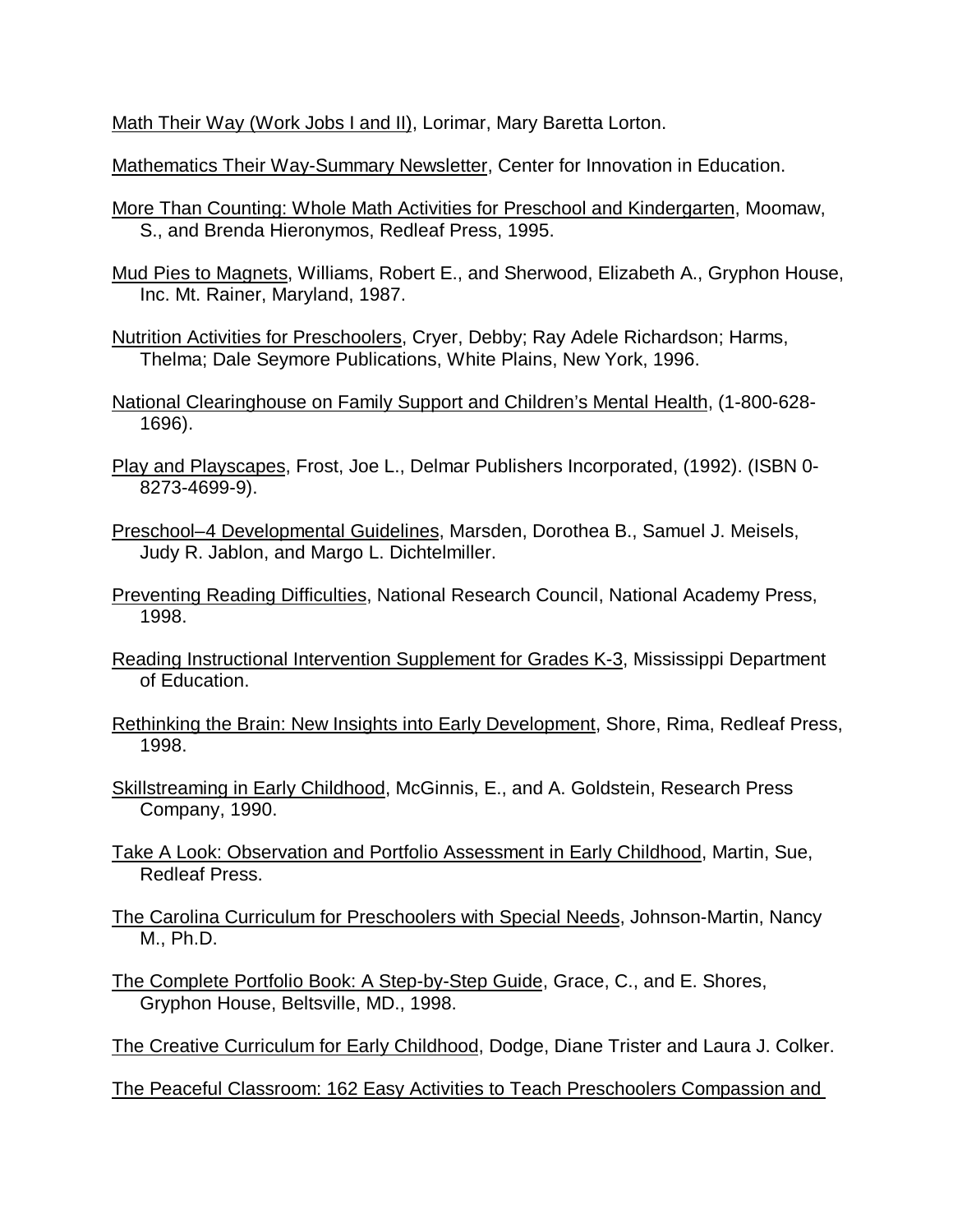Math Their Way (Work Jobs I and II), Lorimar, Mary Baretta Lorton.

Mathematics Their Way-Summary Newsletter, Center for Innovation in Education.

More Than Counting: Whole Math Activities for Preschool and Kindergarten, Moomaw, S., and Brenda Hieronymos, Redleaf Press, 1995.

Mud Pies to Magnets, Williams, Robert E., and Sherwood, Elizabeth A., Gryphon House, Inc. Mt. Rainer, Maryland, 1987.

Nutrition Activities for Preschoolers, Cryer, Debby; Ray Adele Richardson; Harms, Thelma; Dale Seymore Publications, White Plains, New York, 1996.

National Clearinghouse on Family Support and Children's Mental Health, (1-800-628-1696).

Play and Playscapes, Frost, Joe L., Delmar Publishers Incorporated, (1992). (ISBN 0-8273-4699-9).

Preschool–4 Developmental Guidelines, Marsden, Dorothea B., Samuel J. Meisels, Judy R. Jablon, and Margo L. Dichtelmiller.

Preventing Reading Difficulties, National Research Council, National Academy Press, 1998.

Reading Instructional Intervention Supplement for Grades K-3, Mississippi Department of Education.

Rethinking the Brain: New Insights into Early Development, Shore, Rima, Redleaf Press, 1998.

Skillstreaming in Early Childhood, McGinnis, E., and A. Goldstein, Research Press Company, 1990.

Take A Look: Observation and Portfolio Assessment in Early Childhood, Martin, Sue, Redleaf Press.

The Carolina Curriculum for Preschoolers with Special Needs, Johnson-Martin, Nancy M., Ph.D.

The Complete Portfolio Book: A Step-by-Step Guide, Grace, C., and E. Shores, Gryphon House, Beltsville, MD., 1998.

The Creative Curriculum for Early Childhood, Dodge, Diane Trister and Laura J. Colker.

The Peaceful Classroom: 162 Easy Activities to Teach Preschoolers Compassion and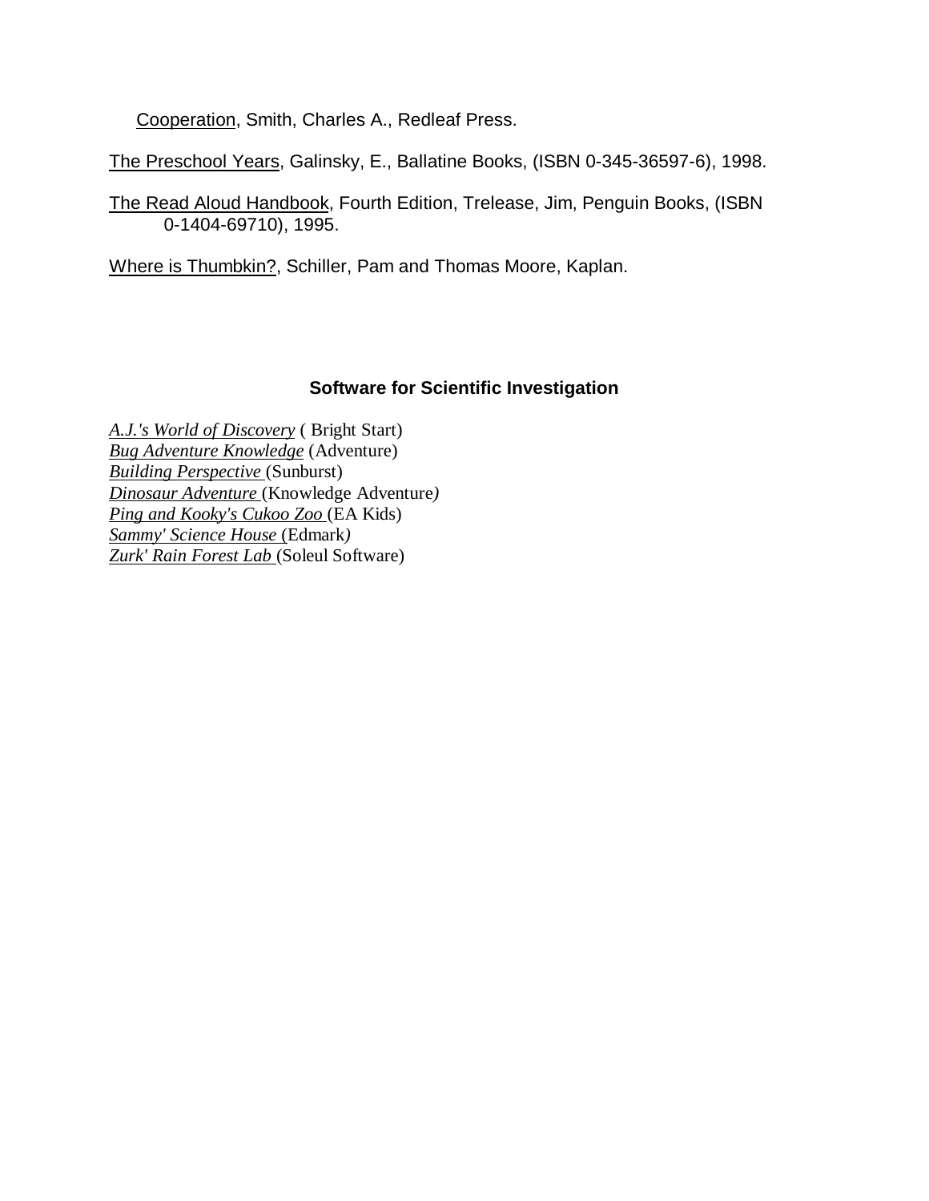Cooperation, Smith, Charles A., Redleaf Press.

The Preschool Years, Galinsky, E., Ballatine Books, (ISBN 0-345-36597-6), 1998.

The Read Aloud Handbook, Fourth Edition, Trelease, Jim, Penguin Books, (ISBN 0-1404-69710), 1995.

Where is Thumbkin?, Schiller, Pam and Thomas Moore, Kaplan.

## Software for Scientific Investigation

*A.J.'s World of Discovery* ( Bright Start)
*Bug Adventure Knowledge* (Adventure)
*Building Perspective* (Sunburst)
*Dinosaur Adventure* (Knowledge Adventure)
*Ping and Kooky's Cukoo Zoo* (EA Kids)
*Sammy' Science House* (Edmark)
*Zurk' Rain Forest Lab* (Soleul Software)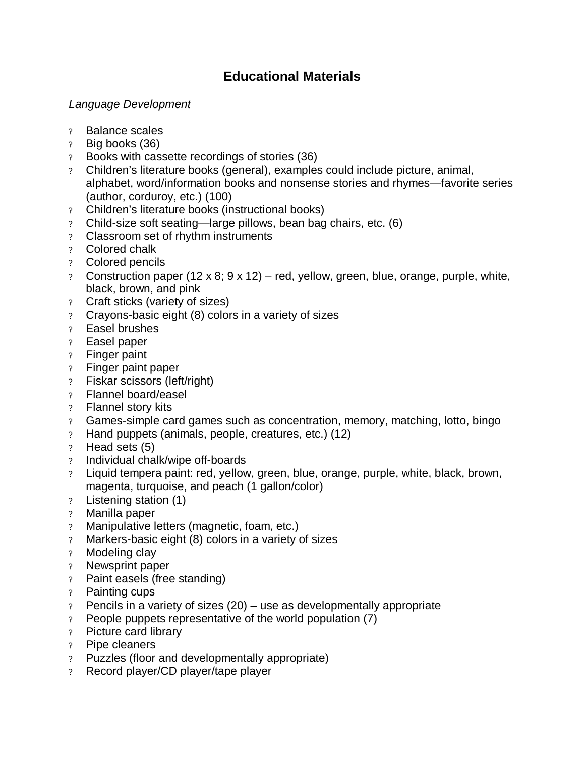## Educational Materials

*Language Development*

- Balance scales
- Big books (36)
- Books with cassette recordings of stories (36)
- Children's literature books (general), examples could include picture, animal, alphabet, word/information books and nonsense stories and rhymes—favorite series (author, corduroy, etc.) (100)
- Children's literature books (instructional books)
- Child-size soft seating—large pillows, bean bag chairs, etc. (6)
- Classroom set of rhythm instruments
- Colored chalk
- Colored pencils
- Construction paper (12 x 8; 9 x 12) – red, yellow, green, blue, orange, purple, white, black, brown, and pink
- Craft sticks (variety of sizes)
- Crayons-basic eight (8) colors in a variety of sizes
- Easel brushes
- Easel paper
- Finger paint
- Finger paint paper
- Fiskar scissors (left/right)
- Flannel board/easel
- Flannel story kits
- Games-simple card games such as concentration, memory, matching, lotto, bingo
- Hand puppets (animals, people, creatures, etc.) (12)
- Head sets (5)
- Individual chalk/wipe off-boards
- Liquid tempera paint: red, yellow, green, blue, orange, purple, white, black, brown, magenta, turquoise, and peach (1 gallon/color)
- Listening station (1)
- Manilla paper
- Manipulative letters (magnetic, foam, etc.)
- Markers-basic eight (8) colors in a variety of sizes
- Modeling clay
- Newsprint paper
- Paint easels (free standing)
- Painting cups
- Pencils in a variety of sizes (20) – use as developmentally appropriate
- People puppets representative of the world population (7)
- Picture card library
- Pipe cleaners
- Puzzles (floor and developmentally appropriate)
- Record player/CD player/tape player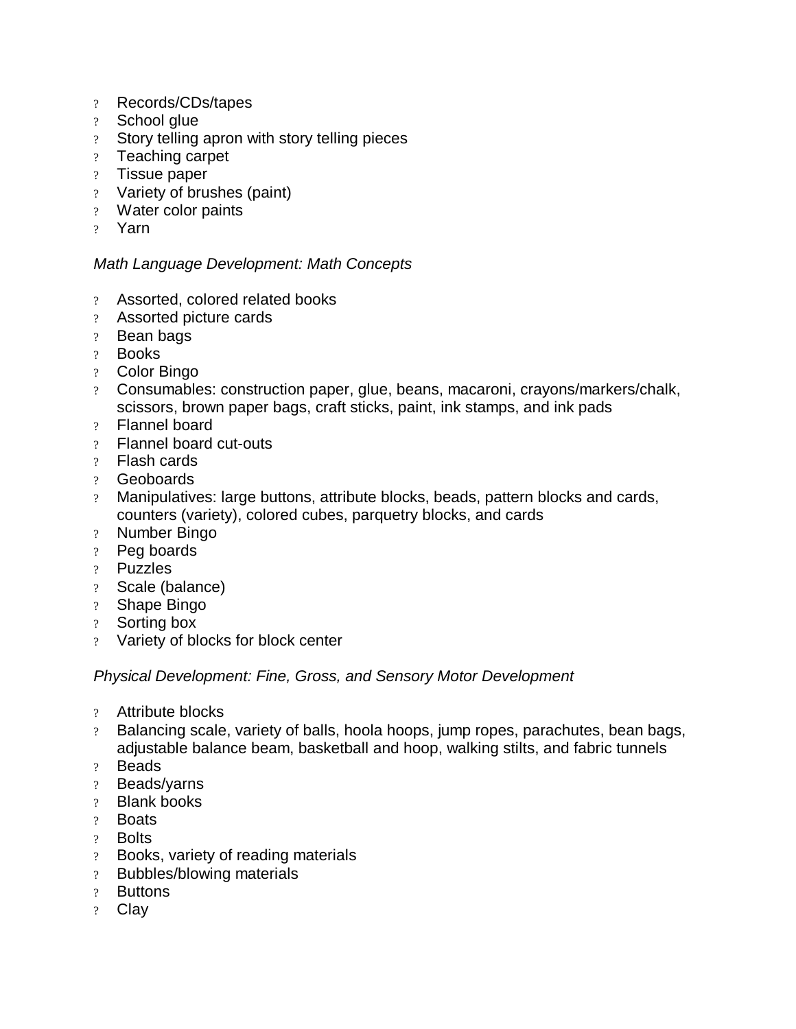- Records/CDs/tapes
- School glue
- Story telling apron with story telling pieces
- Teaching carpet
- Tissue paper
- Variety of brushes (paint)
- Water color paints
- Yarn

*Math Language Development: Math Concepts*

- Assorted, colored related books
- Assorted picture cards
- Bean bags
- Books
- Color Bingo
- Consumables: construction paper, glue, beans, macaroni, crayons/markers/chalk, scissors, brown paper bags, craft sticks, paint, ink stamps, and ink pads
- Flannel board
- Flannel board cut-outs
- Flash cards
- Geoboards
- Manipulatives: large buttons, attribute blocks, beads, pattern blocks and cards, counters (variety), colored cubes, parquetry blocks, and cards
- Number Bingo
- Peg boards
- Puzzles
- Scale (balance)
- Shape Bingo
- Sorting box
- Variety of blocks for block center

*Physical Development: Fine, Gross, and Sensory Motor Development*

- Attribute blocks
- Balancing scale, variety of balls, hoola hoops, jump ropes, parachutes, bean bags, adjustable balance beam, basketball and hoop, walking stilts, and fabric tunnels
- Beads
- Beads/yarns
- Blank books
- Boats
- Bolts
- Books, variety of reading materials
- Bubbles/blowing materials
- Buttons
- Clay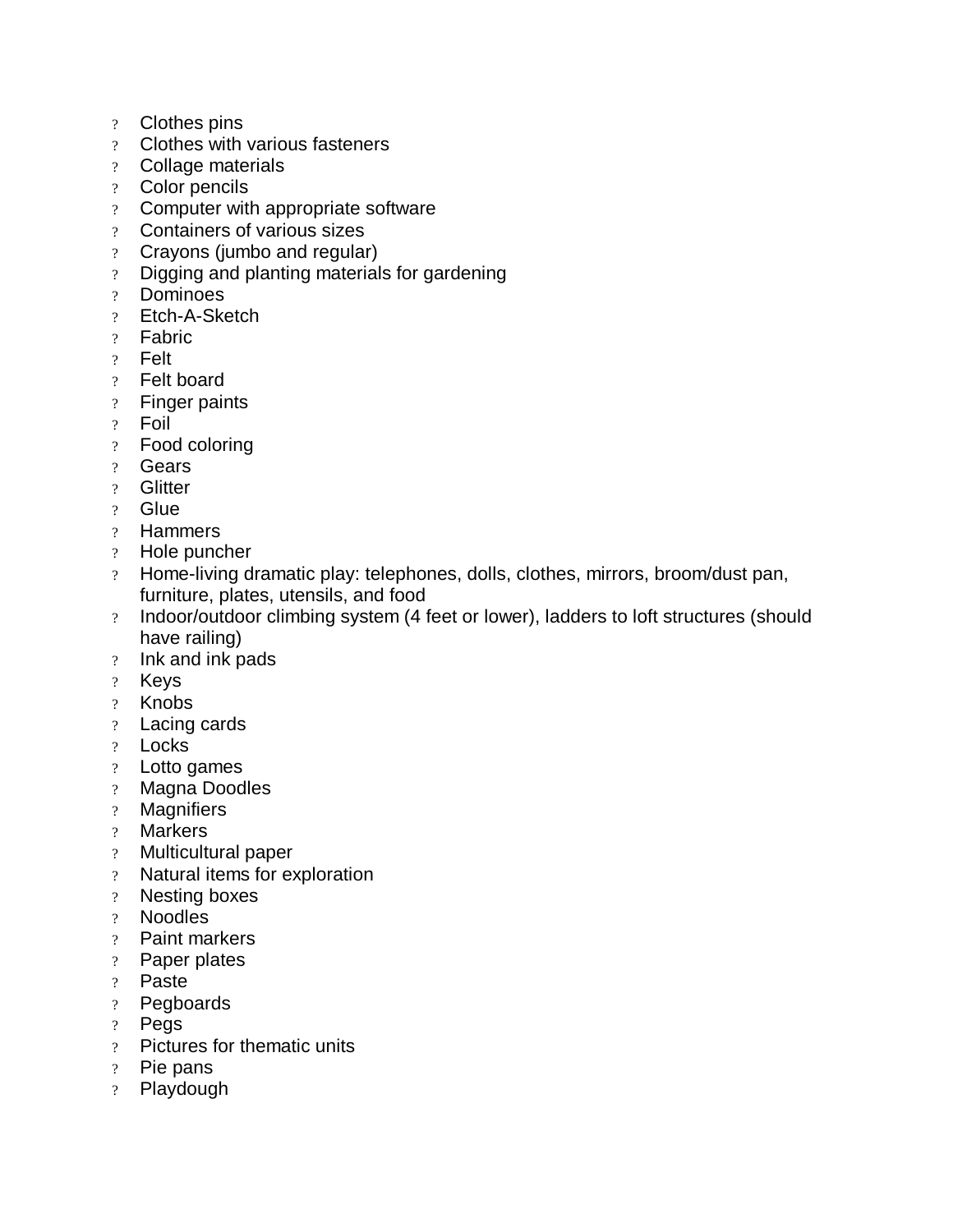- Clothes pins
- Clothes with various fasteners
- Collage materials
- Color pencils
- Computer with appropriate software
- Containers of various sizes
- Crayons (jumbo and regular)
- Digging and planting materials for gardening
- Dominoes
- Etch-A-Sketch
- Fabric
- Felt
- Felt board
- Finger paints
- Foil
- Food coloring
- Gears
- Glitter
- Glue
- Hammers
- Hole puncher
- Home-living dramatic play: telephones, dolls, clothes, mirrors, broom/dust pan, furniture, plates, utensils, and food
- Indoor/outdoor climbing system (4 feet or lower), ladders to loft structures (should have railing)
- Ink and ink pads
- Keys
- Knobs
- Lacing cards
- Locks
- Lotto games
- Magna Doodles
- Magnifiers
- Markers
- Multicultural paper
- Natural items for exploration
- Nesting boxes
- Noodles
- Paint markers
- Paper plates
- Paste
- Pegboards
- Pegs
- Pictures for thematic units
- Pie pans
- Playdough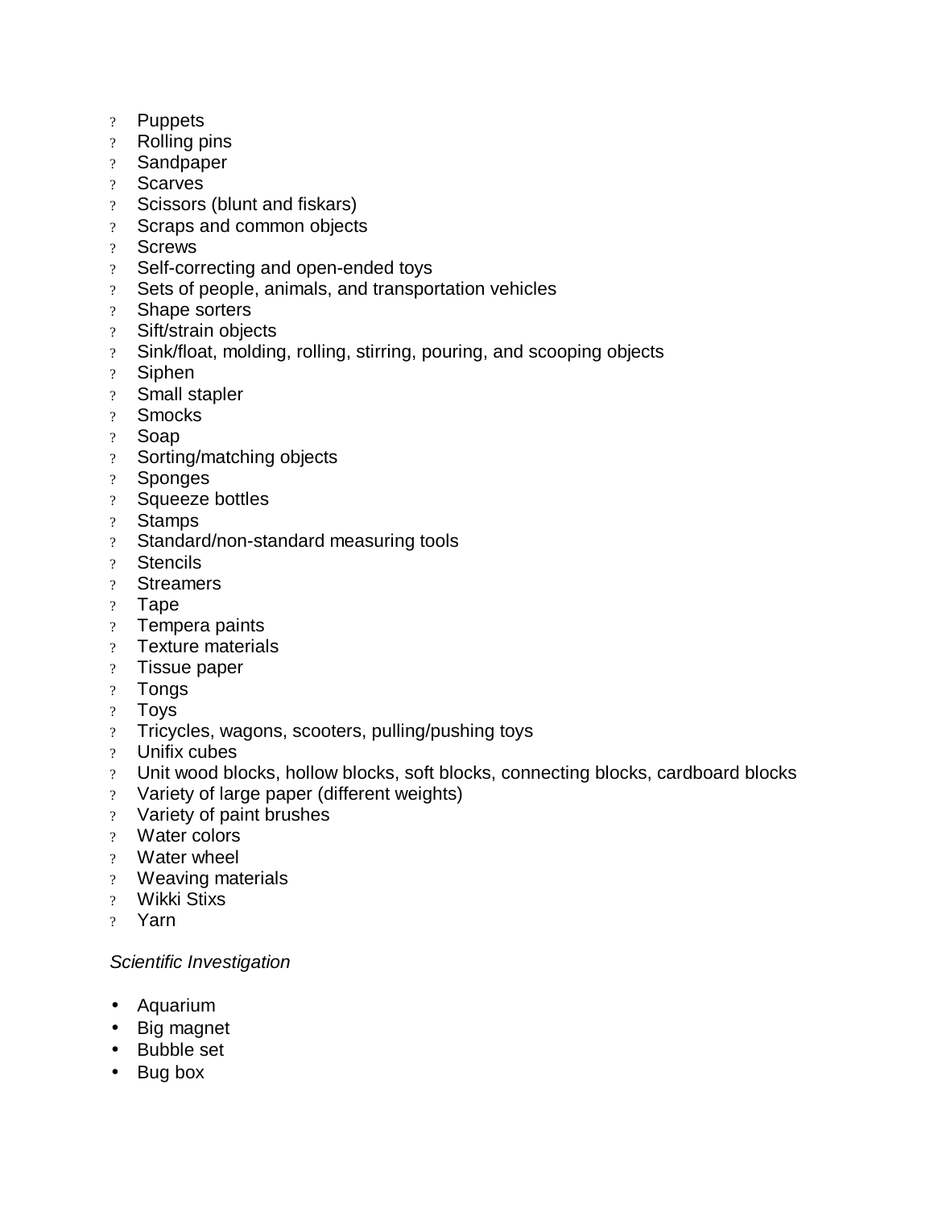- Puppets
- Rolling pins
- Sandpaper
- Scarves
- Scissors (blunt and fiskars)
- Scraps and common objects
- Screws
- Self-correcting and open-ended toys
- Sets of people, animals, and transportation vehicles
- Shape sorters
- Sift/strain objects
- Sink/float, molding, rolling, stirring, pouring, and scooping objects
- Siphen
- Small stapler
- Smocks
- Soap
- Sorting/matching objects
- Sponges
- Squeeze bottles
- Stamps
- Standard/non-standard measuring tools
- Stencils
- Streamers
- Tape
- Tempera paints
- Texture materials
- Tissue paper
- Tongs
- Toys
- Tricycles, wagons, scooters, pulling/pushing toys
- Unifix cubes
- Unit wood blocks, hollow blocks, soft blocks, connecting blocks, cardboard blocks
- Variety of large paper (different weights)
- Variety of paint brushes
- Water colors
- Water wheel
- Weaving materials
- Wikki Stixs
- Yarn

*Scientific Investigation*

- Aquarium
- Big magnet
- Bubble set
- Bug box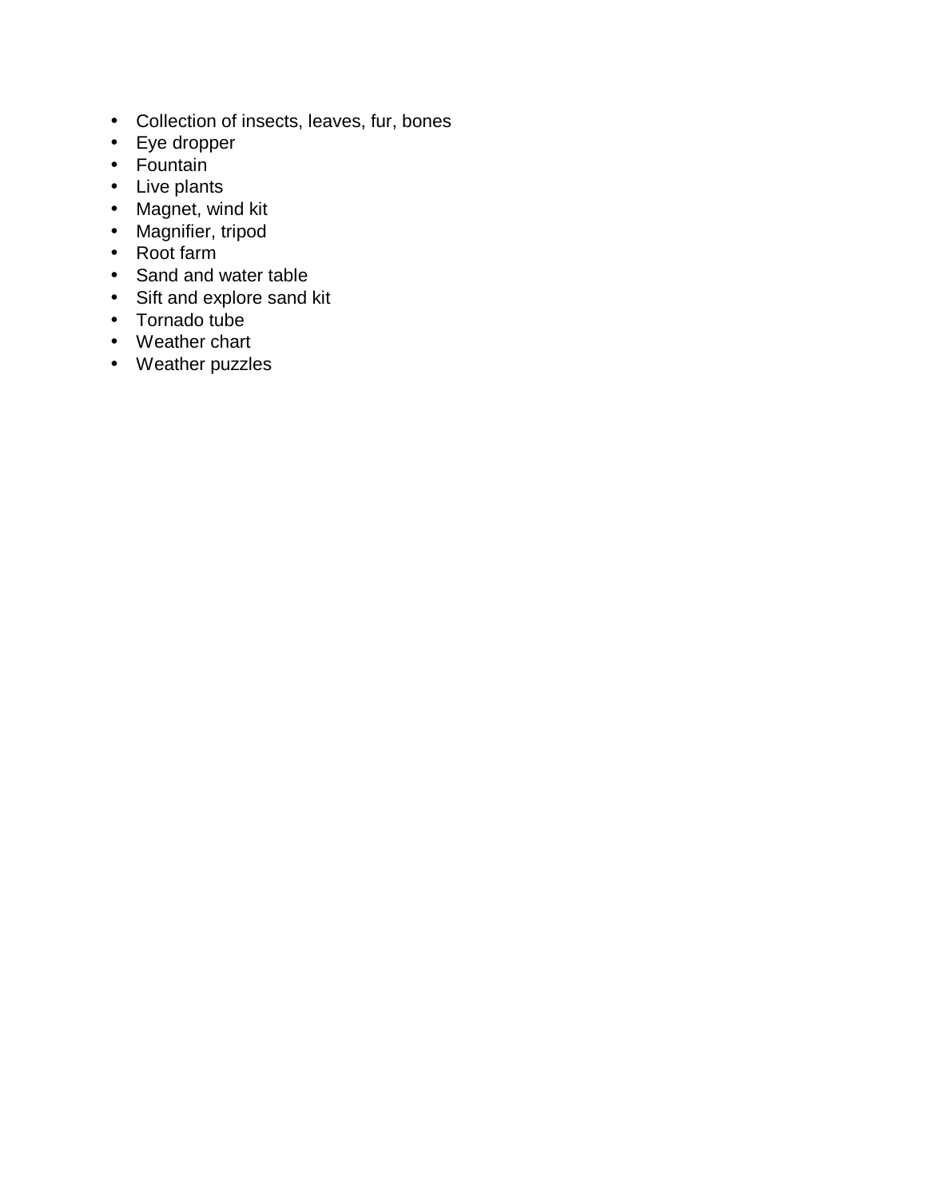- Collection of insects, leaves, fur, bones
- Eye dropper
- Fountain
- Live plants
- Magnet, wind kit
- Magnifier, tripod
- Root farm
- Sand and water table
- Sift and explore sand kit
- Tornado tube
- Weather chart
- Weather puzzles